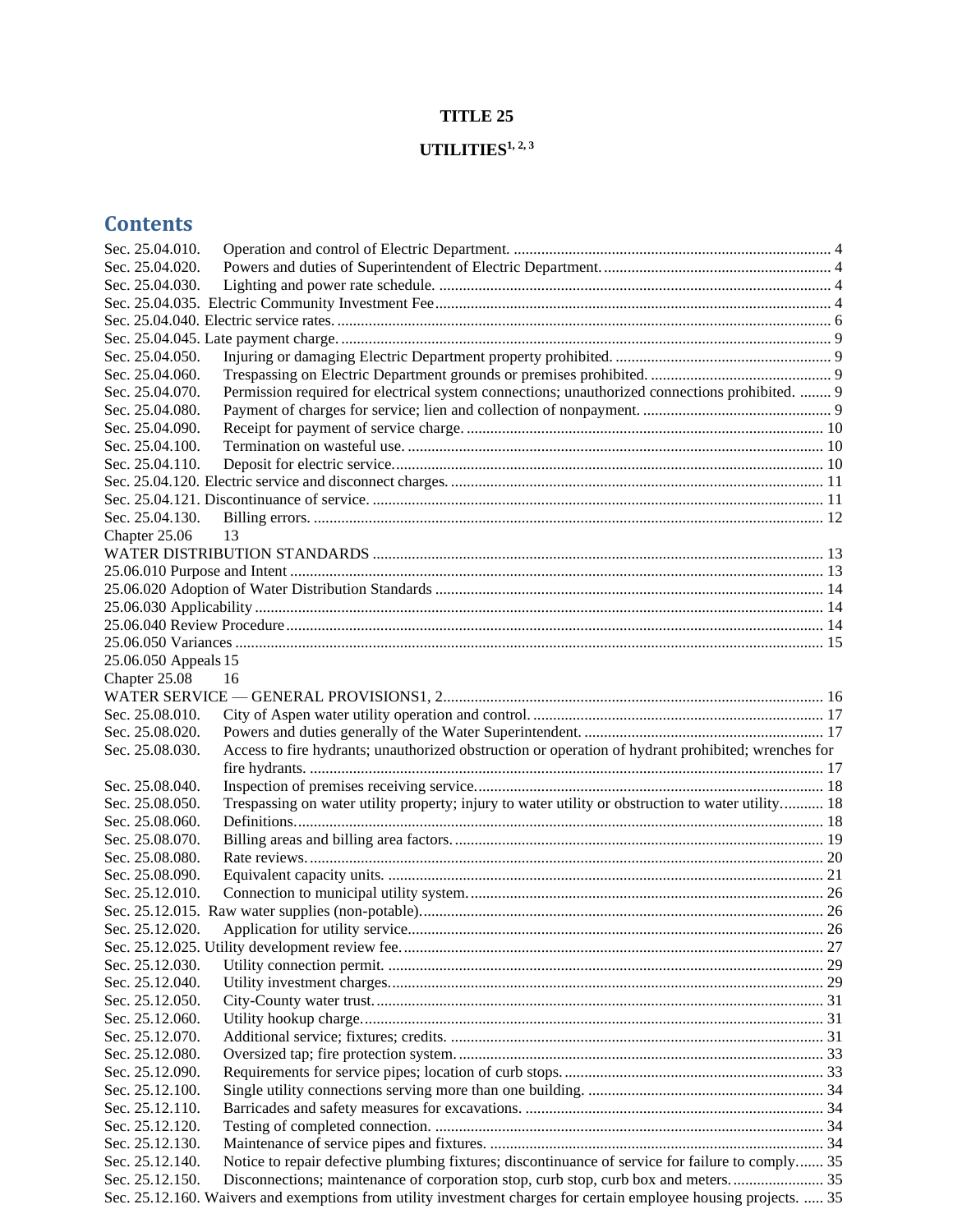# TITLE 25

# UTILITIES[1, 2, 3]

## Contents

Sec. 25.04.010. Operation and control of Electric Department. ........ 4
Sec. 25.04.020. Powers and duties of Superintendent of Electric Department. ........ 4
Sec. 25.04.030. Lighting and power rate schedule. ........ 4
Sec. 25.04.035. Electric Community Investment Fee ........ 4
Sec. 25.04.040. Electric service rates. ........ 6
Sec. 25.04.045. Late payment charge. ........ 9
Sec. 25.04.050. Injuring or damaging Electric Department property prohibited. ........ 9
Sec. 25.04.060. Trespassing on Electric Department grounds or premises prohibited. ........ 9
Sec. 25.04.070. Permission required for electrical system connections; unauthorized connections prohibited. ........ 9
Sec. 25.04.080. Payment of charges for service; lien and collection of nonpayment. ........ 9
Sec. 25.04.090. Receipt for payment of service charge. ........ 10
Sec. 25.04.100. Termination on wasteful use. ........ 10
Sec. 25.04.110. Deposit for electric service. ........ 10
Sec. 25.04.120. Electric service and disconnect charges. ........ 11
Sec. 25.04.121. Discontinuance of service. ........ 11
Sec. 25.04.130. Billing errors. ........ 12
Chapter 25.06 13
WATER DISTRIBUTION STANDARDS ........ 13
25.06.010 Purpose and Intent ........ 13
25.06.020 Adoption of Water Distribution Standards ........ 14
25.06.030 Applicability ........ 14
25.06.040 Review Procedure ........ 14
25.06.050 Variances ........ 15
25.06.050 Appeals 15
Chapter 25.08 16
WATER SERVICE — GENERAL PROVISIONS1, 2 ........ 16
Sec. 25.08.010. City of Aspen water utility operation and control. ........ 17
Sec. 25.08.020. Powers and duties generally of the Water Superintendent. ........ 17
Sec. 25.08.030. Access to fire hydrants; unauthorized obstruction or operation of hydrant prohibited; wrenches for fire hydrants. ........ 17
Sec. 25.08.040. Inspection of premises receiving service. ........ 18
Sec. 25.08.050. Trespassing on water utility property; injury to water utility or obstruction to water utility. ........ 18
Sec. 25.08.060. Definitions. ........ 18
Sec. 25.08.070. Billing areas and billing area factors. ........ 19
Sec. 25.08.080. Rate reviews. ........ 20
Sec. 25.08.090. Equivalent capacity units. ........ 21
Sec. 25.12.010. Connection to municipal utility system. ........ 26
Sec. 25.12.015. Raw water supplies (non-potable). ........ 26
Sec. 25.12.020. Application for utility service. ........ 26
Sec. 25.12.025. Utility development review fee. ........ 27
Sec. 25.12.030. Utility connection permit. ........ 29
Sec. 25.12.040. Utility investment charges. ........ 29
Sec. 25.12.050. City-County water trust. ........ 31
Sec. 25.12.060. Utility hookup charge. ........ 31
Sec. 25.12.070. Additional service; fixtures; credits. ........ 31
Sec. 25.12.080. Oversized tap; fire protection system. ........ 33
Sec. 25.12.090. Requirements for service pipes; location of curb stops. ........ 33
Sec. 25.12.100. Single utility connections serving more than one building. ........ 34
Sec. 25.12.110. Barricades and safety measures for excavations. ........ 34
Sec. 25.12.120. Testing of completed connection. ........ 34
Sec. 25.12.130. Maintenance of service pipes and fixtures. ........ 34
Sec. 25.12.140. Notice to repair defective plumbing fixtures; discontinuance of service for failure to comply. ........ 35
Sec. 25.12.150. Disconnections; maintenance of corporation stop, curb stop, curb box and meters. ........ 35
Sec. 25.12.160. Waivers and exemptions from utility investment charges for certain employee housing projects. ........ 35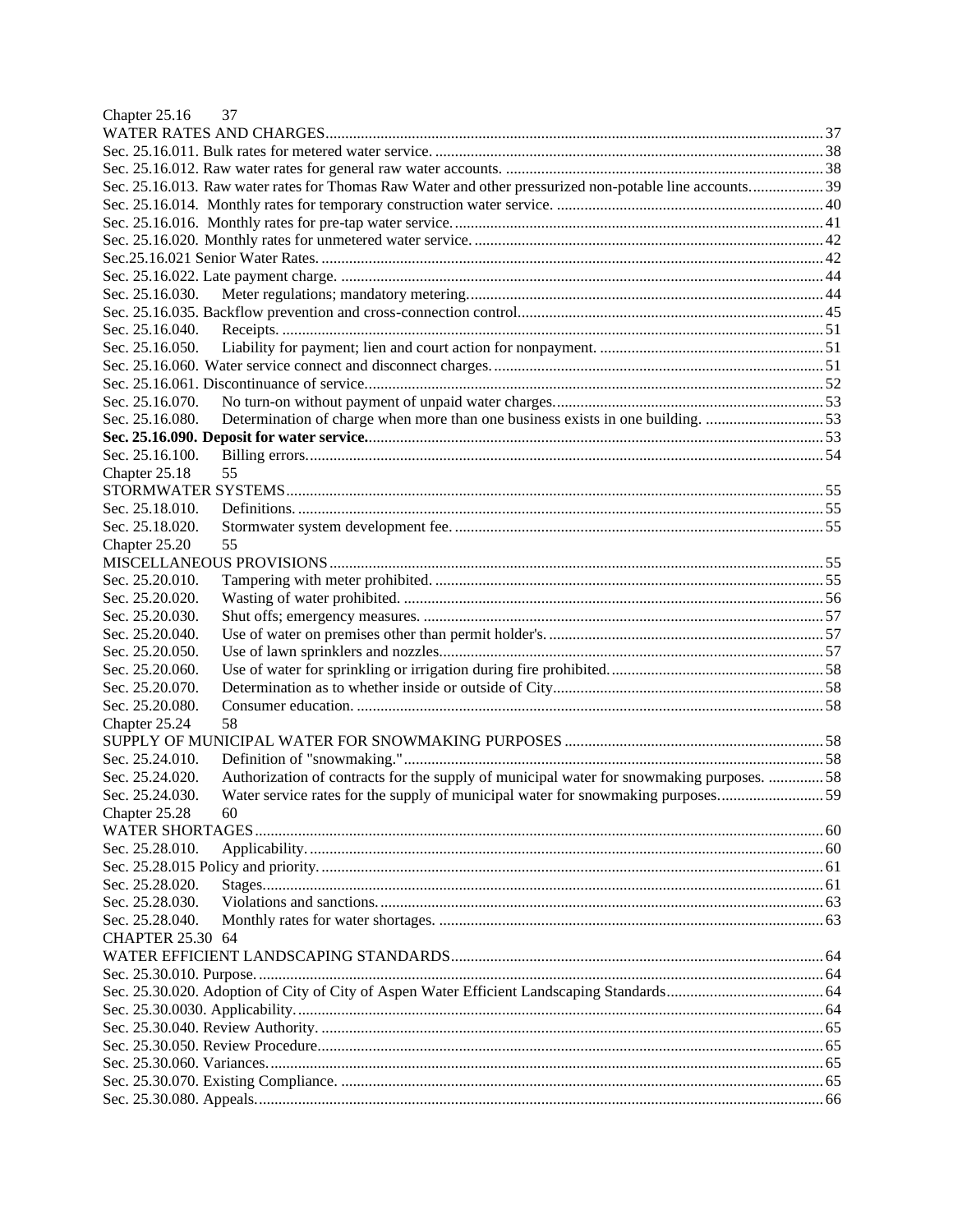Chapter 25.16 37

WATER RATES AND CHARGES ..... 37

Sec. 25.16.011. Bulk rates for metered water service. ..... 38

Sec. 25.16.012. Raw water rates for general raw water accounts. ..... 38

Sec. 25.16.013. Raw water rates for Thomas Raw Water and other pressurized non-potable line accounts. ..... 39

Sec. 25.16.014. Monthly rates for temporary construction water service. ..... 40

Sec. 25.16.016. Monthly rates for pre-tap water service. ..... 41

Sec. 25.16.020. Monthly rates for unmetered water service. ..... 42

Sec.25.16.021 Senior Water Rates. ..... 42

Sec. 25.16.022. Late payment charge. ..... 44

Sec. 25.16.030. Meter regulations; mandatory metering. ..... 44

Sec. 25.16.035. Backflow prevention and cross-connection control ..... 45

Sec. 25.16.040. Receipts. ..... 51

Sec. 25.16.050. Liability for payment; lien and court action for nonpayment. ..... 51

Sec. 25.16.060. Water service connect and disconnect charges. ..... 51

Sec. 25.16.061. Discontinuance of service. ..... 52

Sec. 25.16.070. No turn-on without payment of unpaid water charges. ..... 53

Sec. 25.16.080. Determination of charge when more than one business exists in one building. ..... 53

**Sec. 25.16.090. Deposit for water service. ..... 53**

Sec. 25.16.100. Billing errors. ..... 54

Chapter 25.18 55

STORMWATER SYSTEMS ..... 55

Sec. 25.18.010. Definitions. ..... 55

Sec. 25.18.020. Stormwater system development fee. ..... 55

Chapter 25.20 55

MISCELLANEOUS PROVISIONS ..... 55

Sec. 25.20.010. Tampering with meter prohibited. ..... 55

Sec. 25.20.020. Wasting of water prohibited. ..... 56

Sec. 25.20.030. Shut offs; emergency measures. ..... 57

Sec. 25.20.040. Use of water on premises other than permit holder's. ..... 57

Sec. 25.20.050. Use of lawn sprinklers and nozzles. ..... 57

Sec. 25.20.060. Use of water for sprinkling or irrigation during fire prohibited. ..... 58

Sec. 25.20.070. Determination as to whether inside or outside of City ..... 58

Sec. 25.20.080. Consumer education. ..... 58

Chapter 25.24 58

SUPPLY OF MUNICIPAL WATER FOR SNOWMAKING PURPOSES ..... 58

Sec. 25.24.010. Definition of "snowmaking." ..... 58

Sec. 25.24.020. Authorization of contracts for the supply of municipal water for snowmaking purposes. ..... 58

Sec. 25.24.030. Water service rates for the supply of municipal water for snowmaking purposes. ..... 59

Chapter 25.28 60

WATER SHORTAGES ..... 60

Sec. 25.28.010. Applicability. ..... 60

Sec. 25.28.015 Policy and priority. ..... 61

Sec. 25.28.020. Stages. ..... 61

Sec. 25.28.030. Violations and sanctions. ..... 63

Sec. 25.28.040. Monthly rates for water shortages. ..... 63

CHAPTER 25.30 64

WATER EFFICIENT LANDSCAPING STANDARDS ..... 64

Sec. 25.30.010. Purpose. ..... 64

Sec. 25.30.020. Adoption of City of City of Aspen Water Efficient Landscaping Standards ..... 64

Sec. 25.30.0030. Applicability. ..... 64

Sec. 25.30.040. Review Authority. ..... 65

Sec. 25.30.050. Review Procedure ..... 65

Sec. 25.30.060. Variances. ..... 65

Sec. 25.30.070. Existing Compliance. ..... 65

Sec. 25.30.080. Appeals. ..... 66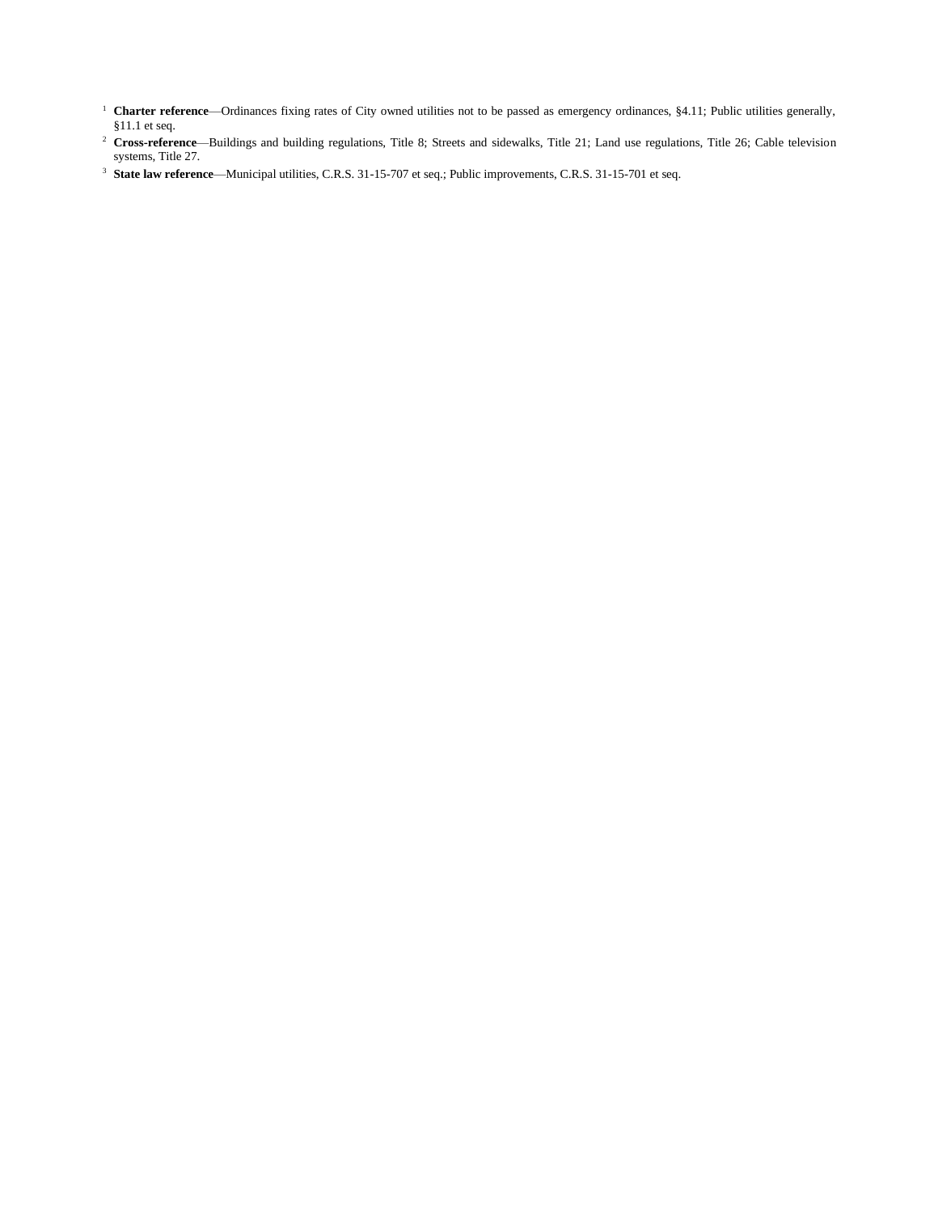[1] **Charter reference**—Ordinances fixing rates of City owned utilities not to be passed as emergency ordinances, §4.11; Public utilities generally, §11.1 et seq.

[2] **Cross-reference**—Buildings and building regulations, Title 8; Streets and sidewalks, Title 21; Land use regulations, Title 26; Cable television systems, Title 27.

[3] **State law reference**—Municipal utilities, C.R.S. 31-15-707 et seq.; Public improvements, C.R.S. 31-15-701 et seq.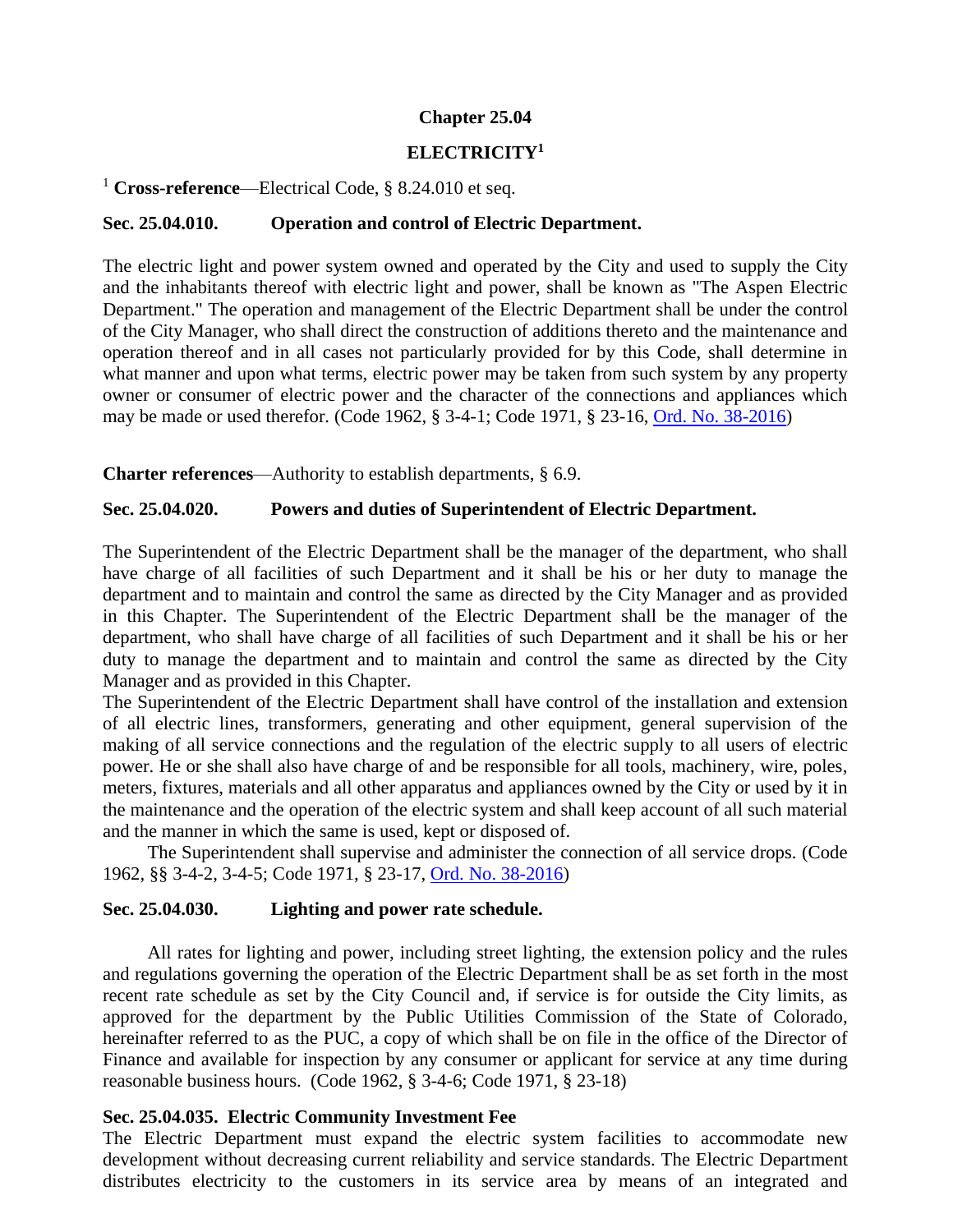# Chapter 25.04

## ELECTRICITY[1]

[1] **Cross-reference**—Electrical Code, § 8.24.010 et seq.

### Sec. 25.04.010. Operation and control of Electric Department.

The electric light and power system owned and operated by the City and used to supply the City and the inhabitants thereof with electric light and power, shall be known as "The Aspen Electric Department." The operation and management of the Electric Department shall be under the control of the City Manager, who shall direct the construction of additions thereto and the maintenance and operation thereof and in all cases not particularly provided for by this Code, shall determine in what manner and upon what terms, electric power may be taken from such system by any property owner or consumer of electric power and the character of the connections and appliances which may be made or used therefor. (Code 1962, § 3-4-1; Code 1971, § 23-16, Ord. No. 38-2016)

**Charter references**—Authority to establish departments, § 6.9.

### Sec. 25.04.020. Powers and duties of Superintendent of Electric Department.

The Superintendent of the Electric Department shall be the manager of the department, who shall have charge of all facilities of such Department and it shall be his or her duty to manage the department and to maintain and control the same as directed by the City Manager and as provided in this Chapter. The Superintendent of the Electric Department shall be the manager of the department, who shall have charge of all facilities of such Department and it shall be his or her duty to manage the department and to maintain and control the same as directed by the City Manager and as provided in this Chapter.

The Superintendent of the Electric Department shall have control of the installation and extension of all electric lines, transformers, generating and other equipment, general supervision of the making of all service connections and the regulation of the electric supply to all users of electric power. He or she shall also have charge of and be responsible for all tools, machinery, wire, poles, meters, fixtures, materials and all other apparatus and appliances owned by the City or used by it in the maintenance and the operation of the electric system and shall keep account of all such material and the manner in which the same is used, kept or disposed of.

The Superintendent shall supervise and administer the connection of all service drops. (Code 1962, §§ 3-4-2, 3-4-5; Code 1971, § 23-17, Ord. No. 38-2016)

### Sec. 25.04.030. Lighting and power rate schedule.

All rates for lighting and power, including street lighting, the extension policy and the rules and regulations governing the operation of the Electric Department shall be as set forth in the most recent rate schedule as set by the City Council and, if service is for outside the City limits, as approved for the department by the Public Utilities Commission of the State of Colorado, hereinafter referred to as the PUC, a copy of which shall be on file in the office of the Director of Finance and available for inspection by any consumer or applicant for service at any time during reasonable business hours. (Code 1962, § 3-4-6; Code 1971, § 23-18)

### Sec. 25.04.035. Electric Community Investment Fee

The Electric Department must expand the electric system facilities to accommodate new development without decreasing current reliability and service standards. The Electric Department distributes electricity to the customers in its service area by means of an integrated and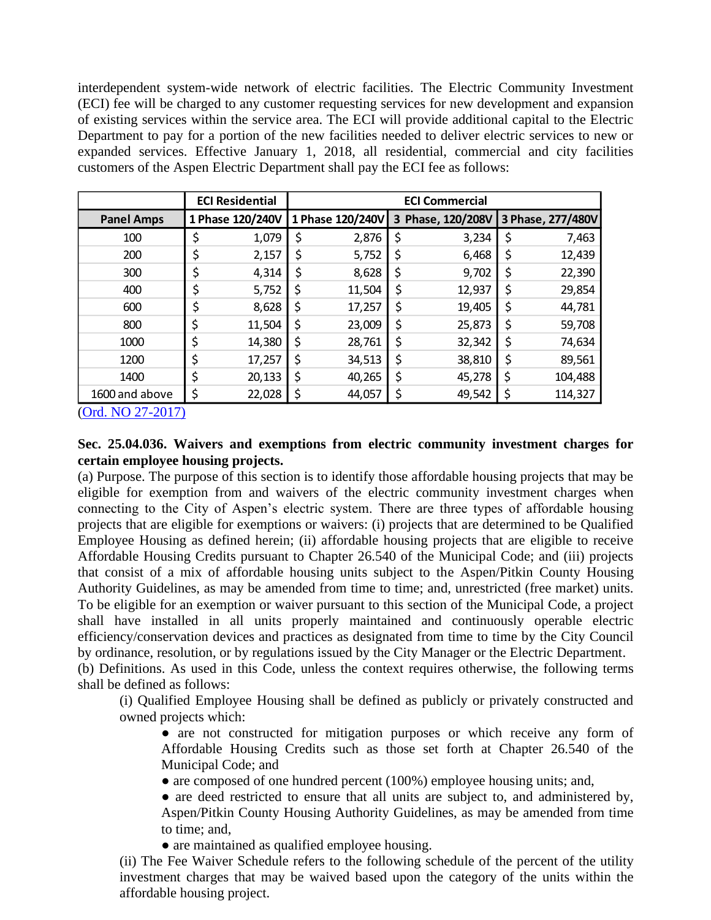interdependent system-wide network of electric facilities. The Electric Community Investment (ECI) fee will be charged to any customer requesting services for new development and expansion of existing services within the service area. The ECI will provide additional capital to the Electric Department to pay for a portion of the new facilities needed to deliver electric services to new or expanded services. Effective January 1, 2018, all residential, commercial and city facilities customers of the Aspen Electric Department shall pay the ECI fee as follows:

| | ECI Residential | ECI Commercial | | |
|---|---|---|---|---|
| Panel Amps | 1 Phase 120/240V | 1 Phase 120/240V | 3 Phase, 120/208V | 3 Phase, 277/480V |
| 100 | $ 1,079 | $ 2,876 | $ 3,234 | $ 7,463 |
| 200 | $ 2,157 | $ 5,752 | $ 6,468 | $ 12,439 |
| 300 | $ 4,314 | $ 8,628 | $ 9,702 | $ 22,390 |
| 400 | $ 5,752 | $ 11,504 | $ 12,937 | $ 29,854 |
| 600 | $ 8,628 | $ 17,257 | $ 19,405 | $ 44,781 |
| 800 | $ 11,504 | $ 23,009 | $ 25,873 | $ 59,708 |
| 1000 | $ 14,380 | $ 28,761 | $ 32,342 | $ 74,634 |
| 1200 | $ 17,257 | $ 34,513 | $ 38,810 | $ 89,561 |
| 1400 | $ 20,133 | $ 40,265 | $ 45,278 | $ 104,488 |
| 1600 and above | $ 22,028 | $ 44,057 | $ 49,542 | $ 114,327 |

(Ord. NO 27-2017)

**Sec. 25.04.036. Waivers and exemptions from electric community investment charges for certain employee housing projects.**

(a) Purpose. The purpose of this section is to identify those affordable housing projects that may be eligible for exemption from and waivers of the electric community investment charges when connecting to the City of Aspen's electric system. There are three types of affordable housing projects that are eligible for exemptions or waivers: (i) projects that are determined to be Qualified Employee Housing as defined herein; (ii) affordable housing projects that are eligible to receive Affordable Housing Credits pursuant to Chapter 26.540 of the Municipal Code; and (iii) projects that consist of a mix of affordable housing units subject to the Aspen/Pitkin County Housing Authority Guidelines, as may be amended from time to time; and, unrestricted (free market) units. To be eligible for an exemption or waiver pursuant to this section of the Municipal Code, a project shall have installed in all units properly maintained and continuously operable electric efficiency/conservation devices and practices as designated from time to time by the City Council by ordinance, resolution, or by regulations issued by the City Manager or the Electric Department.

(b) Definitions. As used in this Code, unless the context requires otherwise, the following terms shall be defined as follows:

(i) Qualified Employee Housing shall be defined as publicly or privately constructed and owned projects which:

- are not constructed for mitigation purposes or which receive any form of Affordable Housing Credits such as those set forth at Chapter 26.540 of the Municipal Code; and
- are composed of one hundred percent (100%) employee housing units; and,
- are deed restricted to ensure that all units are subject to, and administered by, Aspen/Pitkin County Housing Authority Guidelines, as may be amended from time to time; and,
- are maintained as qualified employee housing.

(ii) The Fee Waiver Schedule refers to the following schedule of the percent of the utility investment charges that may be waived based upon the category of the units within the affordable housing project.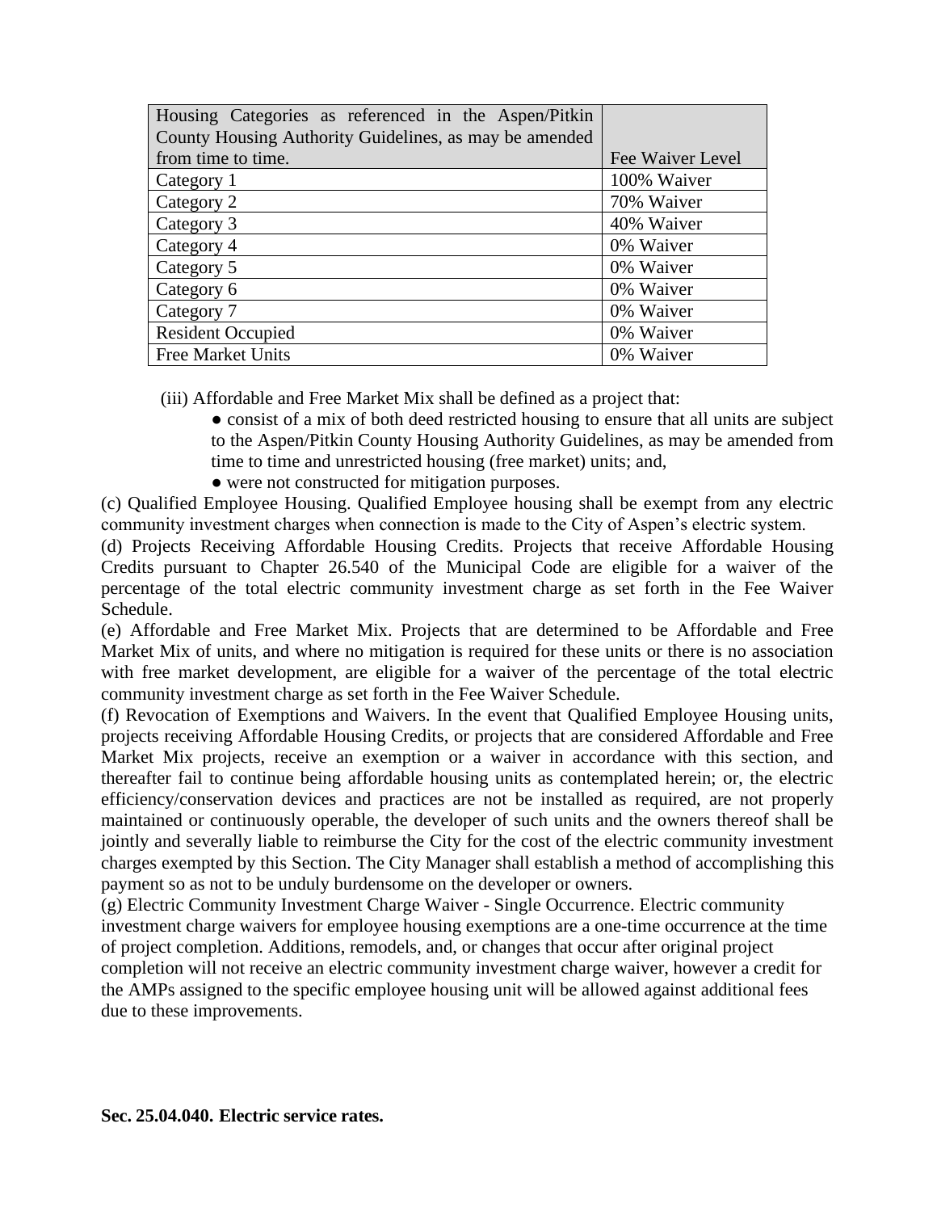| Housing Categories as referenced in the Aspen/Pitkin County Housing Authority Guidelines, as may be amended from time to time. | Fee Waiver Level |
| --- | --- |
| Category 1 | 100% Waiver |
| Category 2 | 70% Waiver |
| Category 3 | 40% Waiver |
| Category 4 | 0% Waiver |
| Category 5 | 0% Waiver |
| Category 6 | 0% Waiver |
| Category 7 | 0% Waiver |
| Resident Occupied | 0% Waiver |
| Free Market Units | 0% Waiver |

(iii) Affordable and Free Market Mix shall be defined as a project that:

- consist of a mix of both deed restricted housing to ensure that all units are subject to the Aspen/Pitkin County Housing Authority Guidelines, as may be amended from time to time and unrestricted housing (free market) units; and,
- were not constructed for mitigation purposes.

(c) Qualified Employee Housing. Qualified Employee housing shall be exempt from any electric community investment charges when connection is made to the City of Aspen's electric system.

(d) Projects Receiving Affordable Housing Credits. Projects that receive Affordable Housing Credits pursuant to Chapter 26.540 of the Municipal Code are eligible for a waiver of the percentage of the total electric community investment charge as set forth in the Fee Waiver Schedule.

(e) Affordable and Free Market Mix. Projects that are determined to be Affordable and Free Market Mix of units, and where no mitigation is required for these units or there is no association with free market development, are eligible for a waiver of the percentage of the total electric community investment charge as set forth in the Fee Waiver Schedule.

(f) Revocation of Exemptions and Waivers. In the event that Qualified Employee Housing units, projects receiving Affordable Housing Credits, or projects that are considered Affordable and Free Market Mix projects, receive an exemption or a waiver in accordance with this section, and thereafter fail to continue being affordable housing units as contemplated herein; or, the electric efficiency/conservation devices and practices are not be installed as required, are not properly maintained or continuously operable, the developer of such units and the owners thereof shall be jointly and severally liable to reimburse the City for the cost of the electric community investment charges exempted by this Section. The City Manager shall establish a method of accomplishing this payment so as not to be unduly burdensome on the developer or owners.

(g) Electric Community Investment Charge Waiver - Single Occurrence. Electric community investment charge waivers for employee housing exemptions are a one-time occurrence at the time of project completion. Additions, remodels, and, or changes that occur after original project completion will not receive an electric community investment charge waiver, however a credit for the AMPs assigned to the specific employee housing unit will be allowed against additional fees due to these improvements.

**Sec. 25.04.040. Electric service rates.**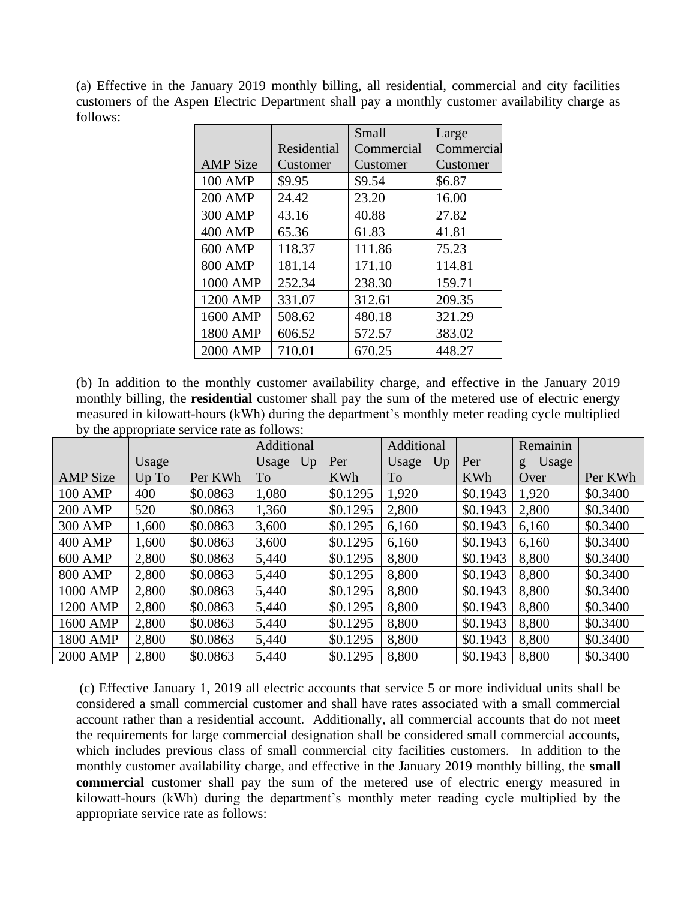(a) Effective in the January 2019 monthly billing, all residential, commercial and city facilities customers of the Aspen Electric Department shall pay a monthly customer availability charge as follows:

| AMP Size | Residential Customer | Small Commercial Customer | Large Commercial Customer |
|---|---|---|---|
| 100 AMP | $9.95 | $9.54 | $6.87 |
| 200 AMP | 24.42 | 23.20 | 16.00 |
| 300 AMP | 43.16 | 40.88 | 27.82 |
| 400 AMP | 65.36 | 61.83 | 41.81 |
| 600 AMP | 118.37 | 111.86 | 75.23 |
| 800 AMP | 181.14 | 171.10 | 114.81 |
| 1000 AMP | 252.34 | 238.30 | 159.71 |
| 1200 AMP | 331.07 | 312.61 | 209.35 |
| 1600 AMP | 508.62 | 480.18 | 321.29 |
| 1800 AMP | 606.52 | 572.57 | 383.02 |
| 2000 AMP | 710.01 | 670.25 | 448.27 |

(b) In addition to the monthly customer availability charge, and effective in the January 2019 monthly billing, the **residential** customer shall pay the sum of the metered use of electric energy measured in kilowatt-hours (kWh) during the department's monthly meter reading cycle multiplied by the appropriate service rate as follows:

| AMP Size | Usage Up To | Per KWh | Additional Usage Up To | Per KWh | Additional Usage Up To | Per KWh | Remaining Usage Over | Per KWh |
|---|---|---|---|---|---|---|---|---|
| 100 AMP | 400 | $0.0863 | 1,080 | $0.1295 | 1,920 | $0.1943 | 1,920 | $0.3400 |
| 200 AMP | 520 | $0.0863 | 1,360 | $0.1295 | 2,800 | $0.1943 | 2,800 | $0.3400 |
| 300 AMP | 1,600 | $0.0863 | 3,600 | $0.1295 | 6,160 | $0.1943 | 6,160 | $0.3400 |
| 400 AMP | 1,600 | $0.0863 | 3,600 | $0.1295 | 6,160 | $0.1943 | 6,160 | $0.3400 |
| 600 AMP | 2,800 | $0.0863 | 5,440 | $0.1295 | 8,800 | $0.1943 | 8,800 | $0.3400 |
| 800 AMP | 2,800 | $0.0863 | 5,440 | $0.1295 | 8,800 | $0.1943 | 8,800 | $0.3400 |
| 1000 AMP | 2,800 | $0.0863 | 5,440 | $0.1295 | 8,800 | $0.1943 | 8,800 | $0.3400 |
| 1200 AMP | 2,800 | $0.0863 | 5,440 | $0.1295 | 8,800 | $0.1943 | 8,800 | $0.3400 |
| 1600 AMP | 2,800 | $0.0863 | 5,440 | $0.1295 | 8,800 | $0.1943 | 8,800 | $0.3400 |
| 1800 AMP | 2,800 | $0.0863 | 5,440 | $0.1295 | 8,800 | $0.1943 | 8,800 | $0.3400 |
| 2000 AMP | 2,800 | $0.0863 | 5,440 | $0.1295 | 8,800 | $0.1943 | 8,800 | $0.3400 |

(c) Effective January 1, 2019 all electric accounts that service 5 or more individual units shall be considered a small commercial customer and shall have rates associated with a small commercial account rather than a residential account. Additionally, all commercial accounts that do not meet the requirements for large commercial designation shall be considered small commercial accounts, which includes previous class of small commercial city facilities customers. In addition to the monthly customer availability charge, and effective in the January 2019 monthly billing, the **small commercial** customer shall pay the sum of the metered use of electric energy measured in kilowatt-hours (kWh) during the department's monthly meter reading cycle multiplied by the appropriate service rate as follows: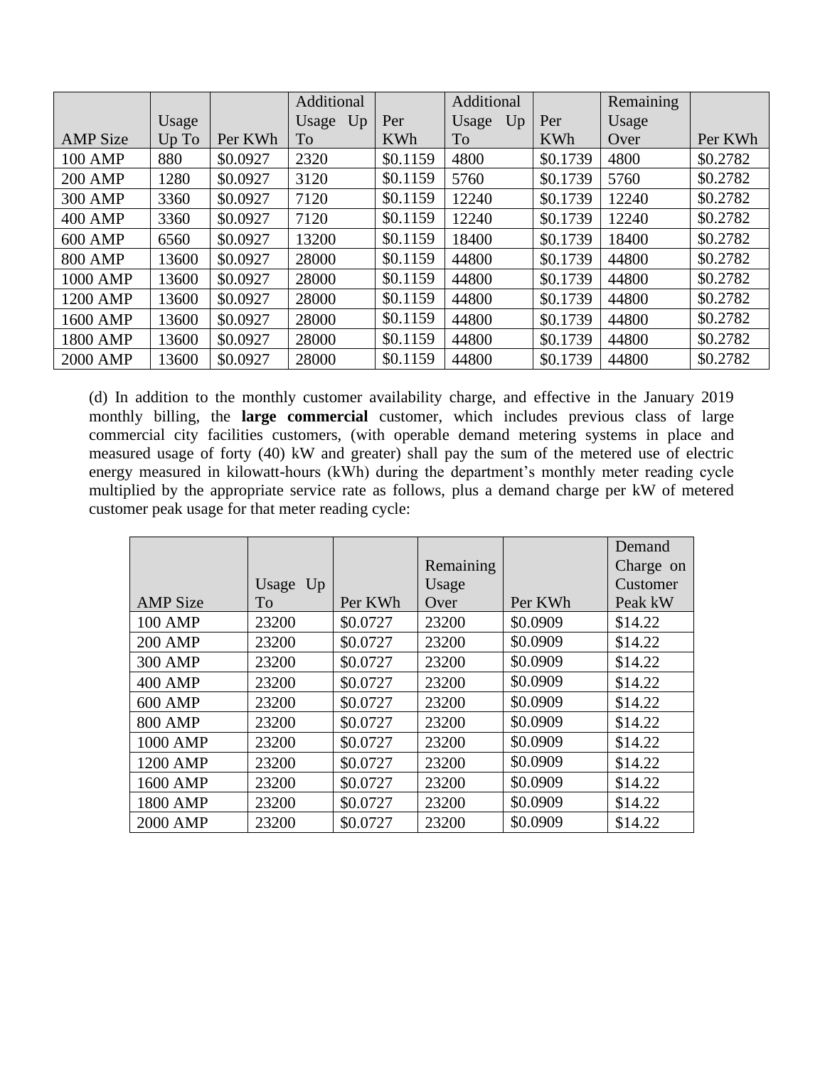| AMP Size | Usage Up To | Per KWh | Additional Usage Up To | Per KWh | Additional Usage Up To | Per KWh | Remaining Usage Over | Per KWh |
|---|---|---|---|---|---|---|---|---|
| 100 AMP | 880 | $0.0927 | 2320 | $0.1159 | 4800 | $0.1739 | 4800 | $0.2782 |
| 200 AMP | 1280 | $0.0927 | 3120 | $0.1159 | 5760 | $0.1739 | 5760 | $0.2782 |
| 300 AMP | 3360 | $0.0927 | 7120 | $0.1159 | 12240 | $0.1739 | 12240 | $0.2782 |
| 400 AMP | 3360 | $0.0927 | 7120 | $0.1159 | 12240 | $0.1739 | 12240 | $0.2782 |
| 600 AMP | 6560 | $0.0927 | 13200 | $0.1159 | 18400 | $0.1739 | 18400 | $0.2782 |
| 800 AMP | 13600 | $0.0927 | 28000 | $0.1159 | 44800 | $0.1739 | 44800 | $0.2782 |
| 1000 AMP | 13600 | $0.0927 | 28000 | $0.1159 | 44800 | $0.1739 | 44800 | $0.2782 |
| 1200 AMP | 13600 | $0.0927 | 28000 | $0.1159 | 44800 | $0.1739 | 44800 | $0.2782 |
| 1600 AMP | 13600 | $0.0927 | 28000 | $0.1159 | 44800 | $0.1739 | 44800 | $0.2782 |
| 1800 AMP | 13600 | $0.0927 | 28000 | $0.1159 | 44800 | $0.1739 | 44800 | $0.2782 |
| 2000 AMP | 13600 | $0.0927 | 28000 | $0.1159 | 44800 | $0.1739 | 44800 | $0.2782 |

(d) In addition to the monthly customer availability charge, and effective in the January 2019 monthly billing, the **large commercial** customer, which includes previous class of large commercial city facilities customers, (with operable demand metering systems in place and measured usage of forty (40) kW and greater) shall pay the sum of the metered use of electric energy measured in kilowatt-hours (kWh) during the department's monthly meter reading cycle multiplied by the appropriate service rate as follows, plus a demand charge per kW of metered customer peak usage for that meter reading cycle:

| AMP Size | Usage Up To | Per KWh | Remaining Usage Over | Per KWh | Demand Charge on Customer Peak kW |
|---|---|---|---|---|---|
| 100 AMP | 23200 | $0.0727 | 23200 | $0.0909 | $14.22 |
| 200 AMP | 23200 | $0.0727 | 23200 | $0.0909 | $14.22 |
| 300 AMP | 23200 | $0.0727 | 23200 | $0.0909 | $14.22 |
| 400 AMP | 23200 | $0.0727 | 23200 | $0.0909 | $14.22 |
| 600 AMP | 23200 | $0.0727 | 23200 | $0.0909 | $14.22 |
| 800 AMP | 23200 | $0.0727 | 23200 | $0.0909 | $14.22 |
| 1000 AMP | 23200 | $0.0727 | 23200 | $0.0909 | $14.22 |
| 1200 AMP | 23200 | $0.0727 | 23200 | $0.0909 | $14.22 |
| 1600 AMP | 23200 | $0.0727 | 23200 | $0.0909 | $14.22 |
| 1800 AMP | 23200 | $0.0727 | 23200 | $0.0909 | $14.22 |
| 2000 AMP | 23200 | $0.0727 | 23200 | $0.0909 | $14.22 |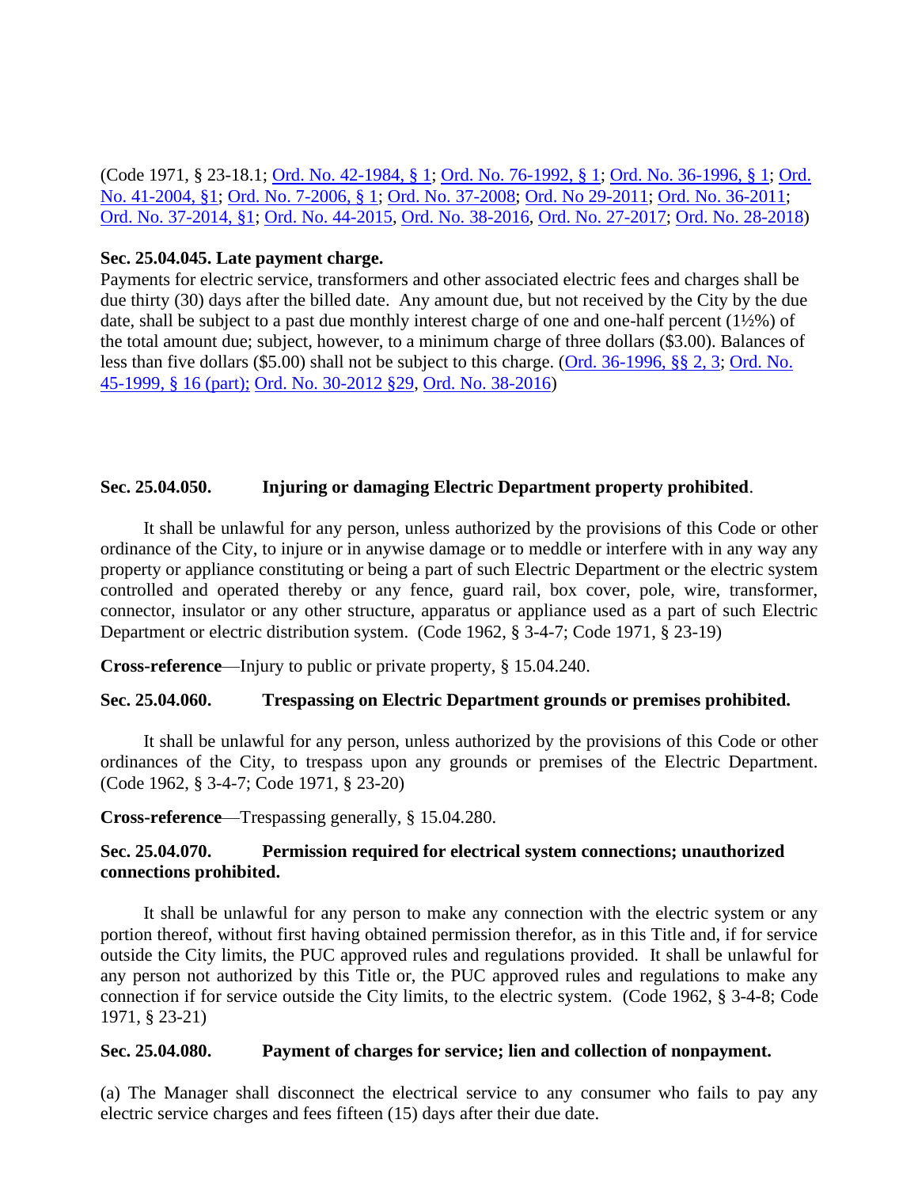(Code 1971, § 23-18.1; Ord. No. 42-1984, § 1; Ord. No. 76-1992, § 1; Ord. No. 36-1996, § 1; Ord. No. 41-2004, §1; Ord. No. 7-2006, § 1; Ord. No. 37-2008; Ord. No 29-2011; Ord. No. 36-2011; Ord. No. 37-2014, §1; Ord. No. 44-2015, Ord. No. 38-2016, Ord. No. 27-2017; Ord. No. 28-2018)

**Sec. 25.04.045. Late payment charge.**

Payments for electric service, transformers and other associated electric fees and charges shall be due thirty (30) days after the billed date. Any amount due, but not received by the City by the due date, shall be subject to a past due monthly interest charge of one and one-half percent (1½%) of the total amount due; subject, however, to a minimum charge of three dollars ($3.00). Balances of less than five dollars ($5.00) shall not be subject to this charge. (Ord. 36-1996, §§ 2, 3; Ord. No. 45-1999, § 16 (part); Ord. No. 30-2012 §29, Ord. No. 38-2016)

**Sec. 25.04.050. Injuring or damaging Electric Department property prohibited.**

It shall be unlawful for any person, unless authorized by the provisions of this Code or other ordinance of the City, to injure or in anywise damage or to meddle or interfere with in any way any property or appliance constituting or being a part of such Electric Department or the electric system controlled and operated thereby or any fence, guard rail, box cover, pole, wire, transformer, connector, insulator or any other structure, apparatus or appliance used as a part of such Electric Department or electric distribution system. (Code 1962, § 3-4-7; Code 1971, § 23-19)

**Cross-reference**—Injury to public or private property, § 15.04.240.

**Sec. 25.04.060. Trespassing on Electric Department grounds or premises prohibited.**

It shall be unlawful for any person, unless authorized by the provisions of this Code or other ordinances of the City, to trespass upon any grounds or premises of the Electric Department. (Code 1962, § 3-4-7; Code 1971, § 23-20)

**Cross-reference**—Trespassing generally, § 15.04.280.

**Sec. 25.04.070. Permission required for electrical system connections; unauthorized connections prohibited.**

It shall be unlawful for any person to make any connection with the electric system or any portion thereof, without first having obtained permission therefor, as in this Title and, if for service outside the City limits, the PUC approved rules and regulations provided. It shall be unlawful for any person not authorized by this Title or, the PUC approved rules and regulations to make any connection if for service outside the City limits, to the electric system. (Code 1962, § 3-4-8; Code 1971, § 23-21)

**Sec. 25.04.080. Payment of charges for service; lien and collection of nonpayment.**

(a) The Manager shall disconnect the electrical service to any consumer who fails to pay any electric service charges and fees fifteen (15) days after their due date.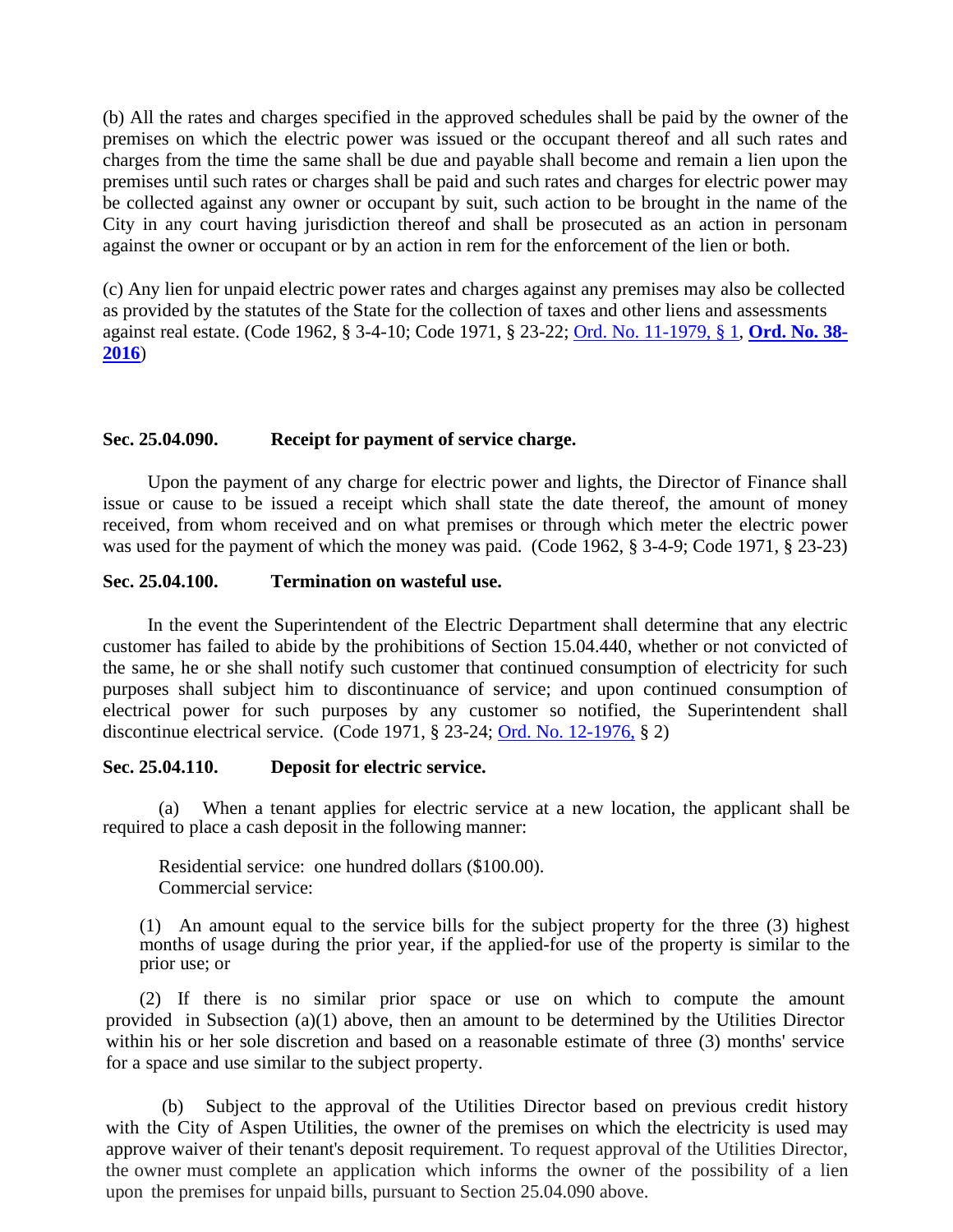(b) All the rates and charges specified in the approved schedules shall be paid by the owner of the premises on which the electric power was issued or the occupant thereof and all such rates and charges from the time the same shall be due and payable shall become and remain a lien upon the premises until such rates or charges shall be paid and such rates and charges for electric power may be collected against any owner or occupant by suit, such action to be brought in the name of the City in any court having jurisdiction thereof and shall be prosecuted as an action in personam against the owner or occupant or by an action in rem for the enforcement of the lien or both.

(c) Any lien for unpaid electric power rates and charges against any premises may also be collected as provided by the statutes of the State for the collection of taxes and other liens and assessments against real estate. (Code 1962, § 3-4-10; Code 1971, § 23-22; Ord. No. 11-1979, § 1, **Ord. No. 38-2016**)

**Sec. 25.04.090. Receipt for payment of service charge.**

Upon the payment of any charge for electric power and lights, the Director of Finance shall issue or cause to be issued a receipt which shall state the date thereof, the amount of money received, from whom received and on what premises or through which meter the electric power was used for the payment of which the money was paid. (Code 1962, § 3-4-9; Code 1971, § 23-23)

**Sec. 25.04.100. Termination on wasteful use.**

In the event the Superintendent of the Electric Department shall determine that any electric customer has failed to abide by the prohibitions of Section 15.04.440, whether or not convicted of the same, he or she shall notify such customer that continued consumption of electricity for such purposes shall subject him to discontinuance of service; and upon continued consumption of electrical power for such purposes by any customer so notified, the Superintendent shall discontinue electrical service. (Code 1971, § 23-24; Ord. No. 12-1976, § 2)

**Sec. 25.04.110. Deposit for electric service.**

(a) When a tenant applies for electric service at a new location, the applicant shall be required to place a cash deposit in the following manner:

Residential service: one hundred dollars ($100.00).
Commercial service:

(1) An amount equal to the service bills for the subject property for the three (3) highest months of usage during the prior year, if the applied-for use of the property is similar to the prior use; or

(2) If there is no similar prior space or use on which to compute the amount provided in Subsection (a)(1) above, then an amount to be determined by the Utilities Director within his or her sole discretion and based on a reasonable estimate of three (3) months' service for a space and use similar to the subject property.

(b) Subject to the approval of the Utilities Director based on previous credit history with the City of Aspen Utilities, the owner of the premises on which the electricity is used may approve waiver of their tenant's deposit requirement. To request approval of the Utilities Director, the owner must complete an application which informs the owner of the possibility of a lien upon the premises for unpaid bills, pursuant to Section 25.04.090 above.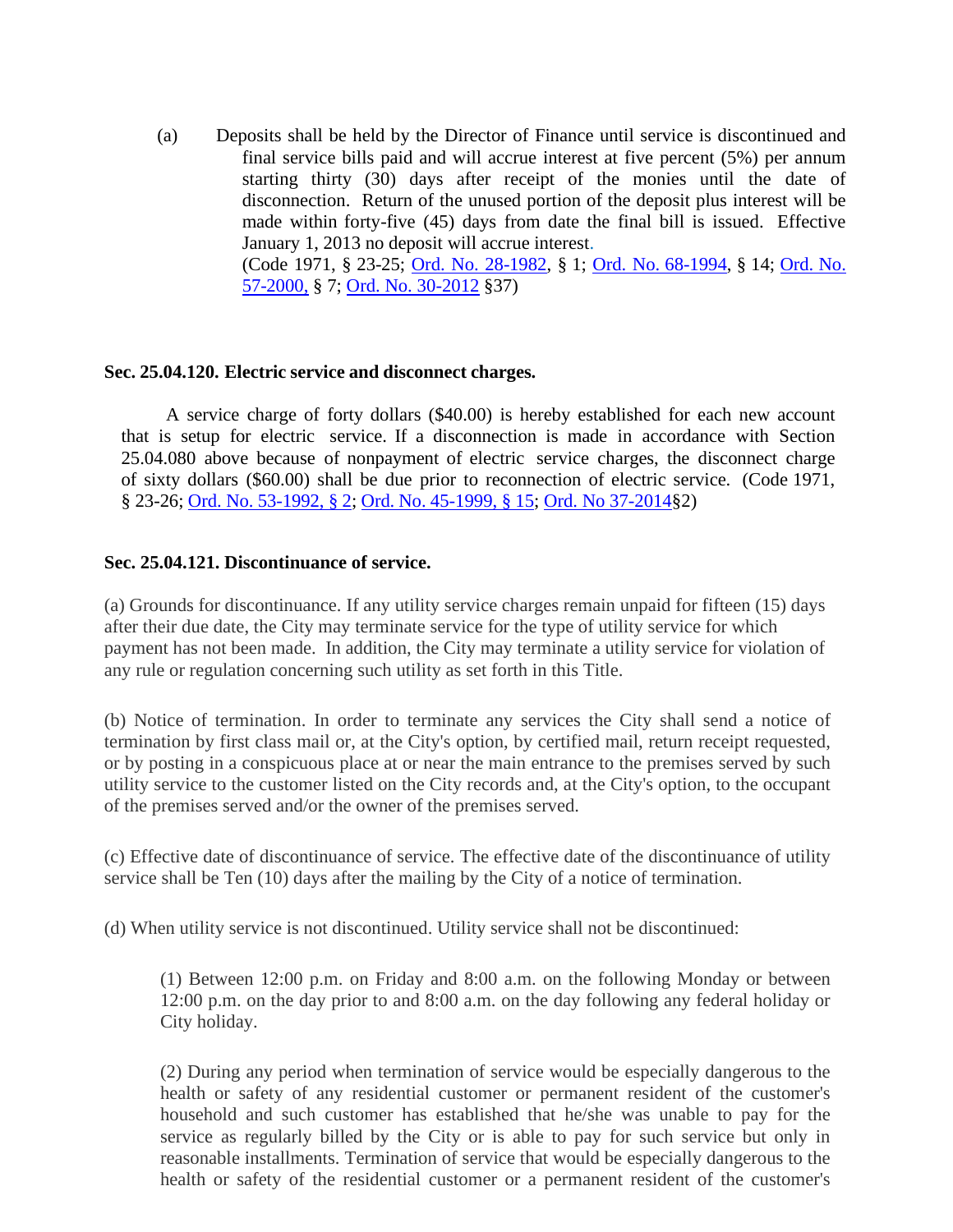(a) Deposits shall be held by the Director of Finance until service is discontinued and final service bills paid and will accrue interest at five percent (5%) per annum starting thirty (30) days after receipt of the monies until the date of disconnection. Return of the unused portion of the deposit plus interest will be made within forty-five (45) days from date the final bill is issued. Effective January 1, 2013 no deposit will accrue interest. (Code 1971, § 23-25; Ord. No. 28-1982, § 1; Ord. No. 68-1994, § 14; Ord. No. 57-2000, § 7; Ord. No. 30-2012 §37)

**Sec. 25.04.120. Electric service and disconnect charges.**

A service charge of forty dollars ($40.00) is hereby established for each new account that is setup for electric service. If a disconnection is made in accordance with Section 25.04.080 above because of nonpayment of electric service charges, the disconnect charge of sixty dollars ($60.00) shall be due prior to reconnection of electric service. (Code 1971, § 23-26; Ord. No. 53-1992, § 2; Ord. No. 45-1999, § 15; Ord. No 37-2014§2)

**Sec. 25.04.121. Discontinuance of service.**

(a) Grounds for discontinuance. If any utility service charges remain unpaid for fifteen (15) days after their due date, the City may terminate service for the type of utility service for which payment has not been made. In addition, the City may terminate a utility service for violation of any rule or regulation concerning such utility as set forth in this Title.

(b) Notice of termination. In order to terminate any services the City shall send a notice of termination by first class mail or, at the City's option, by certified mail, return receipt requested, or by posting in a conspicuous place at or near the main entrance to the premises served by such utility service to the customer listed on the City records and, at the City's option, to the occupant of the premises served and/or the owner of the premises served.

(c) Effective date of discontinuance of service. The effective date of the discontinuance of utility service shall be Ten (10) days after the mailing by the City of a notice of termination.

(d) When utility service is not discontinued. Utility service shall not be discontinued:

(1) Between 12:00 p.m. on Friday and 8:00 a.m. on the following Monday or between 12:00 p.m. on the day prior to and 8:00 a.m. on the day following any federal holiday or City holiday.

(2) During any period when termination of service would be especially dangerous to the health or safety of any residential customer or permanent resident of the customer's household and such customer has established that he/she was unable to pay for the service as regularly billed by the City or is able to pay for such service but only in reasonable installments. Termination of service that would be especially dangerous to the health or safety of the residential customer or a permanent resident of the customer's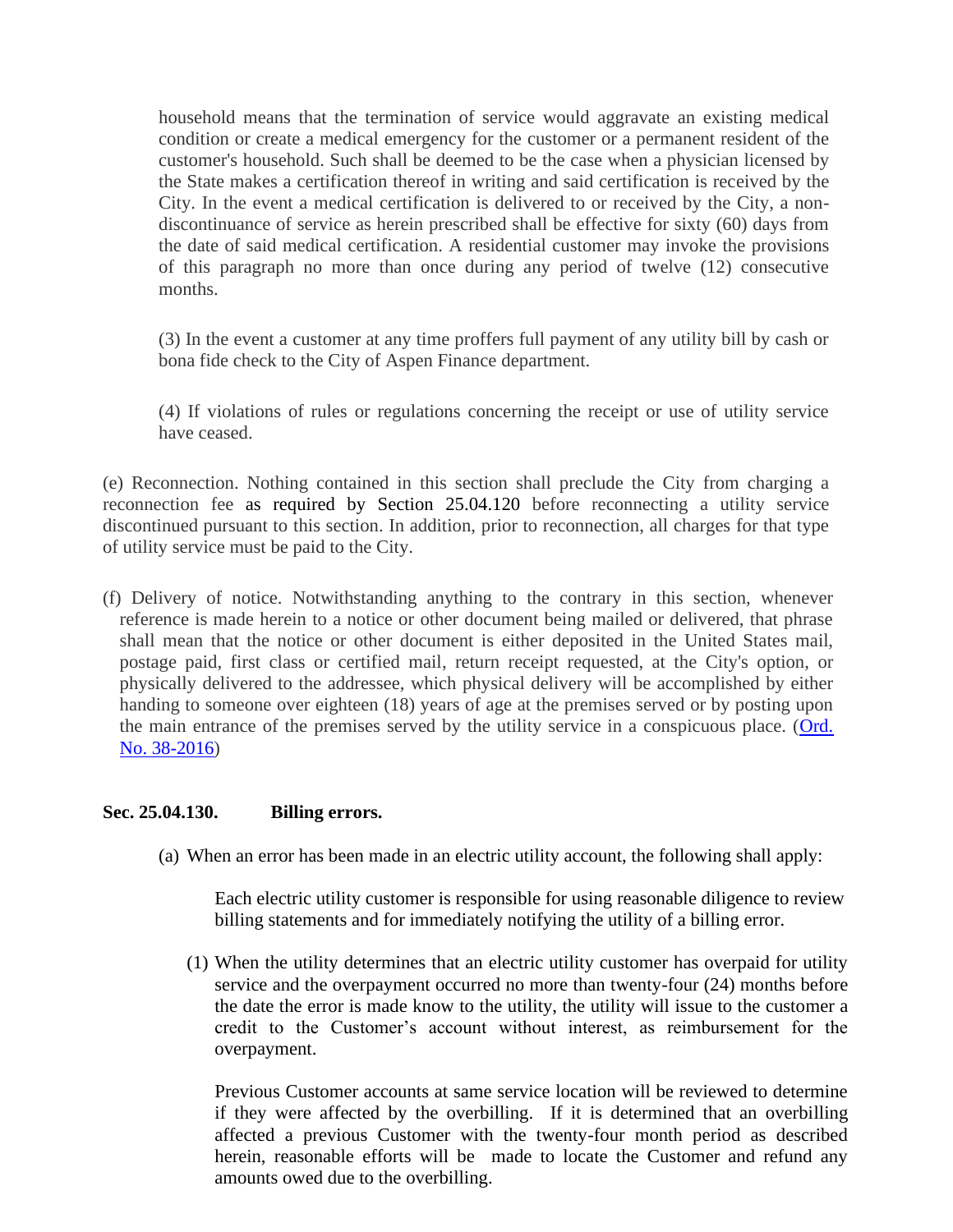household means that the termination of service would aggravate an existing medical condition or create a medical emergency for the customer or a permanent resident of the customer's household. Such shall be deemed to be the case when a physician licensed by the State makes a certification thereof in writing and said certification is received by the City. In the event a medical certification is delivered to or received by the City, a non-discontinuance of service as herein prescribed shall be effective for sixty (60) days from the date of said medical certification. A residential customer may invoke the provisions of this paragraph no more than once during any period of twelve (12) consecutive months.

(3) In the event a customer at any time proffers full payment of any utility bill by cash or bona fide check to the City of Aspen Finance department.

(4) If violations of rules or regulations concerning the receipt or use of utility service have ceased.

(e) Reconnection. Nothing contained in this section shall preclude the City from charging a reconnection fee as required by Section 25.04.120 before reconnecting a utility service discontinued pursuant to this section. In addition, prior to reconnection, all charges for that type of utility service must be paid to the City.

(f) Delivery of notice. Notwithstanding anything to the contrary in this section, whenever reference is made herein to a notice or other document being mailed or delivered, that phrase shall mean that the notice or other document is either deposited in the United States mail, postage paid, first class or certified mail, return receipt requested, at the City's option, or physically delivered to the addressee, which physical delivery will be accomplished by either handing to someone over eighteen (18) years of age at the premises served or by posting upon the main entrance of the premises served by the utility service in a conspicuous place. (Ord. No. 38-2016)

**Sec. 25.04.130. Billing errors.**

(a) When an error has been made in an electric utility account, the following shall apply:

Each electric utility customer is responsible for using reasonable diligence to review billing statements and for immediately notifying the utility of a billing error.

(1) When the utility determines that an electric utility customer has overpaid for utility service and the overpayment occurred no more than twenty-four (24) months before the date the error is made know to the utility, the utility will issue to the customer a credit to the Customer's account without interest, as reimbursement for the overpayment.

Previous Customer accounts at same service location will be reviewed to determine if they were affected by the overbilling. If it is determined that an overbilling affected a previous Customer with the twenty-four month period as described herein, reasonable efforts will be made to locate the Customer and refund any amounts owed due to the overbilling.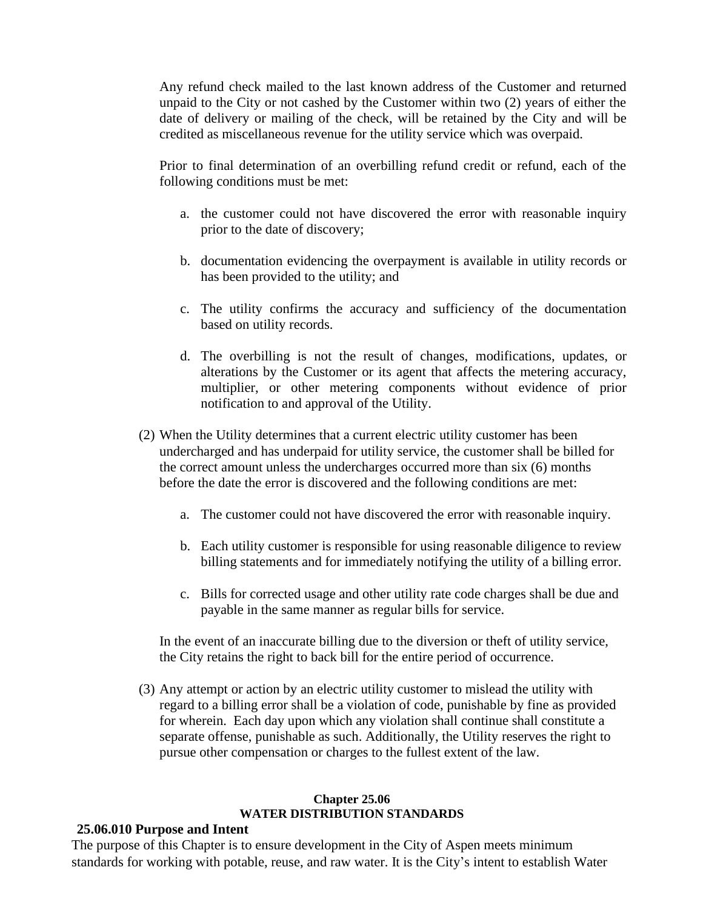Any refund check mailed to the last known address of the Customer and returned unpaid to the City or not cashed by the Customer within two (2) years of either the date of delivery or mailing of the check, will be retained by the City and will be credited as miscellaneous revenue for the utility service which was overpaid.

Prior to final determination of an overbilling refund credit or refund, each of the following conditions must be met:

a. the customer could not have discovered the error with reasonable inquiry prior to the date of discovery;

b. documentation evidencing the overpayment is available in utility records or has been provided to the utility; and

c. The utility confirms the accuracy and sufficiency of the documentation based on utility records.

d. The overbilling is not the result of changes, modifications, updates, or alterations by the Customer or its agent that affects the metering accuracy, multiplier, or other metering components without evidence of prior notification to and approval of the Utility.

(2) When the Utility determines that a current electric utility customer has been undercharged and has underpaid for utility service, the customer shall be billed for the correct amount unless the undercharges occurred more than six (6) months before the date the error is discovered and the following conditions are met:

a. The customer could not have discovered the error with reasonable inquiry.

b. Each utility customer is responsible for using reasonable diligence to review billing statements and for immediately notifying the utility of a billing error.

c. Bills for corrected usage and other utility rate code charges shall be due and payable in the same manner as regular bills for service.

In the event of an inaccurate billing due to the diversion or theft of utility service, the City retains the right to back bill for the entire period of occurrence.

(3) Any attempt or action by an electric utility customer to mislead the utility with regard to a billing error shall be a violation of code, punishable by fine as provided for wherein. Each day upon which any violation shall continue shall constitute a separate offense, punishable as such. Additionally, the Utility reserves the right to pursue other compensation or charges to the fullest extent of the law.

## Chapter 25.06
## WATER DISTRIBUTION STANDARDS

### 25.06.010 Purpose and Intent

The purpose of this Chapter is to ensure development in the City of Aspen meets minimum standards for working with potable, reuse, and raw water. It is the City's intent to establish Water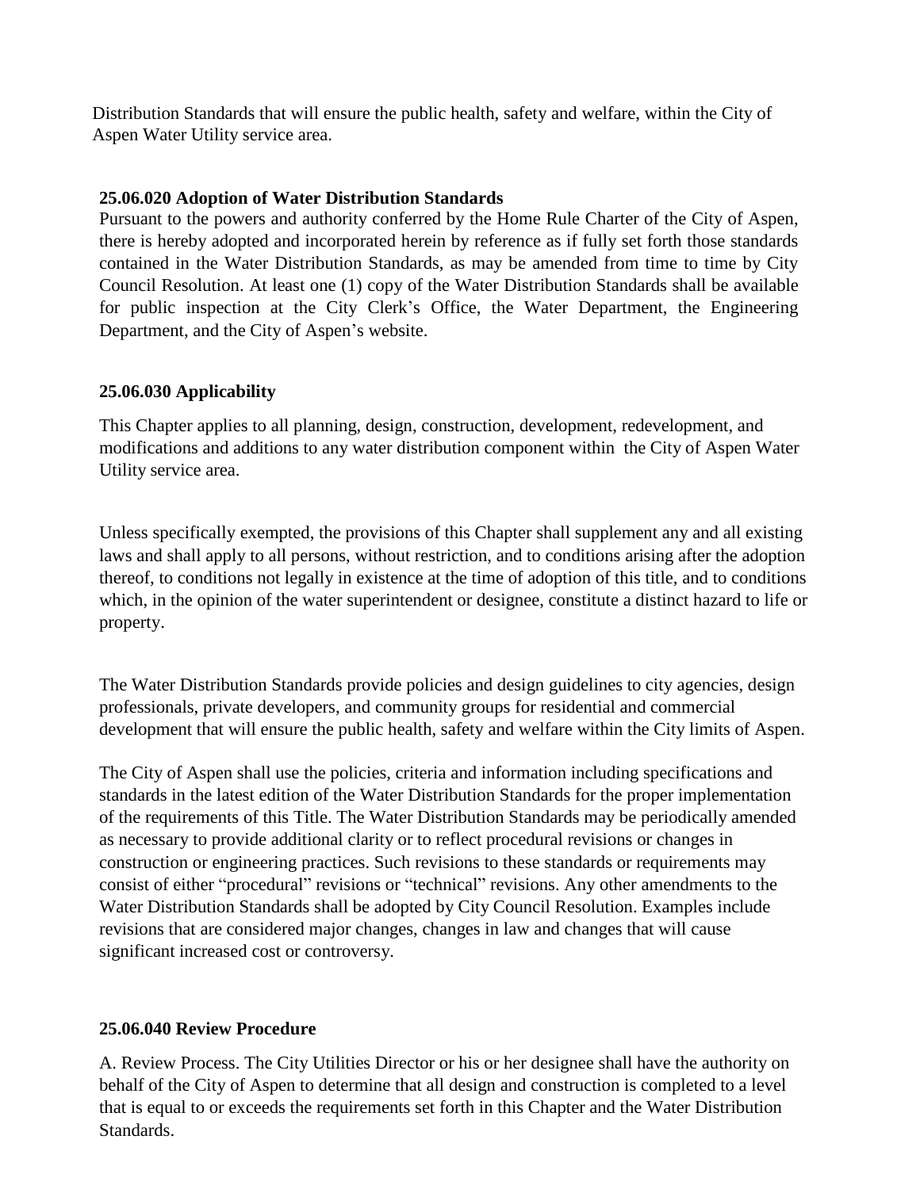Distribution Standards that will ensure the public health, safety and welfare, within the City of Aspen Water Utility service area.

**25.06.020 Adoption of Water Distribution Standards**

Pursuant to the powers and authority conferred by the Home Rule Charter of the City of Aspen, there is hereby adopted and incorporated herein by reference as if fully set forth those standards contained in the Water Distribution Standards, as may be amended from time to time by City Council Resolution. At least one (1) copy of the Water Distribution Standards shall be available for public inspection at the City Clerk's Office, the Water Department, the Engineering Department, and the City of Aspen's website.

**25.06.030 Applicability**

This Chapter applies to all planning, design, construction, development, redevelopment, and modifications and additions to any water distribution component within the City of Aspen Water Utility service area.

Unless specifically exempted, the provisions of this Chapter shall supplement any and all existing laws and shall apply to all persons, without restriction, and to conditions arising after the adoption thereof, to conditions not legally in existence at the time of adoption of this title, and to conditions which, in the opinion of the water superintendent or designee, constitute a distinct hazard to life or property.

The Water Distribution Standards provide policies and design guidelines to city agencies, design professionals, private developers, and community groups for residential and commercial development that will ensure the public health, safety and welfare within the City limits of Aspen.

The City of Aspen shall use the policies, criteria and information including specifications and standards in the latest edition of the Water Distribution Standards for the proper implementation of the requirements of this Title. The Water Distribution Standards may be periodically amended as necessary to provide additional clarity or to reflect procedural revisions or changes in construction or engineering practices. Such revisions to these standards or requirements may consist of either "procedural" revisions or "technical" revisions. Any other amendments to the Water Distribution Standards shall be adopted by City Council Resolution. Examples include revisions that are considered major changes, changes in law and changes that will cause significant increased cost or controversy.

**25.06.040 Review Procedure**

A. Review Process. The City Utilities Director or his or her designee shall have the authority on behalf of the City of Aspen to determine that all design and construction is completed to a level that is equal to or exceeds the requirements set forth in this Chapter and the Water Distribution Standards.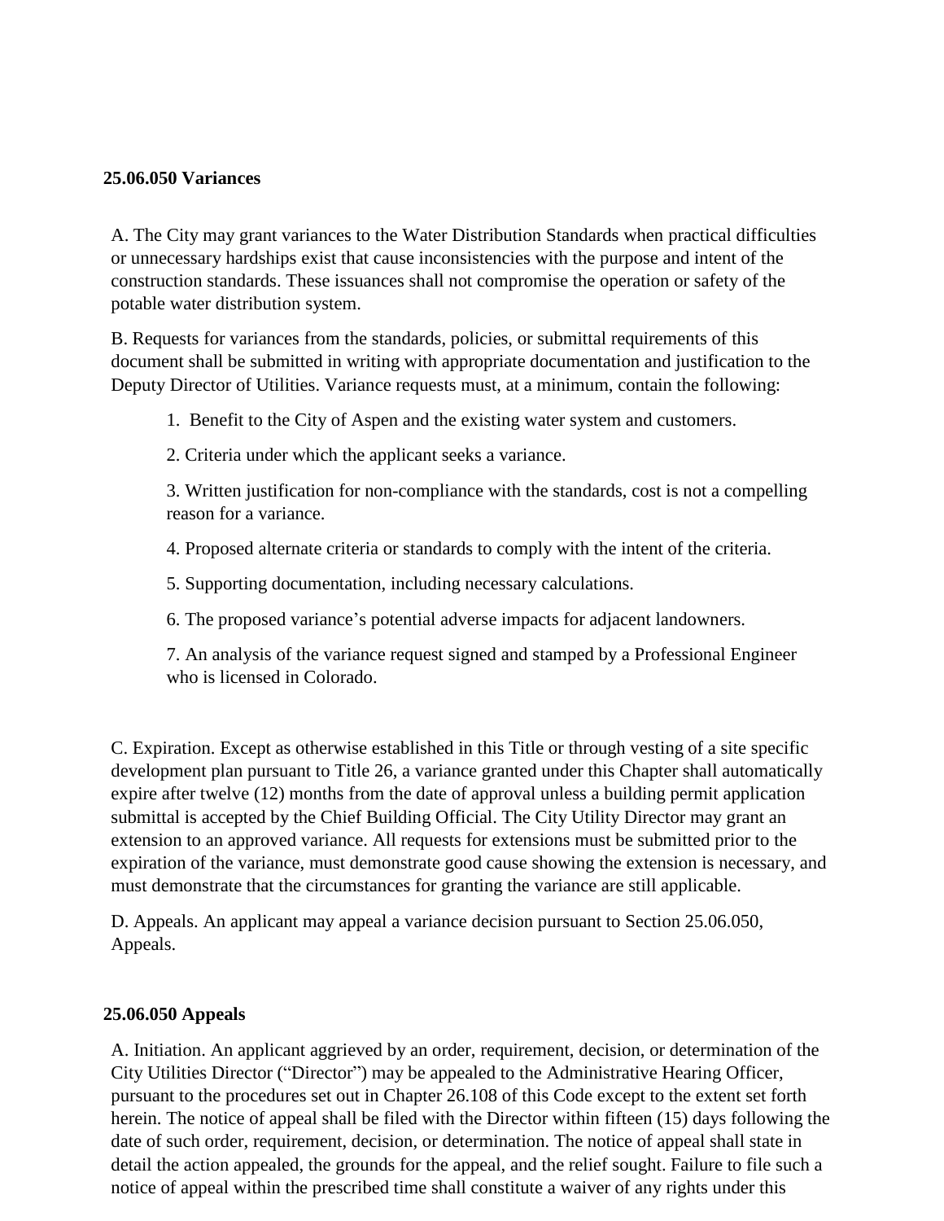**25.06.050 Variances**

A. The City may grant variances to the Water Distribution Standards when practical difficulties or unnecessary hardships exist that cause inconsistencies with the purpose and intent of the construction standards. These issuances shall not compromise the operation or safety of the potable water distribution system.

B. Requests for variances from the standards, policies, or submittal requirements of this document shall be submitted in writing with appropriate documentation and justification to the Deputy Director of Utilities. Variance requests must, at a minimum, contain the following:

1. Benefit to the City of Aspen and the existing water system and customers.

2. Criteria under which the applicant seeks a variance.

3. Written justification for non-compliance with the standards, cost is not a compelling reason for a variance.

4. Proposed alternate criteria or standards to comply with the intent of the criteria.

5. Supporting documentation, including necessary calculations.

6. The proposed variance's potential adverse impacts for adjacent landowners.

7. An analysis of the variance request signed and stamped by a Professional Engineer who is licensed in Colorado.

C. Expiration. Except as otherwise established in this Title or through vesting of a site specific development plan pursuant to Title 26, a variance granted under this Chapter shall automatically expire after twelve (12) months from the date of approval unless a building permit application submittal is accepted by the Chief Building Official. The City Utility Director may grant an extension to an approved variance. All requests for extensions must be submitted prior to the expiration of the variance, must demonstrate good cause showing the extension is necessary, and must demonstrate that the circumstances for granting the variance are still applicable.

D. Appeals. An applicant may appeal a variance decision pursuant to Section 25.06.050, Appeals.

**25.06.050 Appeals**

A. Initiation. An applicant aggrieved by an order, requirement, decision, or determination of the City Utilities Director ("Director") may be appealed to the Administrative Hearing Officer, pursuant to the procedures set out in Chapter 26.108 of this Code except to the extent set forth herein. The notice of appeal shall be filed with the Director within fifteen (15) days following the date of such order, requirement, decision, or determination. The notice of appeal shall state in detail the action appealed, the grounds for the appeal, and the relief sought. Failure to file such a notice of appeal within the prescribed time shall constitute a waiver of any rights under this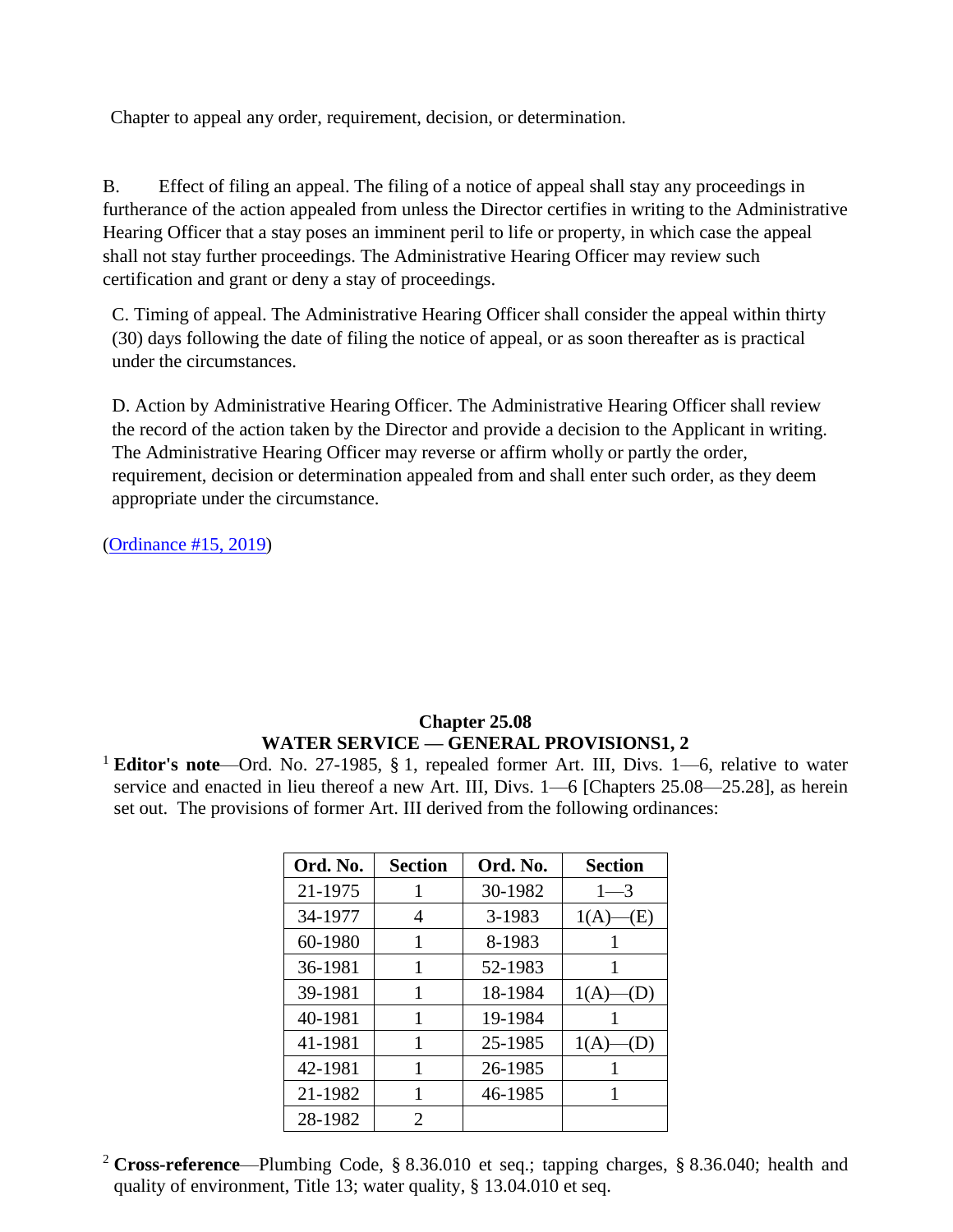Chapter to appeal any order, requirement, decision, or determination.

B. Effect of filing an appeal. The filing of a notice of appeal shall stay any proceedings in furtherance of the action appealed from unless the Director certifies in writing to the Administrative Hearing Officer that a stay poses an imminent peril to life or property, in which case the appeal shall not stay further proceedings. The Administrative Hearing Officer may review such certification and grant or deny a stay of proceedings.

C. Timing of appeal. The Administrative Hearing Officer shall consider the appeal within thirty (30) days following the date of filing the notice of appeal, or as soon thereafter as is practical under the circumstances.

D. Action by Administrative Hearing Officer. The Administrative Hearing Officer shall review the record of the action taken by the Director and provide a decision to the Applicant in writing. The Administrative Hearing Officer may reverse or affirm wholly or partly the order, requirement, decision or determination appealed from and shall enter such order, as they deem appropriate under the circumstance.

(Ordinance #15, 2019)

## Chapter 25.08
## WATER SERVICE — GENERAL PROVISIONS[1, 2]

[1] **Editor's note**—Ord. No. 27-1985, § 1, repealed former Art. III, Divs. 1—6, relative to water service and enacted in lieu thereof a new Art. III, Divs. 1—6 [Chapters 25.08—25.28], as herein set out. The provisions of former Art. III derived from the following ordinances:

| Ord. No. | Section | Ord. No. | Section |
|---|---|---|---|
| 21-1975 | 1 | 30-1982 | 1—3 |
| 34-1977 | 4 | 3-1983 | 1(A)—(E) |
| 60-1980 | 1 | 8-1983 | 1 |
| 36-1981 | 1 | 52-1983 | 1 |
| 39-1981 | 1 | 18-1984 | 1(A)—(D) |
| 40-1981 | 1 | 19-1984 | 1 |
| 41-1981 | 1 | 25-1985 | 1(A)—(D) |
| 42-1981 | 1 | 26-1985 | 1 |
| 21-1982 | 1 | 46-1985 | 1 |
| 28-1982 | 2 | | |

[2] **Cross-reference**—Plumbing Code, § 8.36.010 et seq.; tapping charges, § 8.36.040; health and quality of environment, Title 13; water quality, § 13.04.010 et seq.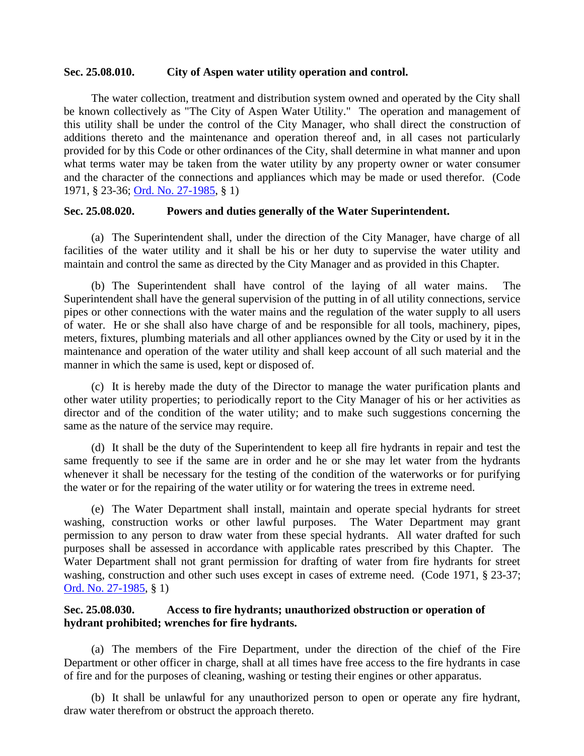**Sec. 25.08.010. City of Aspen water utility operation and control.**

The water collection, treatment and distribution system owned and operated by the City shall be known collectively as "The City of Aspen Water Utility." The operation and management of this utility shall be under the control of the City Manager, who shall direct the construction of additions thereto and the maintenance and operation thereof and, in all cases not particularly provided for by this Code or other ordinances of the City, shall determine in what manner and upon what terms water may be taken from the water utility by any property owner or water consumer and the character of the connections and appliances which may be made or used therefor. (Code 1971, § 23-36; Ord. No. 27-1985, § 1)

**Sec. 25.08.020. Powers and duties generally of the Water Superintendent.**

(a) The Superintendent shall, under the direction of the City Manager, have charge of all facilities of the water utility and it shall be his or her duty to supervise the water utility and maintain and control the same as directed by the City Manager and as provided in this Chapter.

(b) The Superintendent shall have control of the laying of all water mains. The Superintendent shall have the general supervision of the putting in of all utility connections, service pipes or other connections with the water mains and the regulation of the water supply to all users of water. He or she shall also have charge of and be responsible for all tools, machinery, pipes, meters, fixtures, plumbing materials and all other appliances owned by the City or used by it in the maintenance and operation of the water utility and shall keep account of all such material and the manner in which the same is used, kept or disposed of.

(c) It is hereby made the duty of the Director to manage the water purification plants and other water utility properties; to periodically report to the City Manager of his or her activities as director and of the condition of the water utility; and to make such suggestions concerning the same as the nature of the service may require.

(d) It shall be the duty of the Superintendent to keep all fire hydrants in repair and test the same frequently to see if the same are in order and he or she may let water from the hydrants whenever it shall be necessary for the testing of the condition of the waterworks or for purifying the water or for the repairing of the water utility or for watering the trees in extreme need.

(e) The Water Department shall install, maintain and operate special hydrants for street washing, construction works or other lawful purposes. The Water Department may grant permission to any person to draw water from these special hydrants. All water drafted for such purposes shall be assessed in accordance with applicable rates prescribed by this Chapter. The Water Department shall not grant permission for drafting of water from fire hydrants for street washing, construction and other such uses except in cases of extreme need. (Code 1971, § 23-37; Ord. No. 27-1985, § 1)

**Sec. 25.08.030. Access to fire hydrants; unauthorized obstruction or operation of hydrant prohibited; wrenches for fire hydrants.**

(a) The members of the Fire Department, under the direction of the chief of the Fire Department or other officer in charge, shall at all times have free access to the fire hydrants in case of fire and for the purposes of cleaning, washing or testing their engines or other apparatus.

(b) It shall be unlawful for any unauthorized person to open or operate any fire hydrant, draw water therefrom or obstruct the approach thereto.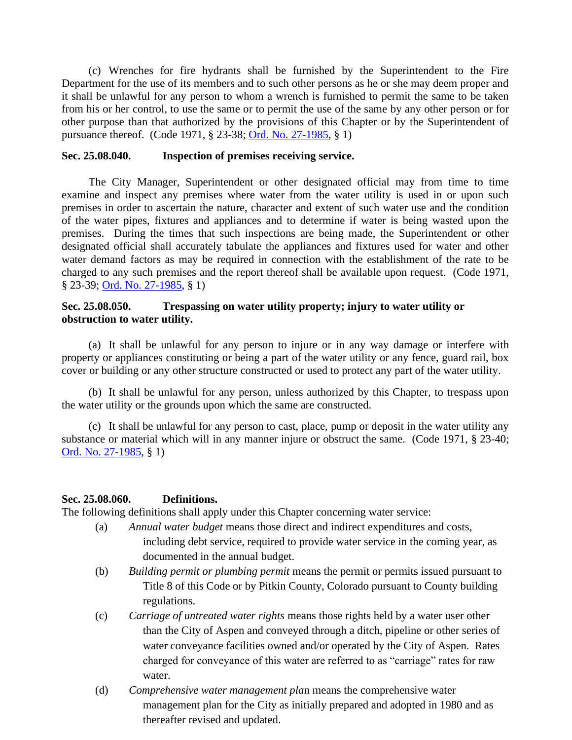(c) Wrenches for fire hydrants shall be furnished by the Superintendent to the Fire Department for the use of its members and to such other persons as he or she may deem proper and it shall be unlawful for any person to whom a wrench is furnished to permit the same to be taken from his or her control, to use the same or to permit the use of the same by any other person or for other purpose than that authorized by the provisions of this Chapter or by the Superintendent of pursuance thereof. (Code 1971, § 23-38; Ord. No. 27-1985, § 1)

### Sec. 25.08.040. Inspection of premises receiving service.

The City Manager, Superintendent or other designated official may from time to time examine and inspect any premises where water from the water utility is used in or upon such premises in order to ascertain the nature, character and extent of such water use and the condition of the water pipes, fixtures and appliances and to determine if water is being wasted upon the premises. During the times that such inspections are being made, the Superintendent or other designated official shall accurately tabulate the appliances and fixtures used for water and other water demand factors as may be required in connection with the establishment of the rate to be charged to any such premises and the report thereof shall be available upon request. (Code 1971, § 23-39; Ord. No. 27-1985, § 1)

### Sec. 25.08.050. Trespassing on water utility property; injury to water utility or obstruction to water utility.

(a) It shall be unlawful for any person to injure or in any way damage or interfere with property or appliances constituting or being a part of the water utility or any fence, guard rail, box cover or building or any other structure constructed or used to protect any part of the water utility.

(b) It shall be unlawful for any person, unless authorized by this Chapter, to trespass upon the water utility or the grounds upon which the same are constructed.

(c) It shall be unlawful for any person to cast, place, pump or deposit in the water utility any substance or material which will in any manner injure or obstruct the same. (Code 1971, § 23-40; Ord. No. 27-1985, § 1)

### Sec. 25.08.060. Definitions.

The following definitions shall apply under this Chapter concerning water service:

(a) *Annual water budget* means those direct and indirect expenditures and costs, including debt service, required to provide water service in the coming year, as documented in the annual budget.

(b) *Building permit or plumbing permit* means the permit or permits issued pursuant to Title 8 of this Code or by Pitkin County, Colorado pursuant to County building regulations.

(c) *Carriage of untreated water rights* means those rights held by a water user other than the City of Aspen and conveyed through a ditch, pipeline or other series of water conveyance facilities owned and/or operated by the City of Aspen. Rates charged for conveyance of this water are referred to as "carriage" rates for raw water.

(d) *Comprehensive water management plan* means the comprehensive water management plan for the City as initially prepared and adopted in 1980 and as thereafter revised and updated.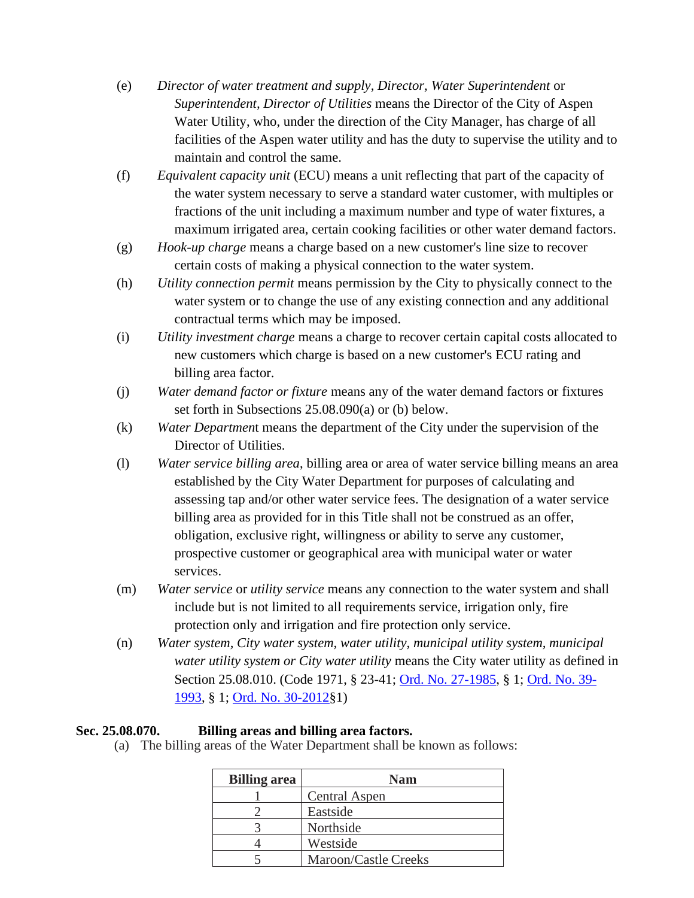(e) *Director of water treatment and supply, Director, Water Superintendent* or *Superintendent, Director of Utilities* means the Director of the City of Aspen Water Utility, who, under the direction of the City Manager, has charge of all facilities of the Aspen water utility and has the duty to supervise the utility and to maintain and control the same.

(f) *Equivalent capacity unit* (ECU) means a unit reflecting that part of the capacity of the water system necessary to serve a standard water customer, with multiples or fractions of the unit including a maximum number and type of water fixtures, a maximum irrigated area, certain cooking facilities or other water demand factors.

(g) *Hook-up charge* means a charge based on a new customer's line size to recover certain costs of making a physical connection to the water system.

(h) *Utility connection permit* means permission by the City to physically connect to the water system or to change the use of any existing connection and any additional contractual terms which may be imposed.

(i) *Utility investment charge* means a charge to recover certain capital costs allocated to new customers which charge is based on a new customer's ECU rating and billing area factor.

(j) *Water demand factor or fixture* means any of the water demand factors or fixtures set forth in Subsections 25.08.090(a) or (b) below.

(k) *Water Department* means the department of the City under the supervision of the Director of Utilities.

(l) *Water service billing area*, billing area or area of water service billing means an area established by the City Water Department for purposes of calculating and assessing tap and/or other water service fees. The designation of a water service billing area as provided for in this Title shall not be construed as an offer, obligation, exclusive right, willingness or ability to serve any customer, prospective customer or geographical area with municipal water or water services.

(m) *Water service* or *utility service* means any connection to the water system and shall include but is not limited to all requirements service, irrigation only, fire protection only and irrigation and fire protection only service.

(n) *Water system, City water system, water utility, municipal utility system, municipal water utility system or City water utility* means the City water utility as defined in Section 25.08.010. (Code 1971, § 23-41; Ord. No. 27-1985, § 1; Ord. No. 39-1993, § 1; Ord. No. 30-2012§1)

**Sec. 25.08.070. Billing areas and billing area factors.**

(a) The billing areas of the Water Department shall be known as follows:

| Billing area | Nam |
|---|---|
| 1 | Central Aspen |
| 2 | Eastside |
| 3 | Northside |
| 4 | Westside |
| 5 | Maroon/Castle Creeks |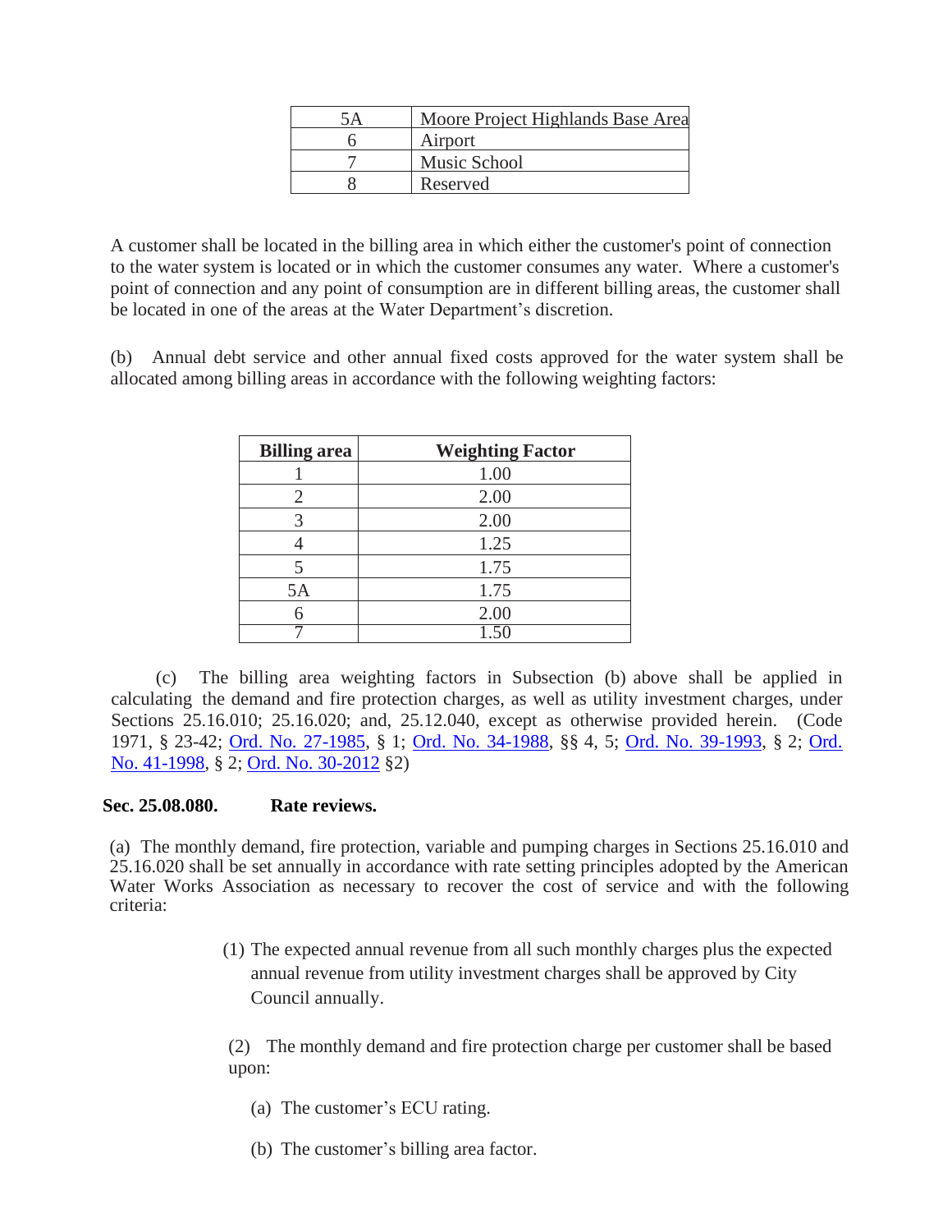| 5A | Moore Project Highlands Base Area |
|---|---|
| 6 | Airport |
| 7 | Music School |
| 8 | Reserved |

A customer shall be located in the billing area in which either the customer's point of connection to the water system is located or in which the customer consumes any water. Where a customer's point of connection and any point of consumption are in different billing areas, the customer shall be located in one of the areas at the Water Department's discretion.

(b) Annual debt service and other annual fixed costs approved for the water system shall be allocated among billing areas in accordance with the following weighting factors:

| Billing area | Weighting Factor |
|---|---|
| 1 | 1.00 |
| 2 | 2.00 |
| 3 | 2.00 |
| 4 | 1.25 |
| 5 | 1.75 |
| 5A | 1.75 |
| 6 | 2.00 |
| 7 | 1.50 |

(c) The billing area weighting factors in Subsection (b) above shall be applied in calculating the demand and fire protection charges, as well as utility investment charges, under Sections 25.16.010; 25.16.020; and, 25.12.040, except as otherwise provided herein. (Code 1971, § 23-42; Ord. No. 27-1985, § 1; Ord. No. 34-1988, §§ 4, 5; Ord. No. 39-1993, § 2; Ord. No. 41-1998, § 2; Ord. No. 30-2012 §2)

**Sec. 25.08.080. Rate reviews.**

(a) The monthly demand, fire protection, variable and pumping charges in Sections 25.16.010 and 25.16.020 shall be set annually in accordance with rate setting principles adopted by the American Water Works Association as necessary to recover the cost of service and with the following criteria:

(1) The expected annual revenue from all such monthly charges plus the expected annual revenue from utility investment charges shall be approved by City Council annually.

(2) The monthly demand and fire protection charge per customer shall be based upon:

(a) The customer's ECU rating.

(b) The customer's billing area factor.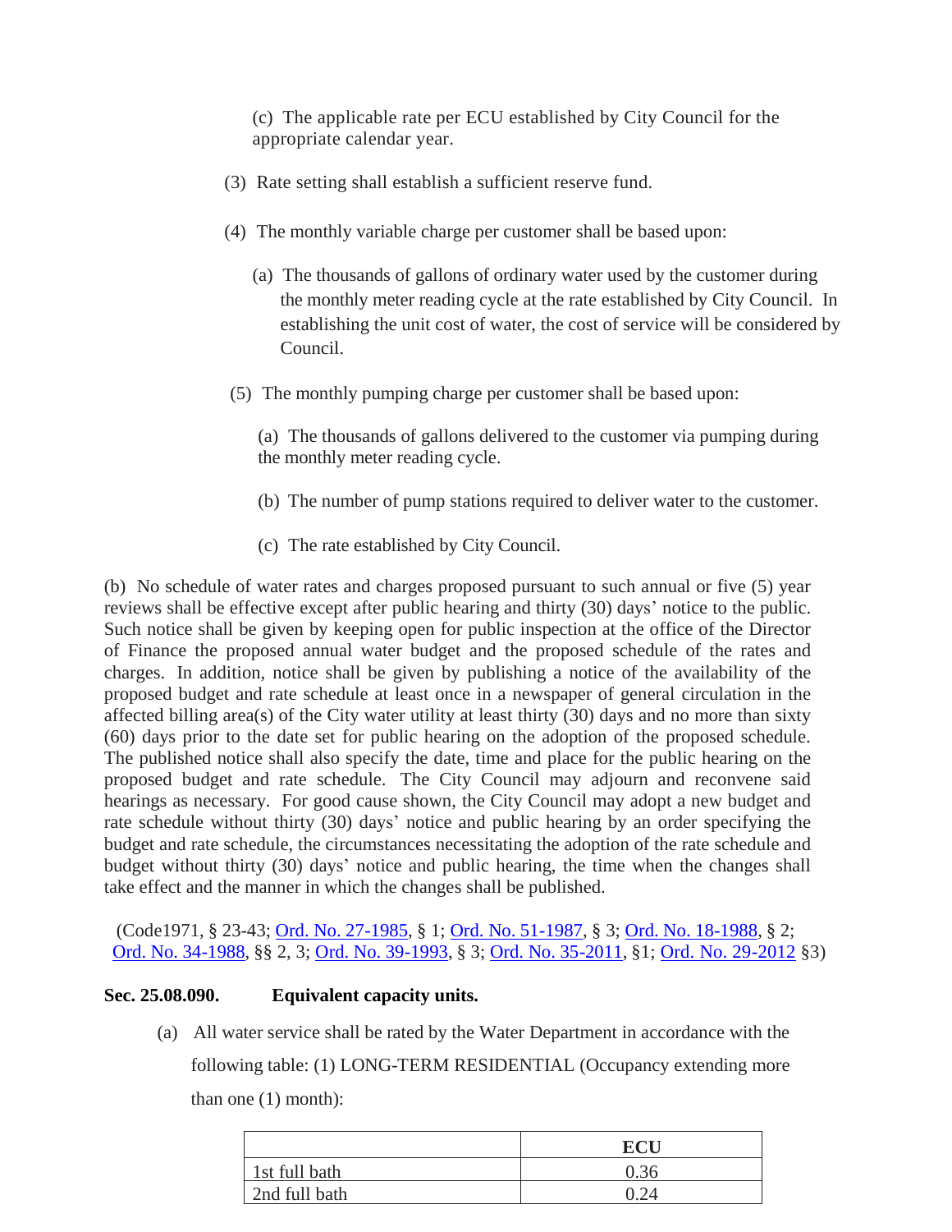(c) The applicable rate per ECU established by City Council for the appropriate calendar year.

(3) Rate setting shall establish a sufficient reserve fund.

(4) The monthly variable charge per customer shall be based upon:

(a) The thousands of gallons of ordinary water used by the customer during the monthly meter reading cycle at the rate established by City Council. In establishing the unit cost of water, the cost of service will be considered by Council.

(5) The monthly pumping charge per customer shall be based upon:

(a) The thousands of gallons delivered to the customer via pumping during the monthly meter reading cycle.

(b) The number of pump stations required to deliver water to the customer.

(c) The rate established by City Council.

(b) No schedule of water rates and charges proposed pursuant to such annual or five (5) year reviews shall be effective except after public hearing and thirty (30) days' notice to the public. Such notice shall be given by keeping open for public inspection at the office of the Director of Finance the proposed annual water budget and the proposed schedule of the rates and charges. In addition, notice shall be given by publishing a notice of the availability of the proposed budget and rate schedule at least once in a newspaper of general circulation in the affected billing area(s) of the City water utility at least thirty (30) days and no more than sixty (60) days prior to the date set for public hearing on the adoption of the proposed schedule. The published notice shall also specify the date, time and place for the public hearing on the proposed budget and rate schedule. The City Council may adjourn and reconvene said hearings as necessary. For good cause shown, the City Council may adopt a new budget and rate schedule without thirty (30) days' notice and public hearing by an order specifying the budget and rate schedule, the circumstances necessitating the adoption of the rate schedule and budget without thirty (30) days' notice and public hearing, the time when the changes shall take effect and the manner in which the changes shall be published.

(Code1971, § 23-43; Ord. No. 27-1985, § 1; Ord. No. 51-1987, § 3; Ord. No. 18-1988, § 2; Ord. No. 34-1988, §§ 2, 3; Ord. No. 39-1993, § 3; Ord. No. 35-2011, §1; Ord. No. 29-2012 §3)

**Sec. 25.08.090. Equivalent capacity units.**

(a) All water service shall be rated by the Water Department in accordance with the following table: (1) LONG-TERM RESIDENTIAL (Occupancy extending more than one (1) month):

| | ECU |
|---|---|
| 1st full bath | 0.36 |
| 2nd full bath | 0.24 |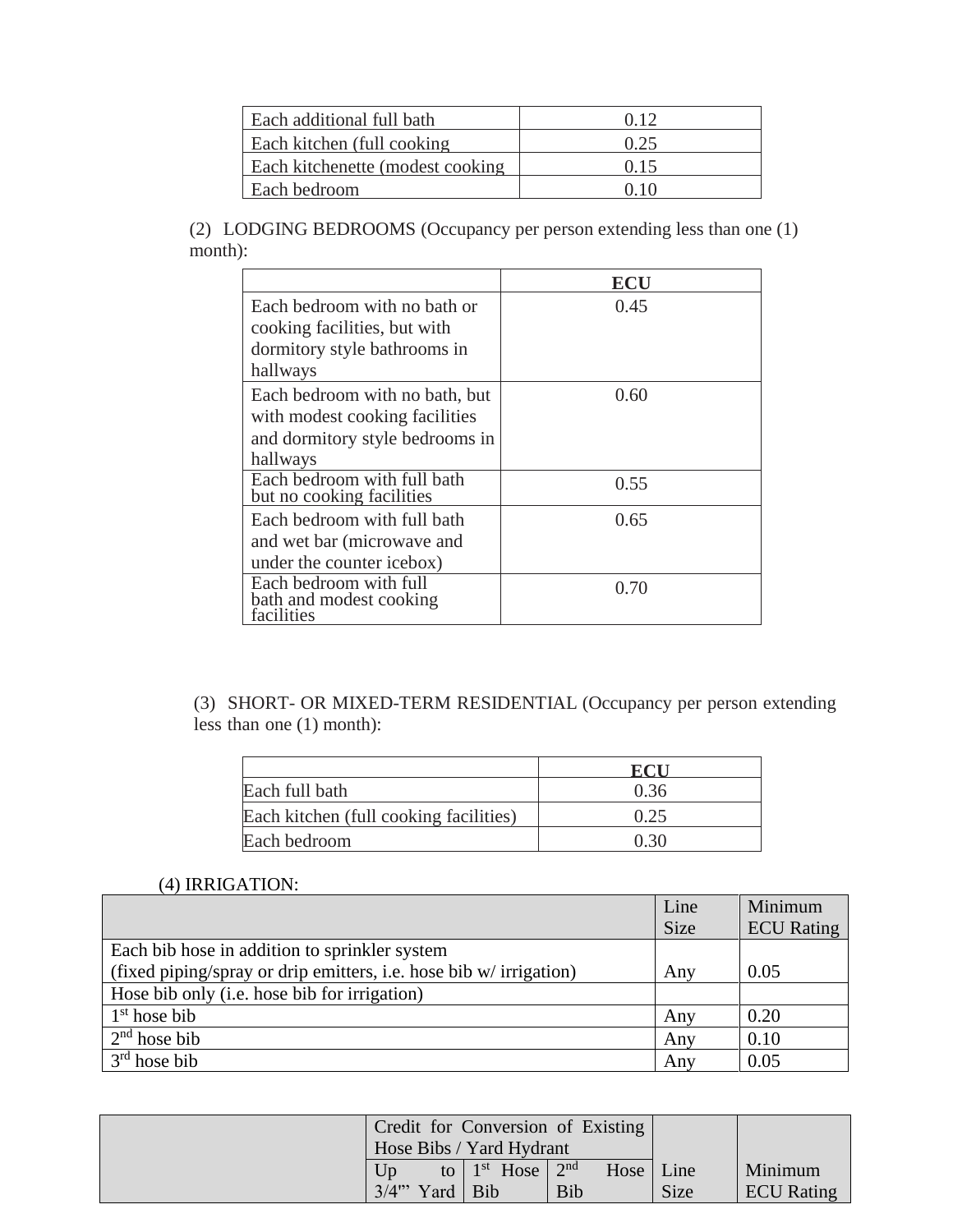| | |
|---|---|
| Each additional full bath | 0.12 |
| Each kitchen (full cooking | 0.25 |
| Each kitchenette (modest cooking | 0.15 |
| Each bedroom | 0.10 |

(2) LODGING BEDROOMS (Occupancy per person extending less than one (1) month):

| | ECU |
|---|---|
| Each bedroom with no bath or cooking facilities, but with dormitory style bathrooms in hallways | 0.45 |
| Each bedroom with no bath, but with modest cooking facilities and dormitory style bedrooms in hallways | 0.60 |
| Each bedroom with full bath but no cooking facilities | 0.55 |
| Each bedroom with full bath and wet bar (microwave and under the counter icebox) | 0.65 |
| Each bedroom with full bath and modest cooking facilities | 0.70 |

(3) SHORT- OR MIXED-TERM RESIDENTIAL (Occupancy per person extending less than one (1) month):

| | ECU |
|---|---|
| Each full bath | 0.36 |
| Each kitchen (full cooking facilities) | 0.25 |
| Each bedroom | 0.30 |

(4) IRRIGATION:

| | Line Size | Minimum ECU Rating |
|---|---|---|
| Each bib hose in addition to sprinkler system (fixed piping/spray or drip emitters, i.e. hose bib w/ irrigation) | Any | 0.05 |
| Hose bib only (i.e. hose bib for irrigation) | | |
| 1st hose bib | Any | 0.20 |
| 2nd hose bib | Any | 0.10 |
| 3rd hose bib | Any | 0.05 |

| | Credit for Conversion of Existing Hose Bibs / Yard Hydrant | | | Line Size | Minimum ECU Rating |
|---|---|---|---|---|---|
| | Up to 3/4" Yard | 1st Hose Bib | 2nd Hose Bib | | |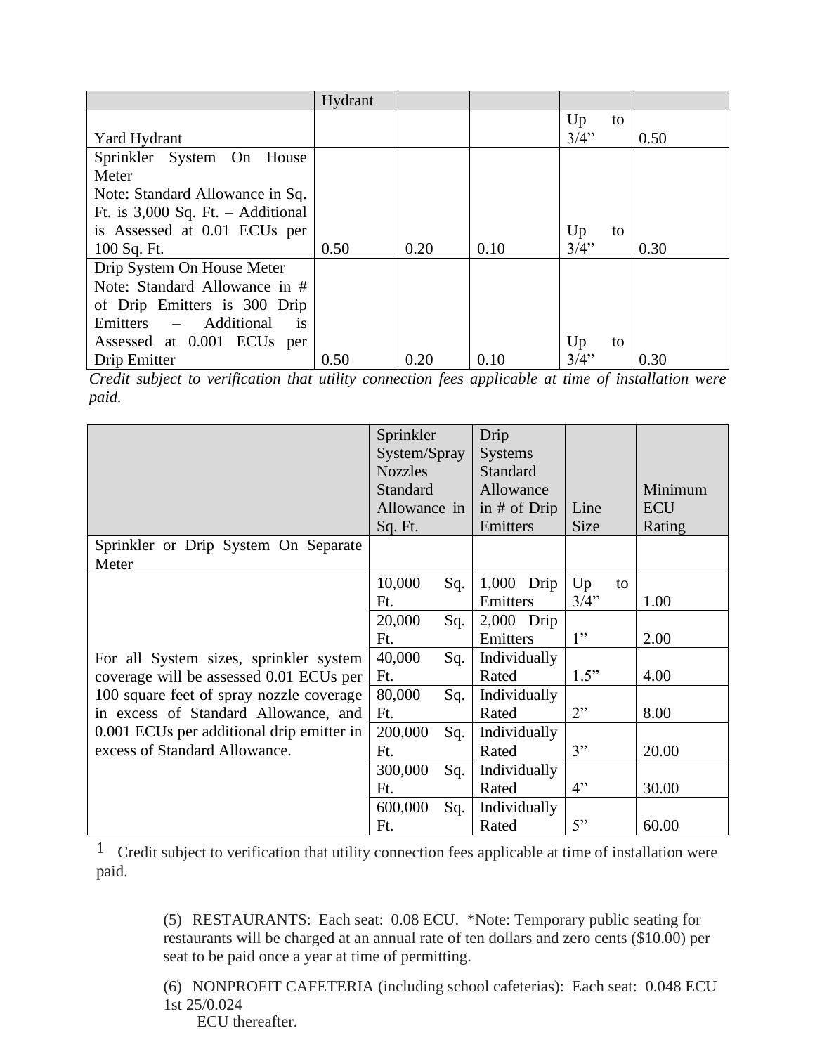| | Hydrant | | | | |
|---|---|---|---|---|---|
| Yard Hydrant | | | | Up to 3/4” | 0.50 |
| Sprinkler System On House Meter<br>Note: Standard Allowance in Sq. Ft. is 3,000 Sq. Ft. – Additional is Assessed at 0.01 ECUs per 100 Sq. Ft. | 0.50 | 0.20 | 0.10 | Up to 3/4” | 0.30 |
| Drip System On House Meter<br>Note: Standard Allowance in # of Drip Emitters is 300 Drip Emitters – Additional is Assessed at 0.001 ECUs per Drip Emitter | 0.50 | 0.20 | 0.10 | Up to 3/4” | 0.30 |

*Credit subject to verification that utility connection fees applicable at time of installation were paid.*

| | Sprinkler System/Spray Nozzles Standard Allowance in Sq. Ft. | Drip Systems Standard Allowance in # of Drip Emitters | Line Size | Minimum ECU Rating |
|---|---|---|---|---|
| Sprinkler or Drip System On Separate Meter | | | | |
| For all System sizes, sprinkler system coverage will be assessed 0.01 ECUs per 100 square feet of spray nozzle coverage in excess of Standard Allowance, and 0.001 ECUs per additional drip emitter in excess of Standard Allowance. | 10,000 Sq. Ft. | 1,000 Drip Emitters | Up to 3/4” | 1.00 |
| | 20,000 Sq. Ft. | 2,000 Drip Emitters | 1” | 2.00 |
| | 40,000 Sq. Ft. | Individually Rated | 1.5” | 4.00 |
| | 80,000 Sq. Ft. | Individually Rated | 2” | 8.00 |
| | 200,000 Sq. Ft. | Individually Rated | 3” | 20.00 |
| | 300,000 Sq. Ft. | Individually Rated | 4” | 30.00 |
| | 600,000 Sq. Ft. | Individually Rated | 5” | 60.00 |

[1] Credit subject to verification that utility connection fees applicable at time of installation were paid.

(5) RESTAURANTS: Each seat: 0.08 ECU. *Note: Temporary public seating for restaurants will be charged at an annual rate of ten dollars and zero cents ($10.00) per seat to be paid once a year at time of permitting.

(6) NONPROFIT CAFETERIA (including school cafeterias): Each seat: 0.048 ECU 1st 25/0.024 ECU thereafter.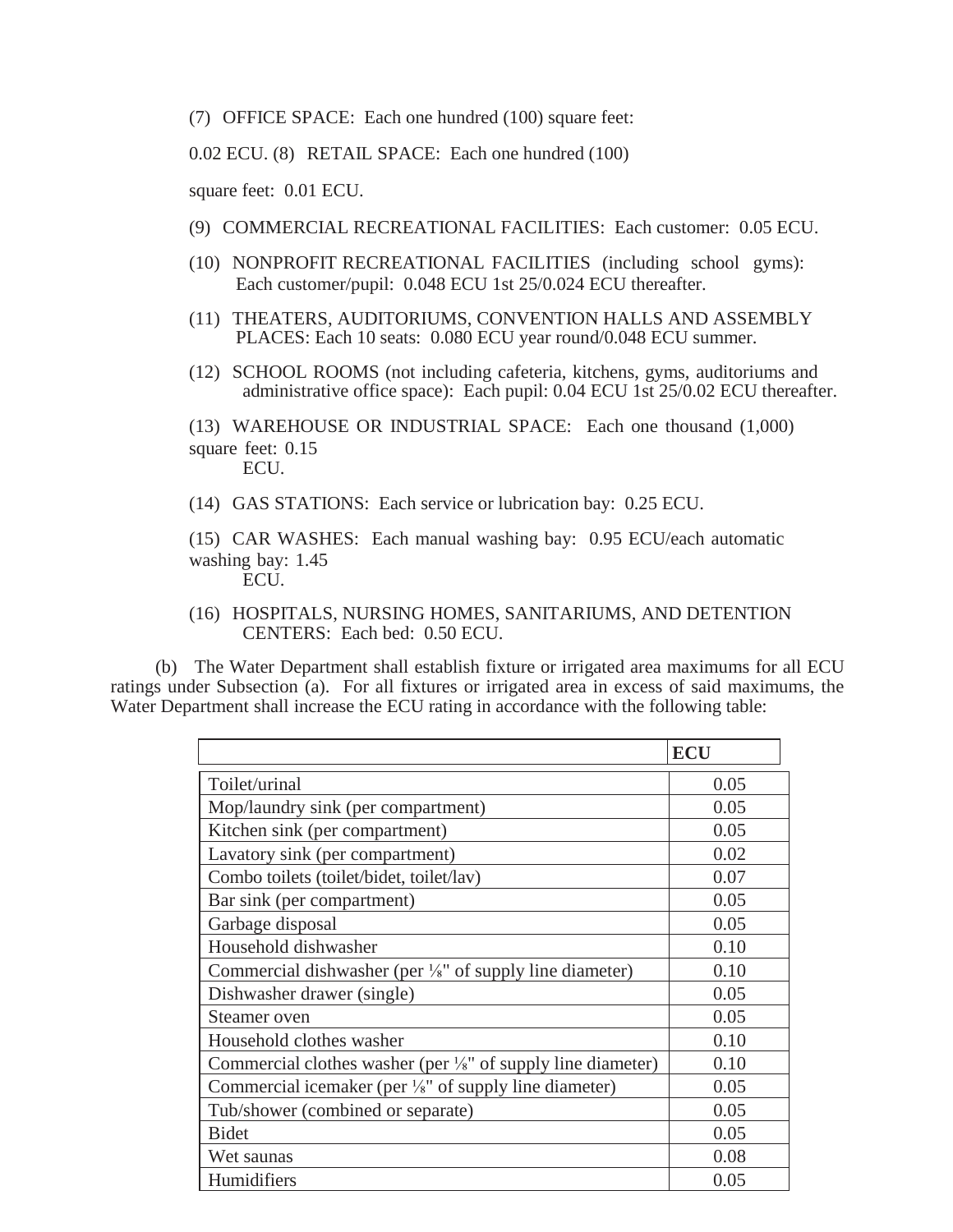(7) OFFICE SPACE: Each one hundred (100) square feet: 0.02 ECU.

(8) RETAIL SPACE: Each one hundred (100) square feet: 0.01 ECU.

(9) COMMERCIAL RECREATIONAL FACILITIES: Each customer: 0.05 ECU.

(10) NONPROFIT RECREATIONAL FACILITIES (including school gyms): Each customer/pupil: 0.048 ECU 1st 25/0.024 ECU thereafter.

(11) THEATERS, AUDITORIUMS, CONVENTION HALLS AND ASSEMBLY PLACES: Each 10 seats: 0.080 ECU year round/0.048 ECU summer.

(12) SCHOOL ROOMS (not including cafeteria, kitchens, gyms, auditoriums and administrative office space): Each pupil: 0.04 ECU 1st 25/0.02 ECU thereafter.

(13) WAREHOUSE OR INDUSTRIAL SPACE: Each one thousand (1,000) square feet: 0.15 ECU.

(14) GAS STATIONS: Each service or lubrication bay: 0.25 ECU.

(15) CAR WASHES: Each manual washing bay: 0.95 ECU/each automatic washing bay: 1.45 ECU.

(16) HOSPITALS, NURSING HOMES, SANITARIUMS, AND DETENTION CENTERS: Each bed: 0.50 ECU.

(b) The Water Department shall establish fixture or irrigated area maximums for all ECU ratings under Subsection (a). For all fixtures or irrigated area in excess of said maximums, the Water Department shall increase the ECU rating in accordance with the following table:

| | **ECU** |
|---|---|
| Toilet/urinal | 0.05 |
| Mop/laundry sink (per compartment) | 0.05 |
| Kitchen sink (per compartment) | 0.05 |
| Lavatory sink (per compartment) | 0.02 |
| Combo toilets (toilet/bidet, toilet/lav) | 0.07 |
| Bar sink (per compartment) | 0.05 |
| Garbage disposal | 0.05 |
| Household dishwasher | 0.10 |
| Commercial dishwasher (per ⅛" of supply line diameter) | 0.10 |
| Dishwasher drawer (single) | 0.05 |
| Steamer oven | 0.05 |
| Household clothes washer | 0.10 |
| Commercial clothes washer (per ⅛" of supply line diameter) | 0.10 |
| Commercial icemaker (per ⅛" of supply line diameter) | 0.05 |
| Tub/shower (combined or separate) | 0.05 |
| Bidet | 0.05 |
| Wet saunas | 0.08 |
| Humidifiers | 0.05 |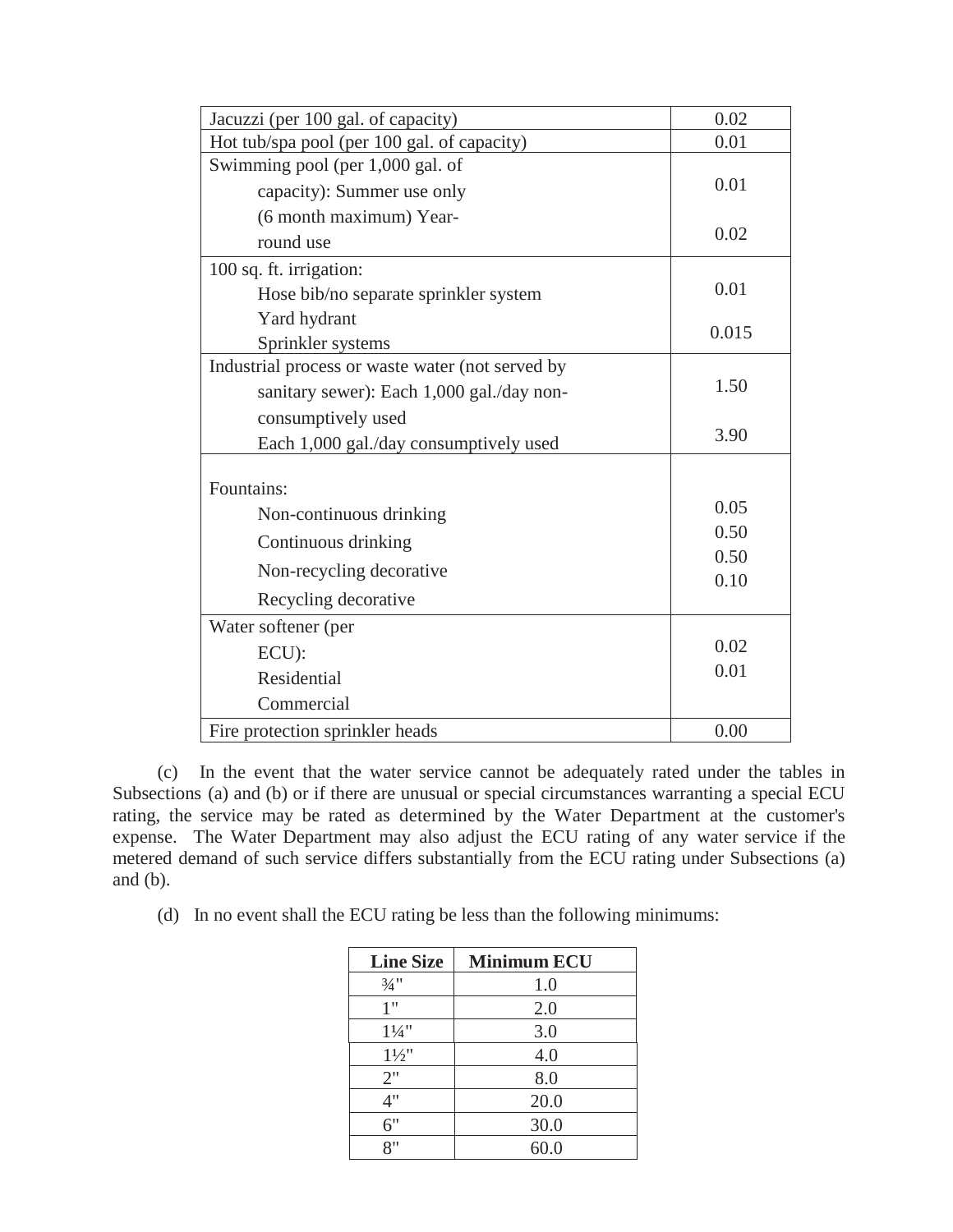| | |
|---|---|
| Jacuzzi (per 100 gal. of capacity) | 0.02 |
| Hot tub/spa pool (per 100 gal. of capacity) | 0.01 |
| Swimming pool (per 1,000 gal. of capacity): Summer use only (6 month maximum) Year-round use | 0.01<br>0.02 |
| 100 sq. ft. irrigation:<br>Hose bib/no separate sprinkler system<br>Yard hydrant<br>Sprinkler systems | 0.01<br>0.015 |
| Industrial process or waste water (not served by sanitary sewer): Each 1,000 gal./day non-consumptively used<br>Each 1,000 gal./day consumptively used | 1.50<br>3.90 |
| Fountains:<br>Non-continuous drinking<br>Continuous drinking<br>Non-recycling decorative<br>Recycling decorative | 0.05<br>0.50<br>0.50<br>0.10 |
| Water softener (per ECU):<br>Residential<br>Commercial | 0.02<br>0.01 |
| Fire protection sprinkler heads | 0.00 |

(c) In the event that the water service cannot be adequately rated under the tables in Subsections (a) and (b) or if there are unusual or special circumstances warranting a special ECU rating, the service may be rated as determined by the Water Department at the customer's expense. The Water Department may also adjust the ECU rating of any water service if the metered demand of such service differs substantially from the ECU rating under Subsections (a) and (b).

(d) In no event shall the ECU rating be less than the following minimums:

| Line Size | Minimum ECU |
|---|---|
| ¾" | 1.0 |
| 1" | 2.0 |
| 1¼" | 3.0 |
| 1½" | 4.0 |
| 2" | 8.0 |
| 4" | 20.0 |
| 6" | 30.0 |
| 8" | 60.0 |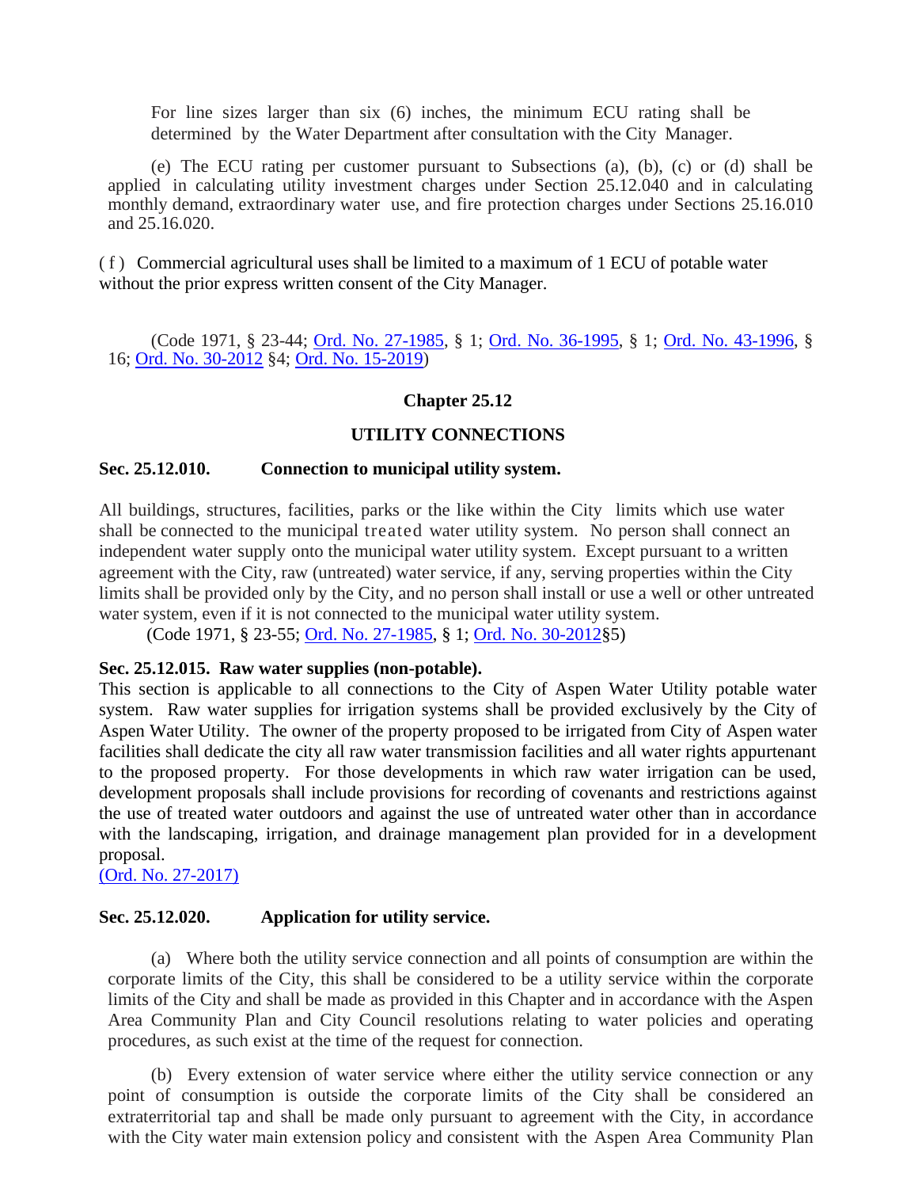For line sizes larger than six (6) inches, the minimum ECU rating shall be determined by the Water Department after consultation with the City Manager.

(e) The ECU rating per customer pursuant to Subsections (a), (b), (c) or (d) shall be applied in calculating utility investment charges under Section 25.12.040 and in calculating monthly demand, extraordinary water use, and fire protection charges under Sections 25.16.010 and 25.16.020.

(f) Commercial agricultural uses shall be limited to a maximum of 1 ECU of potable water without the prior express written consent of the City Manager.

(Code 1971, § 23-44; Ord. No. 27-1985, § 1; Ord. No. 36-1995, § 1; Ord. No. 43-1996, § 16; Ord. No. 30-2012 §4; Ord. No. 15-2019)

## Chapter 25.12

## UTILITY CONNECTIONS

**Sec. 25.12.010. Connection to municipal utility system.**

All buildings, structures, facilities, parks or the like within the City limits which use water shall be connected to the municipal treated water utility system. No person shall connect an independent water supply onto the municipal water utility system. Except pursuant to a written agreement with the City, raw (untreated) water service, if any, serving properties within the City limits shall be provided only by the City, and no person shall install or use a well or other untreated water system, even if it is not connected to the municipal water utility system.

(Code 1971, § 23-55; Ord. No. 27-1985, § 1; Ord. No. 30-2012§5)

**Sec. 25.12.015. Raw water supplies (non-potable).**

This section is applicable to all connections to the City of Aspen Water Utility potable water system. Raw water supplies for irrigation systems shall be provided exclusively by the City of Aspen Water Utility. The owner of the property proposed to be irrigated from City of Aspen water facilities shall dedicate the city all raw water transmission facilities and all water rights appurtenant to the proposed property. For those developments in which raw water irrigation can be used, development proposals shall include provisions for recording of covenants and restrictions against the use of treated water outdoors and against the use of untreated water other than in accordance with the landscaping, irrigation, and drainage management plan provided for in a development proposal.

(Ord. No. 27-2017)

**Sec. 25.12.020. Application for utility service.**

(a) Where both the utility service connection and all points of consumption are within the corporate limits of the City, this shall be considered to be a utility service within the corporate limits of the City and shall be made as provided in this Chapter and in accordance with the Aspen Area Community Plan and City Council resolutions relating to water policies and operating procedures, as such exist at the time of the request for connection.

(b) Every extension of water service where either the utility service connection or any point of consumption is outside the corporate limits of the City shall be considered an extraterritorial tap and shall be made only pursuant to agreement with the City, in accordance with the City water main extension policy and consistent with the Aspen Area Community Plan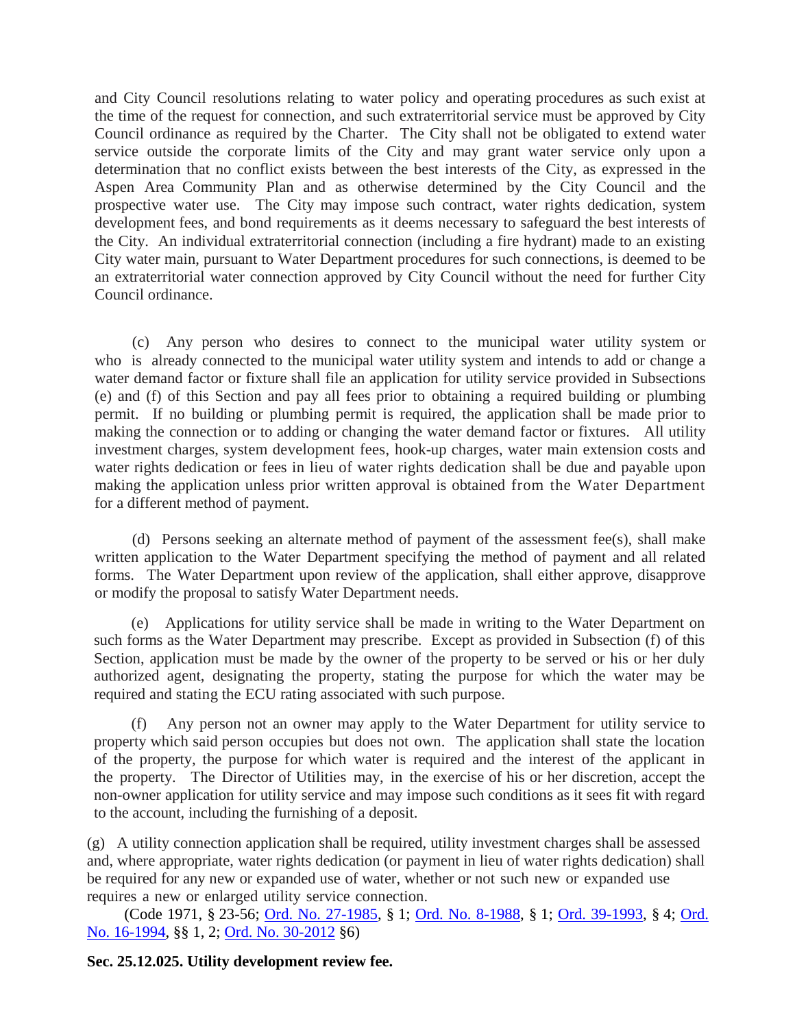and City Council resolutions relating to water policy and operating procedures as such exist at the time of the request for connection, and such extraterritorial service must be approved by City Council ordinance as required by the Charter. The City shall not be obligated to extend water service outside the corporate limits of the City and may grant water service only upon a determination that no conflict exists between the best interests of the City, as expressed in the Aspen Area Community Plan and as otherwise determined by the City Council and the prospective water use. The City may impose such contract, water rights dedication, system development fees, and bond requirements as it deems necessary to safeguard the best interests of the City. An individual extraterritorial connection (including a fire hydrant) made to an existing City water main, pursuant to Water Department procedures for such connections, is deemed to be an extraterritorial water connection approved by City Council without the need for further City Council ordinance.

(c) Any person who desires to connect to the municipal water utility system or who is already connected to the municipal water utility system and intends to add or change a water demand factor or fixture shall file an application for utility service provided in Subsections (e) and (f) of this Section and pay all fees prior to obtaining a required building or plumbing permit. If no building or plumbing permit is required, the application shall be made prior to making the connection or to adding or changing the water demand factor or fixtures. All utility investment charges, system development fees, hook-up charges, water main extension costs and water rights dedication or fees in lieu of water rights dedication shall be due and payable upon making the application unless prior written approval is obtained from the Water Department for a different method of payment.

(d) Persons seeking an alternate method of payment of the assessment fee(s), shall make written application to the Water Department specifying the method of payment and all related forms. The Water Department upon review of the application, shall either approve, disapprove or modify the proposal to satisfy Water Department needs.

(e) Applications for utility service shall be made in writing to the Water Department on such forms as the Water Department may prescribe. Except as provided in Subsection (f) of this Section, application must be made by the owner of the property to be served or his or her duly authorized agent, designating the property, stating the purpose for which the water may be required and stating the ECU rating associated with such purpose.

(f) Any person not an owner may apply to the Water Department for utility service to property which said person occupies but does not own. The application shall state the location of the property, the purpose for which water is required and the interest of the applicant in the property. The Director of Utilities may, in the exercise of his or her discretion, accept the non-owner application for utility service and may impose such conditions as it sees fit with regard to the account, including the furnishing of a deposit.

(g) A utility connection application shall be required, utility investment charges shall be assessed and, where appropriate, water rights dedication (or payment in lieu of water rights dedication) shall be required for any new or expanded use of water, whether or not such new or expanded use requires a new or enlarged utility service connection.

(Code 1971, § 23-56; Ord. No. 27-1985, § 1; Ord. No. 8-1988, § 1; Ord. 39-1993, § 4; Ord. No. 16-1994, §§ 1, 2; Ord. No. 30-2012 §6)

**Sec. 25.12.025. Utility development review fee.**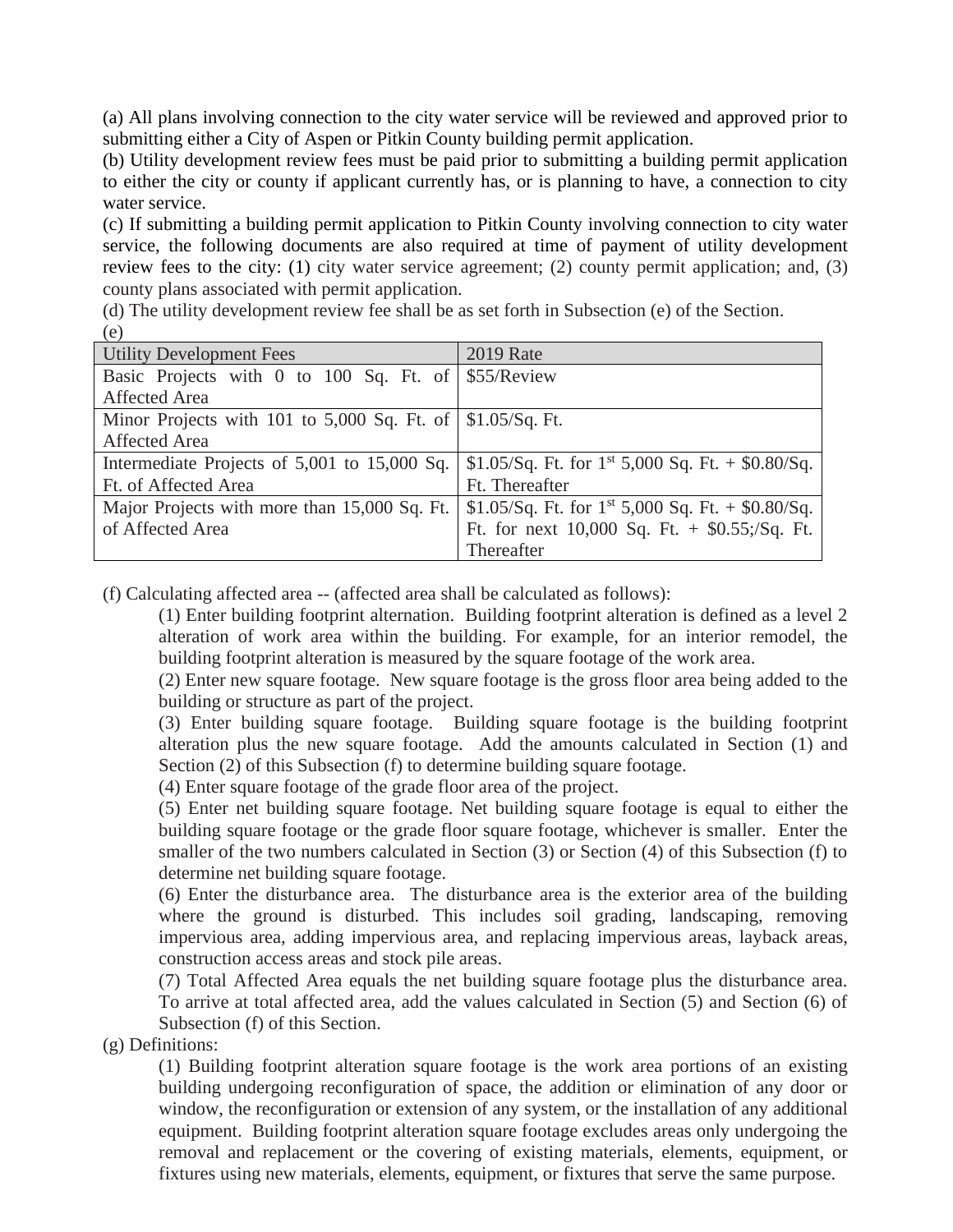(a) All plans involving connection to the city water service will be reviewed and approved prior to submitting either a City of Aspen or Pitkin County building permit application.

(b) Utility development review fees must be paid prior to submitting a building permit application to either the city or county if applicant currently has, or is planning to have, a connection to city water service.

(c) If submitting a building permit application to Pitkin County involving connection to city water service, the following documents are also required at time of payment of utility development review fees to the city: (1) city water service agreement; (2) county permit application; and, (3) county plans associated with permit application.

(d) The utility development review fee shall be as set forth in Subsection (e) of the Section.

(e)

| Utility Development Fees | 2019 Rate |
|---|---|
| Basic Projects with 0 to 100 Sq. Ft. of Affected Area | $55/Review |
| Minor Projects with 101 to 5,000 Sq. Ft. of Affected Area | $1.05/Sq. Ft. |
| Intermediate Projects of 5,001 to 15,000 Sq. Ft. of Affected Area | $1.05/Sq. Ft. for 1st 5,000 Sq. Ft. + $0.80/Sq. Ft. Thereafter |
| Major Projects with more than 15,000 Sq. Ft. of Affected Area | $1.05/Sq. Ft. for 1st 5,000 Sq. Ft. + $0.80/Sq. Ft. for next 10,000 Sq. Ft. + $0.55;/Sq. Ft. Thereafter |

(f) Calculating affected area -- (affected area shall be calculated as follows):

(1) Enter building footprint alternation. Building footprint alteration is defined as a level 2 alteration of work area within the building. For example, for an interior remodel, the building footprint alteration is measured by the square footage of the work area.

(2) Enter new square footage. New square footage is the gross floor area being added to the building or structure as part of the project.

(3) Enter building square footage. Building square footage is the building footprint alteration plus the new square footage. Add the amounts calculated in Section (1) and Section (2) of this Subsection (f) to determine building square footage.

(4) Enter square footage of the grade floor area of the project.

(5) Enter net building square footage. Net building square footage is equal to either the building square footage or the grade floor square footage, whichever is smaller. Enter the smaller of the two numbers calculated in Section (3) or Section (4) of this Subsection (f) to determine net building square footage.

(6) Enter the disturbance area. The disturbance area is the exterior area of the building where the ground is disturbed. This includes soil grading, landscaping, removing impervious area, adding impervious area, and replacing impervious areas, layback areas, construction access areas and stock pile areas.

(7) Total Affected Area equals the net building square footage plus the disturbance area. To arrive at total affected area, add the values calculated in Section (5) and Section (6) of Subsection (f) of this Section.

(g) Definitions:

(1) Building footprint alteration square footage is the work area portions of an existing building undergoing reconfiguration of space, the addition or elimination of any door or window, the reconfiguration or extension of any system, or the installation of any additional equipment. Building footprint alteration square footage excludes areas only undergoing the removal and replacement or the covering of existing materials, elements, equipment, or fixtures using new materials, elements, equipment, or fixtures that serve the same purpose.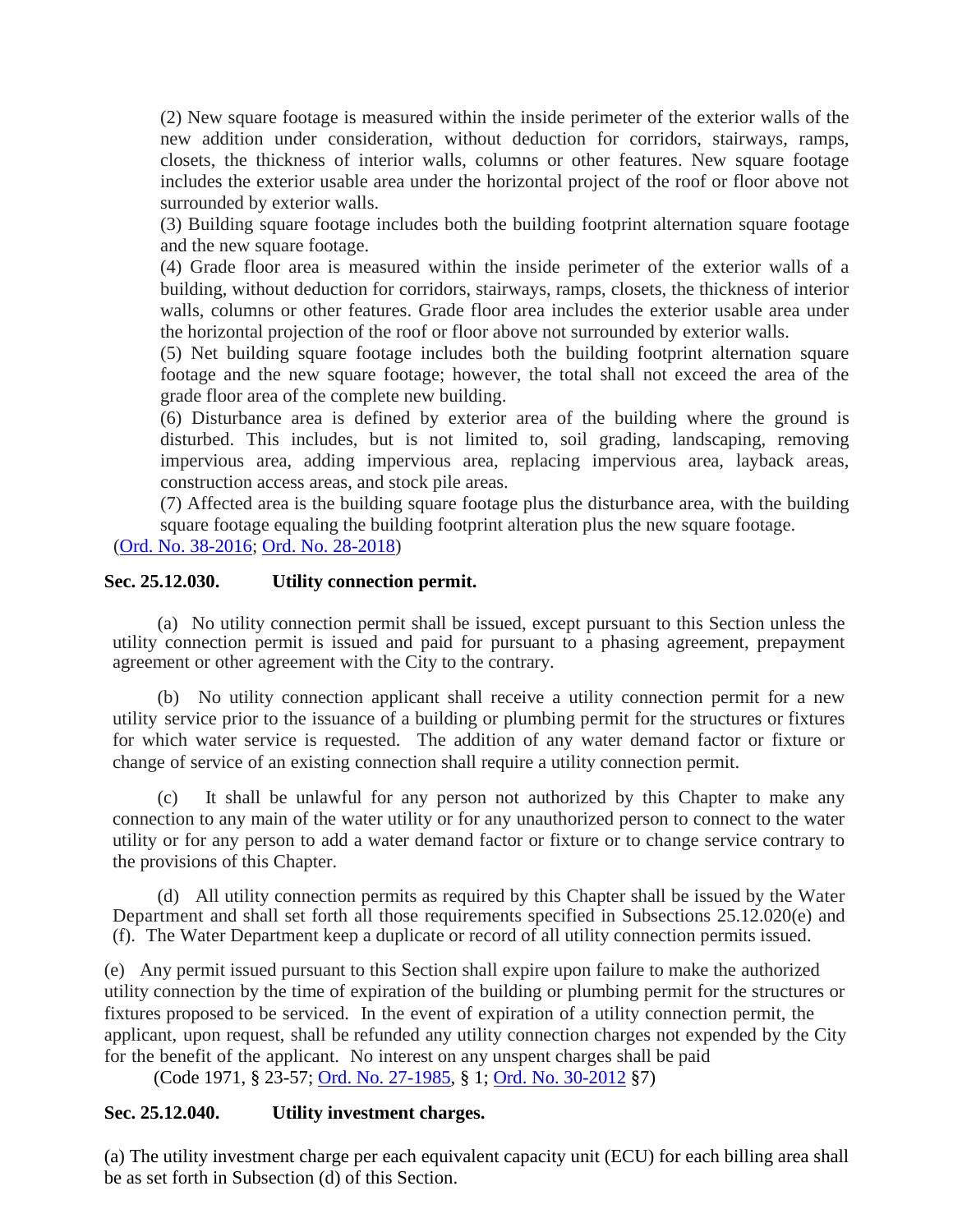(2) New square footage is measured within the inside perimeter of the exterior walls of the new addition under consideration, without deduction for corridors, stairways, ramps, closets, the thickness of interior walls, columns or other features. New square footage includes the exterior usable area under the horizontal project of the roof or floor above not surrounded by exterior walls.

(3) Building square footage includes both the building footprint alternation square footage and the new square footage.

(4) Grade floor area is measured within the inside perimeter of the exterior walls of a building, without deduction for corridors, stairways, ramps, closets, the thickness of interior walls, columns or other features. Grade floor area includes the exterior usable area under the horizontal projection of the roof or floor above not surrounded by exterior walls.

(5) Net building square footage includes both the building footprint alternation square footage and the new square footage; however, the total shall not exceed the area of the grade floor area of the complete new building.

(6) Disturbance area is defined by exterior area of the building where the ground is disturbed. This includes, but is not limited to, soil grading, landscaping, removing impervious area, adding impervious area, replacing impervious area, layback areas, construction access areas, and stock pile areas.

(7) Affected area is the building square footage plus the disturbance area, with the building square footage equaling the building footprint alteration plus the new square footage.

(Ord. No. 38-2016; Ord. No. 28-2018)

### Sec. 25.12.030. Utility connection permit.

(a) No utility connection permit shall be issued, except pursuant to this Section unless the utility connection permit is issued and paid for pursuant to a phasing agreement, prepayment agreement or other agreement with the City to the contrary.

(b) No utility connection applicant shall receive a utility connection permit for a new utility service prior to the issuance of a building or plumbing permit for the structures or fixtures for which water service is requested. The addition of any water demand factor or fixture or change of service of an existing connection shall require a utility connection permit.

(c) It shall be unlawful for any person not authorized by this Chapter to make any connection to any main of the water utility or for any unauthorized person to connect to the water utility or for any person to add a water demand factor or fixture or to change service contrary to the provisions of this Chapter.

(d) All utility connection permits as required by this Chapter shall be issued by the Water Department and shall set forth all those requirements specified in Subsections 25.12.020(e) and (f). The Water Department keep a duplicate or record of all utility connection permits issued.

(e) Any permit issued pursuant to this Section shall expire upon failure to make the authorized utility connection by the time of expiration of the building or plumbing permit for the structures or fixtures proposed to be serviced. In the event of expiration of a utility connection permit, the applicant, upon request, shall be refunded any utility connection charges not expended by the City for the benefit of the applicant. No interest on any unspent charges shall be paid

(Code 1971, § 23-57; Ord. No. 27-1985, § 1; Ord. No. 30-2012 §7)

### Sec. 25.12.040. Utility investment charges.

(a) The utility investment charge per each equivalent capacity unit (ECU) for each billing area shall be as set forth in Subsection (d) of this Section.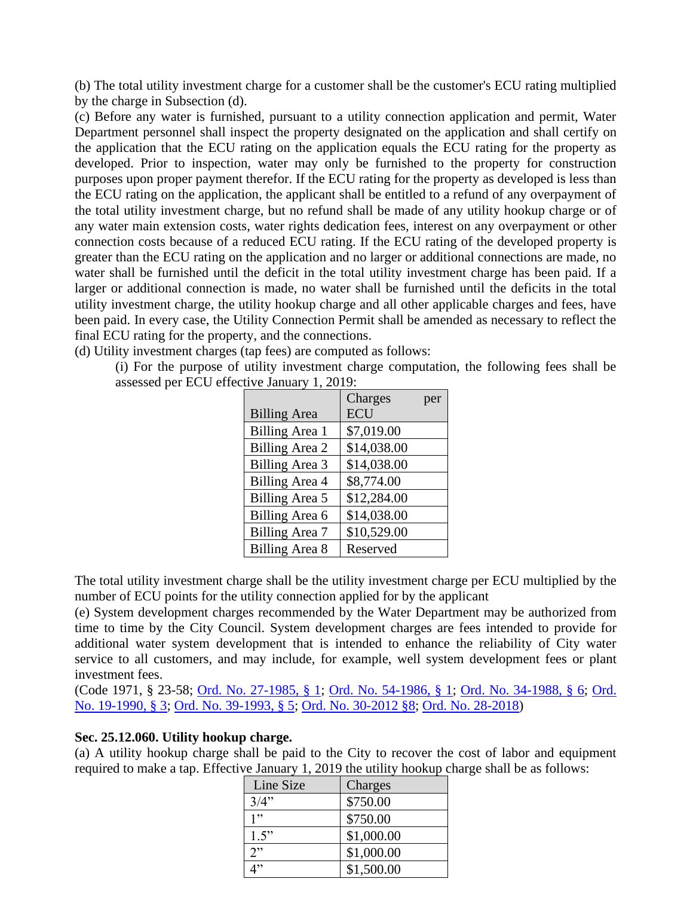(b) The total utility investment charge for a customer shall be the customer's ECU rating multiplied by the charge in Subsection (d).

(c) Before any water is furnished, pursuant to a utility connection application and permit, Water Department personnel shall inspect the property designated on the application and shall certify on the application that the ECU rating on the application equals the ECU rating for the property as developed. Prior to inspection, water may only be furnished to the property for construction purposes upon proper payment therefor. If the ECU rating for the property as developed is less than the ECU rating on the application, the applicant shall be entitled to a refund of any overpayment of the total utility investment charge, but no refund shall be made of any utility hookup charge or of any water main extension costs, water rights dedication fees, interest on any overpayment or other connection costs because of a reduced ECU rating. If the ECU rating of the developed property is greater than the ECU rating on the application and no larger or additional connections are made, no water shall be furnished until the deficit in the total utility investment charge has been paid. If a larger or additional connection is made, no water shall be furnished until the deficits in the total utility investment charge, the utility hookup charge and all other applicable charges and fees, have been paid. In every case, the Utility Connection Permit shall be amended as necessary to reflect the final ECU rating for the property, and the connections.

(d) Utility investment charges (tap fees) are computed as follows:

(i) For the purpose of utility investment charge computation, the following fees shall be assessed per ECU effective January 1, 2019:

| Billing Area | Charges per ECU |
|---|---|
| Billing Area 1 | $7,019.00 |
| Billing Area 2 | $14,038.00 |
| Billing Area 3 | $14,038.00 |
| Billing Area 4 | $8,774.00 |
| Billing Area 5 | $12,284.00 |
| Billing Area 6 | $14,038.00 |
| Billing Area 7 | $10,529.00 |
| Billing Area 8 | Reserved |

The total utility investment charge shall be the utility investment charge per ECU multiplied by the number of ECU points for the utility connection applied for by the applicant

(e) System development charges recommended by the Water Department may be authorized from time to time by the City Council. System development charges are fees intended to provide for additional water system development that is intended to enhance the reliability of City water service to all customers, and may include, for example, well system development fees or plant investment fees.

(Code 1971, § 23-58; Ord. No. 27-1985, § 1; Ord. No. 54-1986, § 1; Ord. No. 34-1988, § 6; Ord. No. 19-1990, § 3; Ord. No. 39-1993, § 5; Ord. No. 30-2012 §8; Ord. No. 28-2018)

**Sec. 25.12.060. Utility hookup charge.**

(a) A utility hookup charge shall be paid to the City to recover the cost of labor and equipment required to make a tap. Effective January 1, 2019 the utility hookup charge shall be as follows:

| Line Size | Charges |
|---|---|
| 3/4” | $750.00 |
| 1” | $750.00 |
| 1.5” | $1,000.00 |
| 2” | $1,000.00 |
| 4” | $1,500.00 |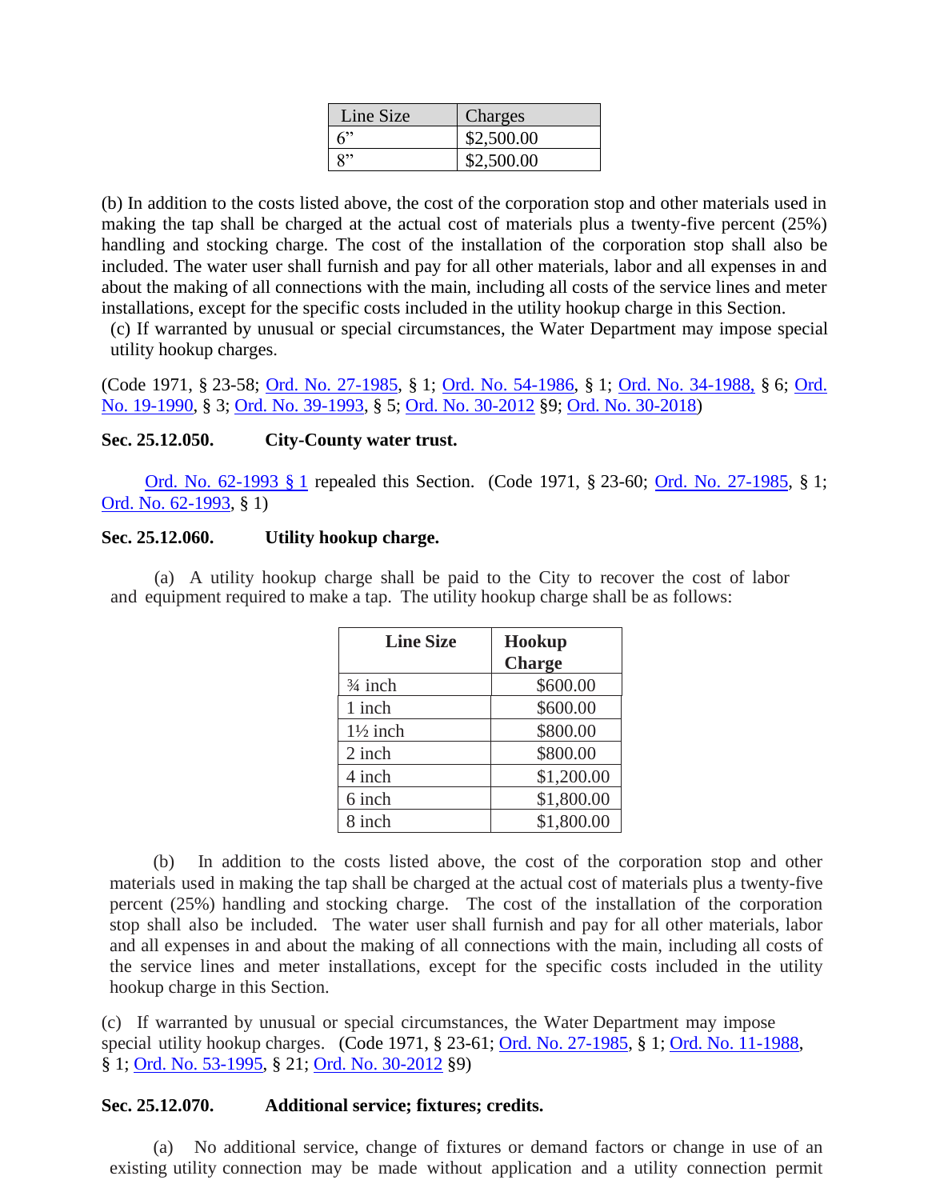| Line Size | Charges |
|---|---|
| 6" | $2,500.00 |
| 8" | $2,500.00 |

(b) In addition to the costs listed above, the cost of the corporation stop and other materials used in making the tap shall be charged at the actual cost of materials plus a twenty-five percent (25%) handling and stocking charge. The cost of the installation of the corporation stop shall also be included. The water user shall furnish and pay for all other materials, labor and all expenses in and about the making of all connections with the main, including all costs of the service lines and meter installations, except for the specific costs included in the utility hookup charge in this Section.

(c) If warranted by unusual or special circumstances, the Water Department may impose special utility hookup charges.

(Code 1971, § 23-58; Ord. No. 27-1985, § 1; Ord. No. 54-1986, § 1; Ord. No. 34-1988, § 6; Ord. No. 19-1990, § 3; Ord. No. 39-1993, § 5; Ord. No. 30-2012 §9; Ord. No. 30-2018)

**Sec. 25.12.050. City-County water trust.**

Ord. No. 62-1993 § 1 repealed this Section. (Code 1971, § 23-60; Ord. No. 27-1985, § 1; Ord. No. 62-1993, § 1)

**Sec. 25.12.060. Utility hookup charge.**

(a) A utility hookup charge shall be paid to the City to recover the cost of labor and equipment required to make a tap. The utility hookup charge shall be as follows:

| Line Size | Hookup Charge |
|---|---|
| ¾ inch | $600.00 |
| 1 inch | $600.00 |
| 1½ inch | $800.00 |
| 2 inch | $800.00 |
| 4 inch | $1,200.00 |
| 6 inch | $1,800.00 |
| 8 inch | $1,800.00 |

(b) In addition to the costs listed above, the cost of the corporation stop and other materials used in making the tap shall be charged at the actual cost of materials plus a twenty-five percent (25%) handling and stocking charge. The cost of the installation of the corporation stop shall also be included. The water user shall furnish and pay for all other materials, labor and all expenses in and about the making of all connections with the main, including all costs of the service lines and meter installations, except for the specific costs included in the utility hookup charge in this Section.

(c) If warranted by unusual or special circumstances, the Water Department may impose special utility hookup charges. (Code 1971, § 23-61; Ord. No. 27-1985, § 1; Ord. No. 11-1988, § 1; Ord. No. 53-1995, § 21; Ord. No. 30-2012 §9)

**Sec. 25.12.070. Additional service; fixtures; credits.**

(a) No additional service, change of fixtures or demand factors or change in use of an existing utility connection may be made without application and a utility connection permit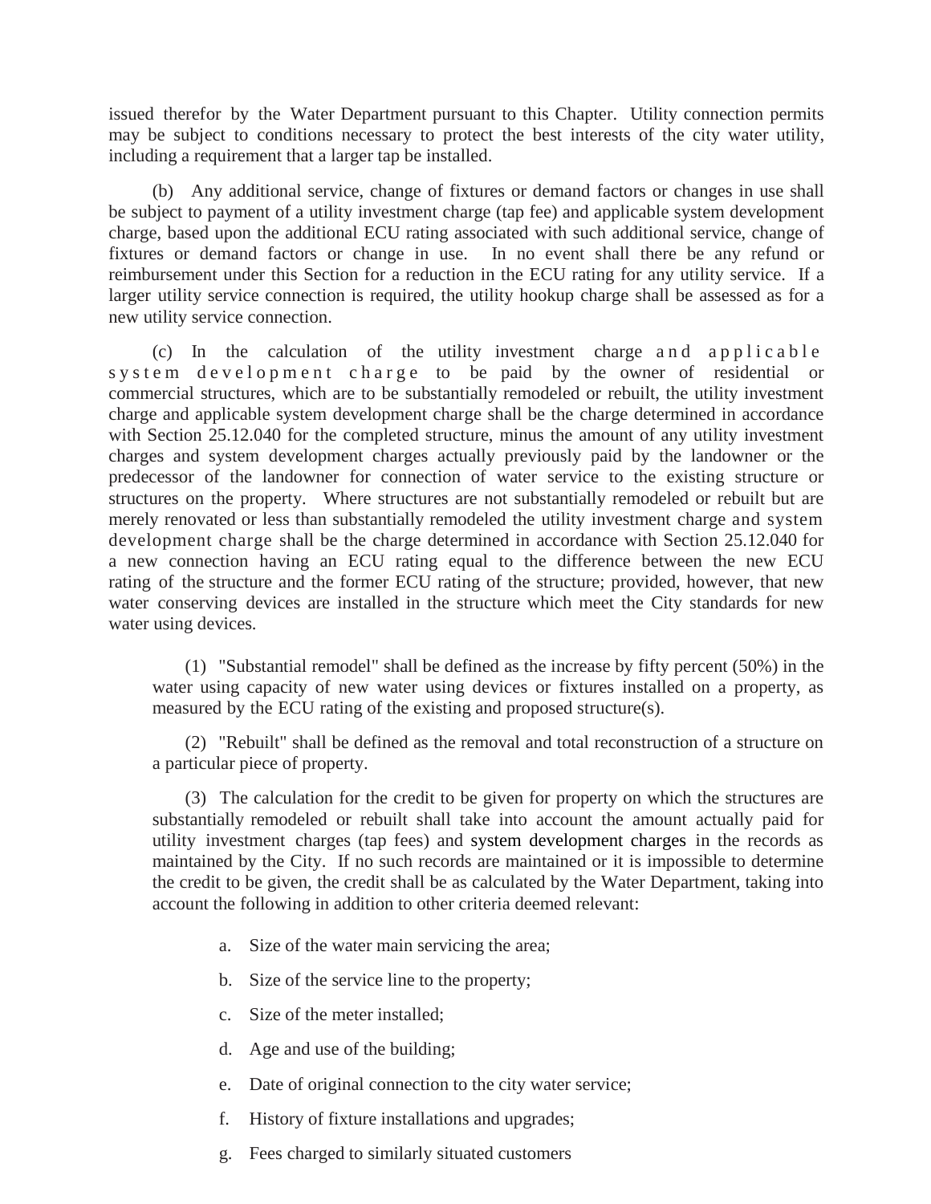issued therefor by the Water Department pursuant to this Chapter. Utility connection permits may be subject to conditions necessary to protect the best interests of the city water utility, including a requirement that a larger tap be installed.

(b) Any additional service, change of fixtures or demand factors or changes in use shall be subject to payment of a utility investment charge (tap fee) and applicable system development charge, based upon the additional ECU rating associated with such additional service, change of fixtures or demand factors or change in use. In no event shall there be any refund or reimbursement under this Section for a reduction in the ECU rating for any utility service. If a larger utility service connection is required, the utility hookup charge shall be assessed as for a new utility service connection.

(c) In the calculation of the utility investment charge and applicable system development charge to be paid by the owner of residential or commercial structures, which are to be substantially remodeled or rebuilt, the utility investment charge and applicable system development charge shall be the charge determined in accordance with Section 25.12.040 for the completed structure, minus the amount of any utility investment charges and system development charges actually previously paid by the landowner or the predecessor of the landowner for connection of water service to the existing structure or structures on the property. Where structures are not substantially remodeled or rebuilt but are merely renovated or less than substantially remodeled the utility investment charge and system development charge shall be the charge determined in accordance with Section 25.12.040 for a new connection having an ECU rating equal to the difference between the new ECU rating of the structure and the former ECU rating of the structure; provided, however, that new water conserving devices are installed in the structure which meet the City standards for new water using devices.

(1) "Substantial remodel" shall be defined as the increase by fifty percent (50%) in the water using capacity of new water using devices or fixtures installed on a property, as measured by the ECU rating of the existing and proposed structure(s).

(2) "Rebuilt" shall be defined as the removal and total reconstruction of a structure on a particular piece of property.

(3) The calculation for the credit to be given for property on which the structures are substantially remodeled or rebuilt shall take into account the amount actually paid for utility investment charges (tap fees) and system development charges in the records as maintained by the City. If no such records are maintained or it is impossible to determine the credit to be given, the credit shall be as calculated by the Water Department, taking into account the following in addition to other criteria deemed relevant:

a. Size of the water main servicing the area;

b. Size of the service line to the property;

c. Size of the meter installed;

d. Age and use of the building;

e. Date of original connection to the city water service;

f. History of fixture installations and upgrades;

g. Fees charged to similarly situated customers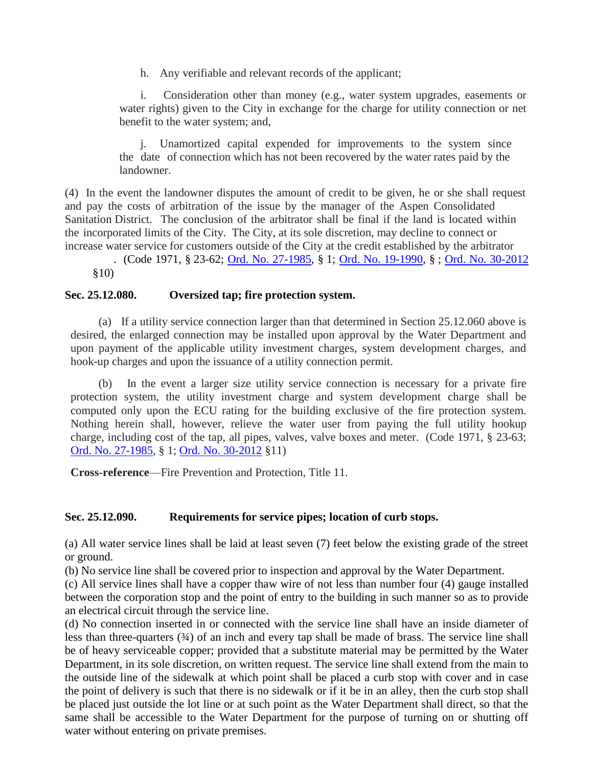h. Any verifiable and relevant records of the applicant;

i. Consideration other than money (e.g., water system upgrades, easements or water rights) given to the City in exchange for the charge for utility connection or net benefit to the water system; and,

j. Unamortized capital expended for improvements to the system since the date of connection which has not been recovered by the water rates paid by the landowner.

(4) In the event the landowner disputes the amount of credit to be given, he or she shall request and pay the costs of arbitration of the issue by the manager of the Aspen Consolidated Sanitation District. The conclusion of the arbitrator shall be final if the land is located within the incorporated limits of the City. The City, at its sole discretion, may decline to connect or increase water service for customers outside of the City at the credit established by the arbitrator . (Code 1971, § 23-62; Ord. No. 27-1985, § 1; Ord. No. 19-1990, § ; Ord. No. 30-2012 §10)

**Sec. 25.12.080. Oversized tap; fire protection system.**

(a) If a utility service connection larger than that determined in Section 25.12.060 above is desired, the enlarged connection may be installed upon approval by the Water Department and upon payment of the applicable utility investment charges, system development charges, and hook-up charges and upon the issuance of a utility connection permit.

(b) In the event a larger size utility service connection is necessary for a private fire protection system, the utility investment charge and system development charge shall be computed only upon the ECU rating for the building exclusive of the fire protection system. Nothing herein shall, however, relieve the water user from paying the full utility hookup charge, including cost of the tap, all pipes, valves, valve boxes and meter. (Code 1971, § 23-63; Ord. No. 27-1985, § 1; Ord. No. 30-2012 §11)

**Cross-reference**—Fire Prevention and Protection, Title 11.

**Sec. 25.12.090. Requirements for service pipes; location of curb stops.**

(a) All water service lines shall be laid at least seven (7) feet below the existing grade of the street or ground.

(b) No service line shall be covered prior to inspection and approval by the Water Department.

(c) All service lines shall have a copper thaw wire of not less than number four (4) gauge installed between the corporation stop and the point of entry to the building in such manner so as to provide an electrical circuit through the service line.

(d) No connection inserted in or connected with the service line shall have an inside diameter of less than three-quarters (¾) of an inch and every tap shall be made of brass. The service line shall be of heavy serviceable copper; provided that a substitute material may be permitted by the Water Department, in its sole discretion, on written request. The service line shall extend from the main to the outside line of the sidewalk at which point shall be placed a curb stop with cover and in case the point of delivery is such that there is no sidewalk or if it be in an alley, then the curb stop shall be placed just outside the lot line or at such point as the Water Department shall direct, so that the same shall be accessible to the Water Department for the purpose of turning on or shutting off water without entering on private premises.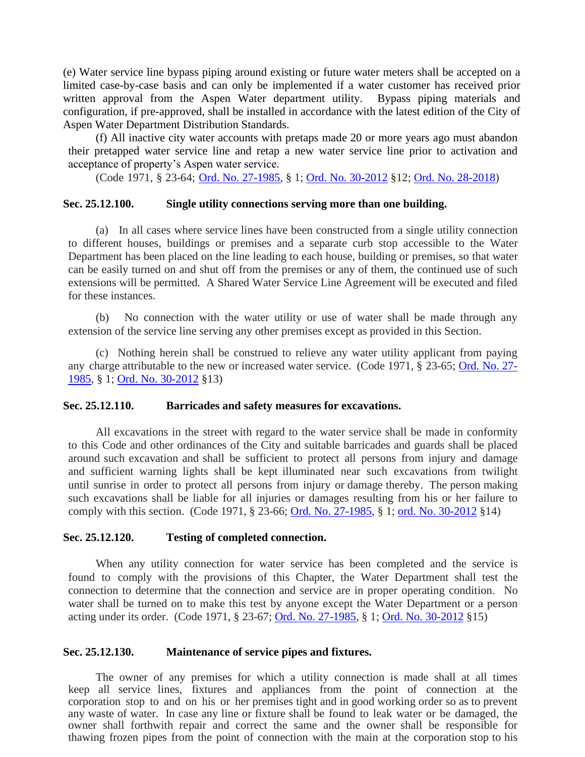(e) Water service line bypass piping around existing or future water meters shall be accepted on a limited case-by-case basis and can only be implemented if a water customer has received prior written approval from the Aspen Water department utility. Bypass piping materials and configuration, if pre-approved, shall be installed in accordance with the latest edition of the City of Aspen Water Department Distribution Standards.

(f) All inactive city water accounts with pretaps made 20 or more years ago must abandon their pretapped water service line and retap a new water service line prior to activation and acceptance of property's Aspen water service.

(Code 1971, § 23-64; Ord. No. 27-1985, § 1; Ord. No. 30-2012 §12; Ord. No. 28-2018)

### Sec. 25.12.100. Single utility connections serving more than one building.

(a) In all cases where service lines have been constructed from a single utility connection to different houses, buildings or premises and a separate curb stop accessible to the Water Department has been placed on the line leading to each house, building or premises, so that water can be easily turned on and shut off from the premises or any of them, the continued use of such extensions will be permitted. A Shared Water Service Line Agreement will be executed and filed for these instances.

(b) No connection with the water utility or use of water shall be made through any extension of the service line serving any other premises except as provided in this Section.

(c) Nothing herein shall be construed to relieve any water utility applicant from paying any charge attributable to the new or increased water service. (Code 1971, § 23-65; Ord. No. 27-1985, § 1; Ord. No. 30-2012 §13)

### Sec. 25.12.110. Barricades and safety measures for excavations.

All excavations in the street with regard to the water service shall be made in conformity to this Code and other ordinances of the City and suitable barricades and guards shall be placed around such excavation and shall be sufficient to protect all persons from injury and damage and sufficient warning lights shall be kept illuminated near such excavations from twilight until sunrise in order to protect all persons from injury or damage thereby. The person making such excavations shall be liable for all injuries or damages resulting from his or her failure to comply with this section. (Code 1971, § 23-66; Ord. No. 27-1985, § 1; ord. No. 30-2012 §14)

### Sec. 25.12.120. Testing of completed connection.

When any utility connection for water service has been completed and the service is found to comply with the provisions of this Chapter, the Water Department shall test the connection to determine that the connection and service are in proper operating condition. No water shall be turned on to make this test by anyone except the Water Department or a person acting under its order. (Code 1971, § 23-67; Ord. No. 27-1985, § 1; Ord. No. 30-2012 §15)

### Sec. 25.12.130. Maintenance of service pipes and fixtures.

The owner of any premises for which a utility connection is made shall at all times keep all service lines, fixtures and appliances from the point of connection at the corporation stop to and on his or her premises tight and in good working order so as to prevent any waste of water. In case any line or fixture shall be found to leak water or be damaged, the owner shall forthwith repair and correct the same and the owner shall be responsible for thawing frozen pipes from the point of connection with the main at the corporation stop to his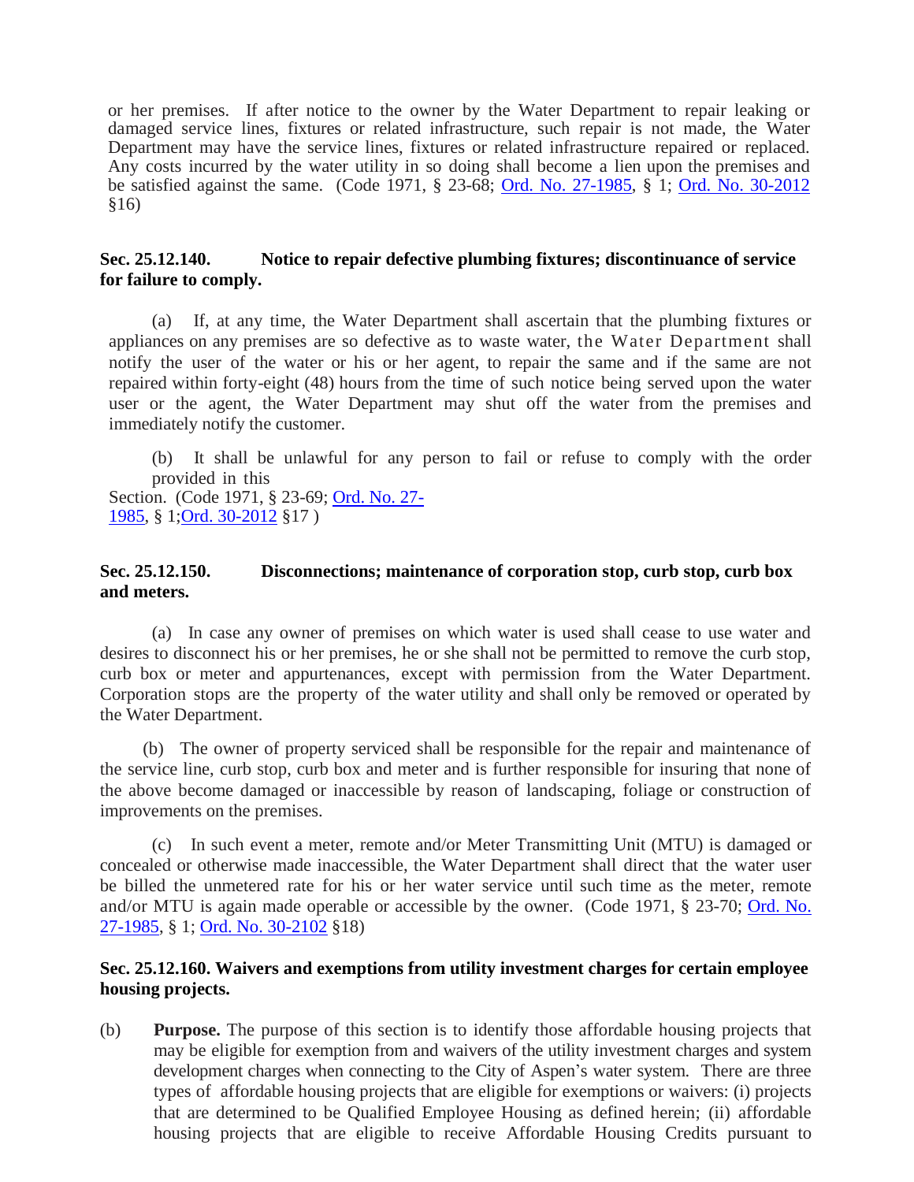or her premises. If after notice to the owner by the Water Department to repair leaking or damaged service lines, fixtures or related infrastructure, such repair is not made, the Water Department may have the service lines, fixtures or related infrastructure repaired or replaced. Any costs incurred by the water utility in so doing shall become a lien upon the premises and be satisfied against the same. (Code 1971, § 23-68; Ord. No. 27-1985, § 1; Ord. No. 30-2012 §16)

**Sec. 25.12.140. Notice to repair defective plumbing fixtures; discontinuance of service for failure to comply.**

(a) If, at any time, the Water Department shall ascertain that the plumbing fixtures or appliances on any premises are so defective as to waste water, the Water Department shall notify the user of the water or his or her agent, to repair the same and if the same are not repaired within forty-eight (48) hours from the time of such notice being served upon the water user or the agent, the Water Department may shut off the water from the premises and immediately notify the customer.

(b) It shall be unlawful for any person to fail or refuse to comply with the order provided in this Section. (Code 1971, § 23-69; Ord. No. 27-1985, § 1;Ord. 30-2012 §17 )

**Sec. 25.12.150. Disconnections; maintenance of corporation stop, curb stop, curb box and meters.**

(a) In case any owner of premises on which water is used shall cease to use water and desires to disconnect his or her premises, he or she shall not be permitted to remove the curb stop, curb box or meter and appurtenances, except with permission from the Water Department. Corporation stops are the property of the water utility and shall only be removed or operated by the Water Department.

(b) The owner of property serviced shall be responsible for the repair and maintenance of the service line, curb stop, curb box and meter and is further responsible for insuring that none of the above become damaged or inaccessible by reason of landscaping, foliage or construction of improvements on the premises.

(c) In such event a meter, remote and/or Meter Transmitting Unit (MTU) is damaged or concealed or otherwise made inaccessible, the Water Department shall direct that the water user be billed the unmetered rate for his or her water service until such time as the meter, remote and/or MTU is again made operable or accessible by the owner. (Code 1971, § 23-70; Ord. No. 27-1985, § 1; Ord. No. 30-2102 §18)

**Sec. 25.12.160. Waivers and exemptions from utility investment charges for certain employee housing projects.**

(b) **Purpose.** The purpose of this section is to identify those affordable housing projects that may be eligible for exemption from and waivers of the utility investment charges and system development charges when connecting to the City of Aspen's water system. There are three types of affordable housing projects that are eligible for exemptions or waivers: (i) projects that are determined to be Qualified Employee Housing as defined herein; (ii) affordable housing projects that are eligible to receive Affordable Housing Credits pursuant to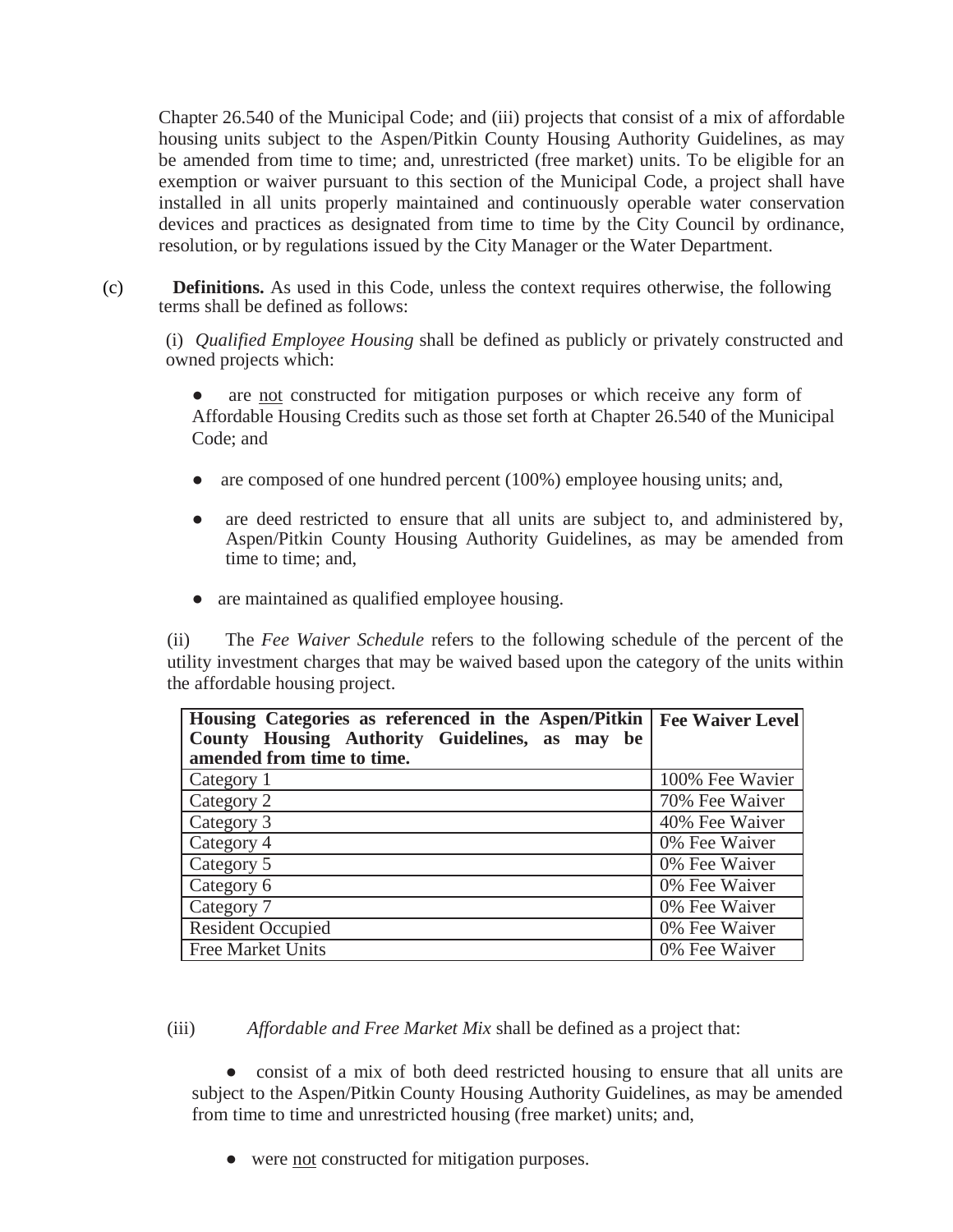Chapter 26.540 of the Municipal Code; and (iii) projects that consist of a mix of affordable housing units subject to the Aspen/Pitkin County Housing Authority Guidelines, as may be amended from time to time; and, unrestricted (free market) units. To be eligible for an exemption or waiver pursuant to this section of the Municipal Code, a project shall have installed in all units properly maintained and continuously operable water conservation devices and practices as designated from time to time by the City Council by ordinance, resolution, or by regulations issued by the City Manager or the Water Department.

(c) **Definitions.** As used in this Code, unless the context requires otherwise, the following terms shall be defined as follows:

(i) *Qualified Employee Housing* shall be defined as publicly or privately constructed and owned projects which:

- are not constructed for mitigation purposes or which receive any form of Affordable Housing Credits such as those set forth at Chapter 26.540 of the Municipal Code; and
- are composed of one hundred percent (100%) employee housing units; and,
- are deed restricted to ensure that all units are subject to, and administered by, Aspen/Pitkin County Housing Authority Guidelines, as may be amended from time to time; and,
- are maintained as qualified employee housing.

(ii) The *Fee Waiver Schedule* refers to the following schedule of the percent of the utility investment charges that may be waived based upon the category of the units within the affordable housing project.

| Housing Categories as referenced in the Aspen/Pitkin County Housing Authority Guidelines, as may be amended from time to time. | Fee Waiver Level |
|---|---|
| Category 1 | 100% Fee Wavier |
| Category 2 | 70% Fee Waiver |
| Category 3 | 40% Fee Waiver |
| Category 4 | 0% Fee Waiver |
| Category 5 | 0% Fee Waiver |
| Category 6 | 0% Fee Waiver |
| Category 7 | 0% Fee Waiver |
| Resident Occupied | 0% Fee Waiver |
| Free Market Units | 0% Fee Waiver |

(iii) *Affordable and Free Market Mix* shall be defined as a project that:

- consist of a mix of both deed restricted housing to ensure that all units are subject to the Aspen/Pitkin County Housing Authority Guidelines, as may be amended from time to time and unrestricted housing (free market) units; and,
- were not constructed for mitigation purposes.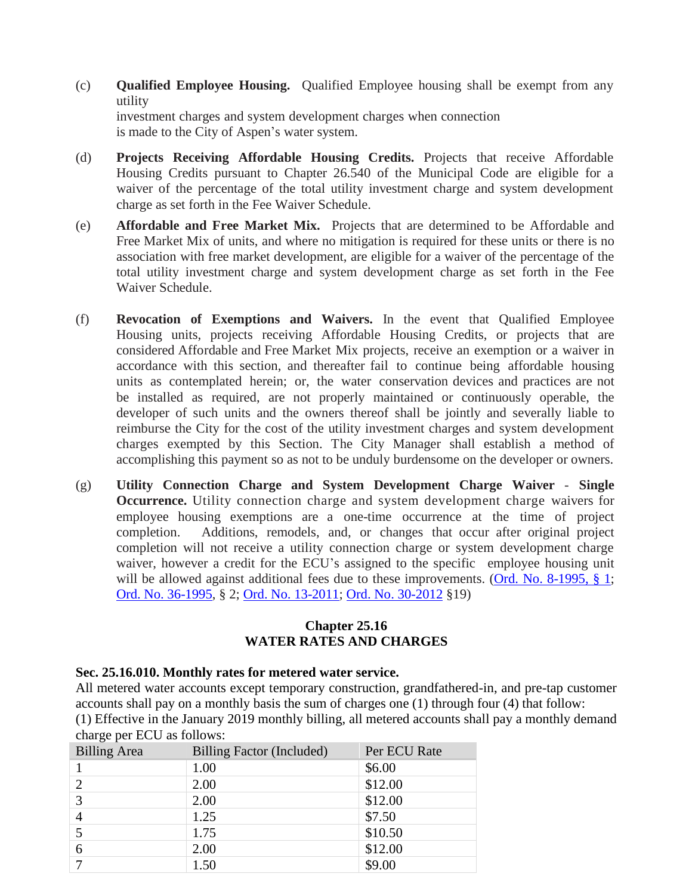(c) **Qualified Employee Housing.** Qualified Employee housing shall be exempt from any utility investment charges and system development charges when connection is made to the City of Aspen's water system.

(d) **Projects Receiving Affordable Housing Credits.** Projects that receive Affordable Housing Credits pursuant to Chapter 26.540 of the Municipal Code are eligible for a waiver of the percentage of the total utility investment charge and system development charge as set forth in the Fee Waiver Schedule.

(e) **Affordable and Free Market Mix.** Projects that are determined to be Affordable and Free Market Mix of units, and where no mitigation is required for these units or there is no association with free market development, are eligible for a waiver of the percentage of the total utility investment charge and system development charge as set forth in the Fee Waiver Schedule.

(f) **Revocation of Exemptions and Waivers.** In the event that Qualified Employee Housing units, projects receiving Affordable Housing Credits, or projects that are considered Affordable and Free Market Mix projects, receive an exemption or a waiver in accordance with this section, and thereafter fail to continue being affordable housing units as contemplated herein; or, the water conservation devices and practices are not be installed as required, are not properly maintained or continuously operable, the developer of such units and the owners thereof shall be jointly and severally liable to reimburse the City for the cost of the utility investment charges and system development charges exempted by this Section. The City Manager shall establish a method of accomplishing this payment so as not to be unduly burdensome on the developer or owners.

(g) **Utility Connection Charge and System Development Charge Waiver - Single Occurrence.** Utility connection charge and system development charge waivers for employee housing exemptions are a one-time occurrence at the time of project completion. Additions, remodels, and, or changes that occur after original project completion will not receive a utility connection charge or system development charge waiver, however a credit for the ECU's assigned to the specific employee housing unit will be allowed against additional fees due to these improvements. (Ord. No. 8-1995, § 1; Ord. No. 36-1995, § 2; Ord. No. 13-2011; Ord. No. 30-2012 §19)

## Chapter 25.16
## WATER RATES AND CHARGES

### Sec. 25.16.010. Monthly rates for metered water service.

All metered water accounts except temporary construction, grandfathered-in, and pre-tap customer accounts shall pay on a monthly basis the sum of charges one (1) through four (4) that follow:

(1) Effective in the January 2019 monthly billing, all metered accounts shall pay a monthly demand charge per ECU as follows:

| Billing Area | Billing Factor (Included) | Per ECU Rate |
|---|---|---|
| 1 | 1.00 | $6.00 |
| 2 | 2.00 | $12.00 |
| 3 | 2.00 | $12.00 |
| 4 | 1.25 | $7.50 |
| 5 | 1.75 | $10.50 |
| 6 | 2.00 | $12.00 |
| 7 | 1.50 | $9.00 |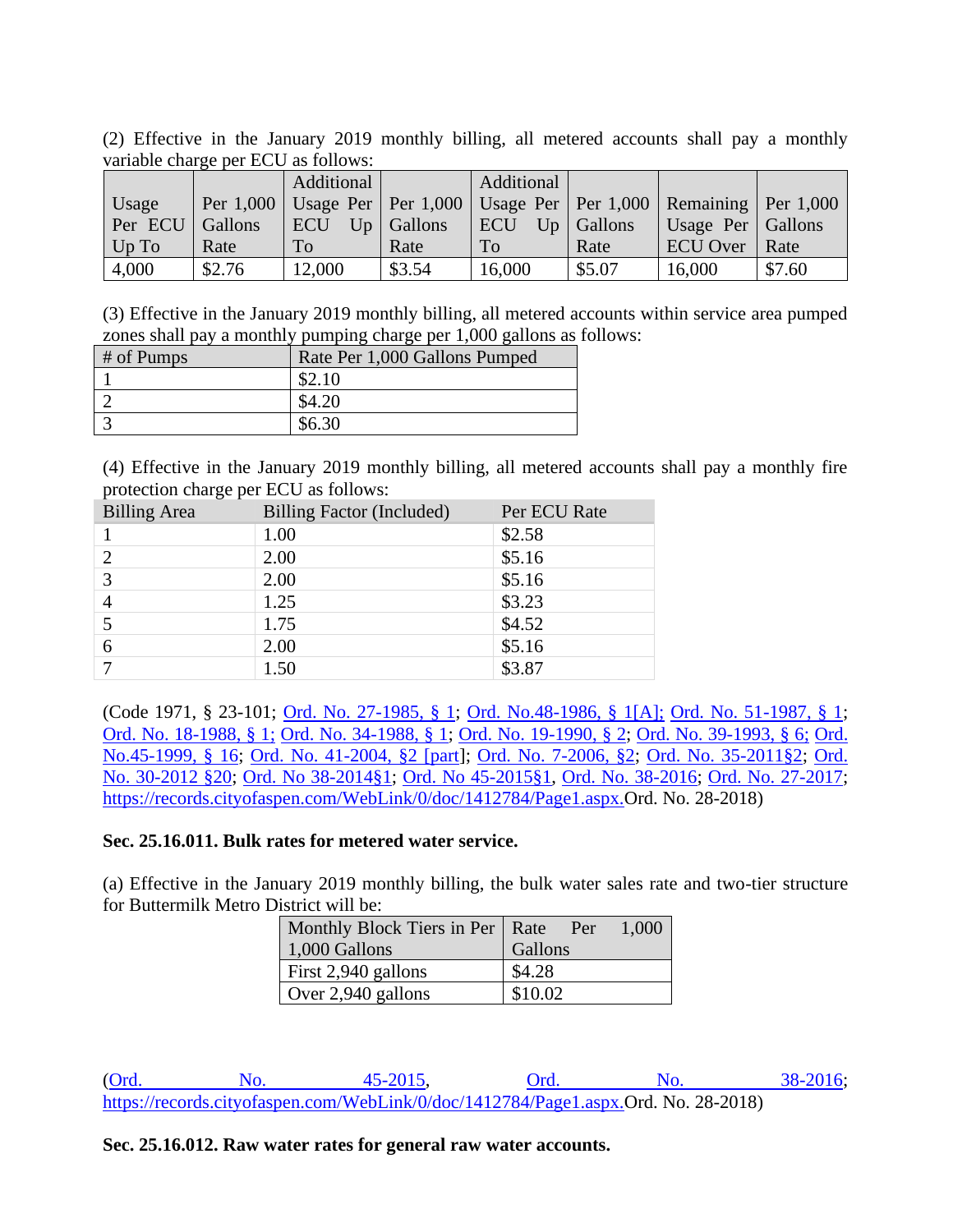(2) Effective in the January 2019 monthly billing, all metered accounts shall pay a monthly variable charge per ECU as follows:

| Usage Per ECU Up To | Per 1,000 Gallons Rate | Additional Usage Per ECU Up To | Per 1,000 Gallons Rate | Additional Usage Per ECU Up To | Per 1,000 Gallons Rate | Remaining Usage Per ECU Over | Per 1,000 Gallons Rate |
|---|---|---|---|---|---|---|---|
| 4,000 | $2.76 | 12,000 | $3.54 | 16,000 | $5.07 | 16,000 | $7.60 |

(3) Effective in the January 2019 monthly billing, all metered accounts within service area pumped zones shall pay a monthly pumping charge per 1,000 gallons as follows:

| # of Pumps | Rate Per 1,000 Gallons Pumped |
|---|---|
| 1 | $2.10 |
| 2 | $4.20 |
| 3 | $6.30 |

(4) Effective in the January 2019 monthly billing, all metered accounts shall pay a monthly fire protection charge per ECU as follows:

| Billing Area | Billing Factor (Included) | Per ECU Rate |
|---|---|---|
| 1 | 1.00 | $2.58 |
| 2 | 2.00 | $5.16 |
| 3 | 2.00 | $5.16 |
| 4 | 1.25 | $3.23 |
| 5 | 1.75 | $4.52 |
| 6 | 2.00 | $5.16 |
| 7 | 1.50 | $3.87 |

(Code 1971, § 23-101; Ord. No. 27-1985, § 1; Ord. No.48-1986, § 1[A]; Ord. No. 51-1987, § 1; Ord. No. 18-1988, § 1; Ord. No. 34-1988, § 1; Ord. No. 19-1990, § 2; Ord. No. 39-1993, § 6; Ord. No.45-1999, § 16; Ord. No. 41-2004, §2 [part]; Ord. No. 7-2006, §2; Ord. No. 35-2011§2; Ord. No. 30-2012 §20; Ord. No 38-2014§1; Ord. No 45-2015§1, Ord. No. 38-2016; Ord. No. 27-2017; https://records.cityofaspen.com/WebLink/0/doc/1412784/Page1.aspx.Ord. No. 28-2018)

**Sec. 25.16.011. Bulk rates for metered water service.**

(a) Effective in the January 2019 monthly billing, the bulk water sales rate and two-tier structure for Buttermilk Metro District will be:

| Monthly Block Tiers in Per 1,000 Gallons | Rate Per 1,000 Gallons |
|---|---|
| First 2,940 gallons | $4.28 |
| Over 2,940 gallons | $10.02 |

(Ord. No. 45-2015, Ord. No. 38-2016; https://records.cityofaspen.com/WebLink/0/doc/1412784/Page1.aspx.Ord. No. 28-2018)

**Sec. 25.16.012. Raw water rates for general raw water accounts.**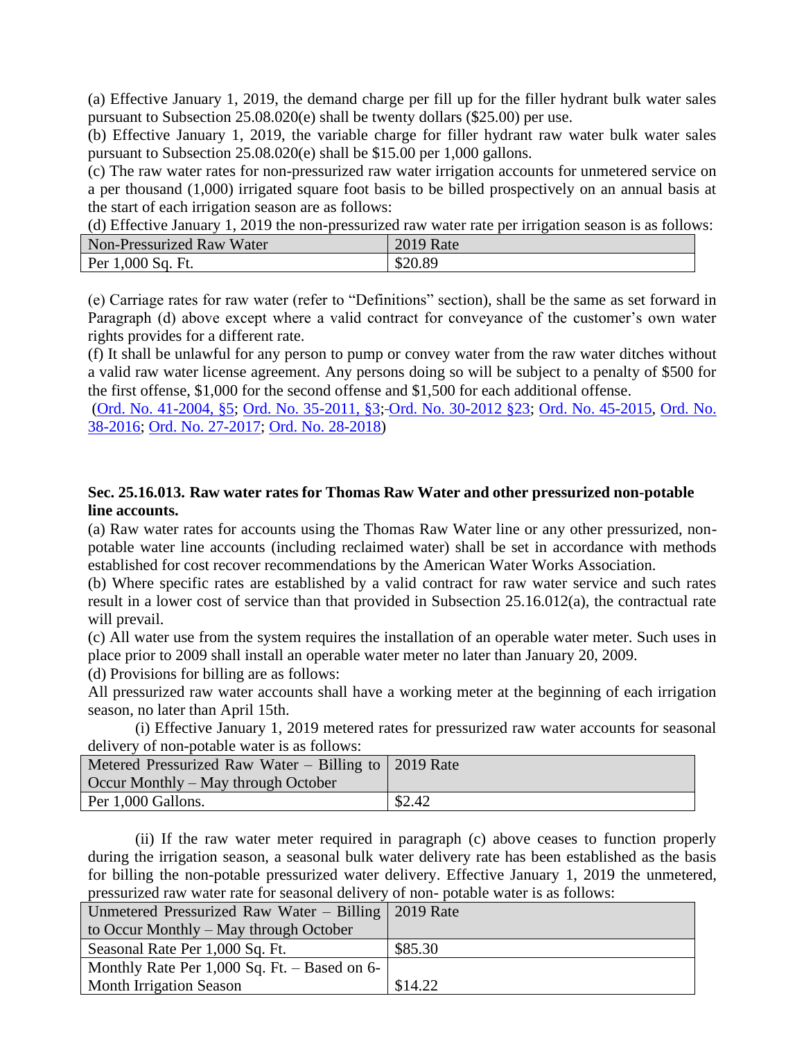(a) Effective January 1, 2019, the demand charge per fill up for the filler hydrant bulk water sales pursuant to Subsection 25.08.020(e) shall be twenty dollars ($25.00) per use.

(b) Effective January 1, 2019, the variable charge for filler hydrant raw water bulk water sales pursuant to Subsection 25.08.020(e) shall be $15.00 per 1,000 gallons.

(c) The raw water rates for non-pressurized raw water irrigation accounts for unmetered service on a per thousand (1,000) irrigated square foot basis to be billed prospectively on an annual basis at the start of each irrigation season are as follows:

(d) Effective January 1, 2019 the non-pressurized raw water rate per irrigation season is as follows:

| Non-Pressurized Raw Water | 2019 Rate |
|---|---|
| Per 1,000 Sq. Ft. | $20.89 |

(e) Carriage rates for raw water (refer to "Definitions" section), shall be the same as set forward in Paragraph (d) above except where a valid contract for conveyance of the customer's own water rights provides for a different rate.

(f) It shall be unlawful for any person to pump or convey water from the raw water ditches without a valid raw water license agreement. Any persons doing so will be subject to a penalty of $500 for the first offense, $1,000 for the second offense and $1,500 for each additional offense.

(Ord. No. 41-2004, §5; Ord. No. 35-2011, §3; Ord. No. 30-2012 §23; Ord. No. 45-2015, Ord. No. 38-2016; Ord. No. 27-2017; Ord. No. 28-2018)

**Sec. 25.16.013. Raw water rates for Thomas Raw Water and other pressurized non-potable line accounts.**

(a) Raw water rates for accounts using the Thomas Raw Water line or any other pressurized, non-potable water line accounts (including reclaimed water) shall be set in accordance with methods established for cost recover recommendations by the American Water Works Association.

(b) Where specific rates are established by a valid contract for raw water service and such rates result in a lower cost of service than that provided in Subsection 25.16.012(a), the contractual rate will prevail.

(c) All water use from the system requires the installation of an operable water meter. Such uses in place prior to 2009 shall install an operable water meter no later than January 20, 2009.

(d) Provisions for billing are as follows:

All pressurized raw water accounts shall have a working meter at the beginning of each irrigation season, no later than April 15th.

(i) Effective January 1, 2019 metered rates for pressurized raw water accounts for seasonal delivery of non-potable water is as follows:

| Metered Pressurized Raw Water – Billing to Occur Monthly – May through October | 2019 Rate |
|---|---|
| Per 1,000 Gallons. | $2.42 |

(ii) If the raw water meter required in paragraph (c) above ceases to function properly during the irrigation season, a seasonal bulk water delivery rate has been established as the basis for billing the non-potable pressurized water delivery. Effective January 1, 2019 the unmetered, pressurized raw water rate for seasonal delivery of non- potable water is as follows:

| Unmetered Pressurized Raw Water – Billing to Occur Monthly – May through October | 2019 Rate |
|---|---|
| Seasonal Rate Per 1,000 Sq. Ft. | $85.30 |
| Monthly Rate Per 1,000 Sq. Ft. – Based on 6-Month Irrigation Season | $14.22 |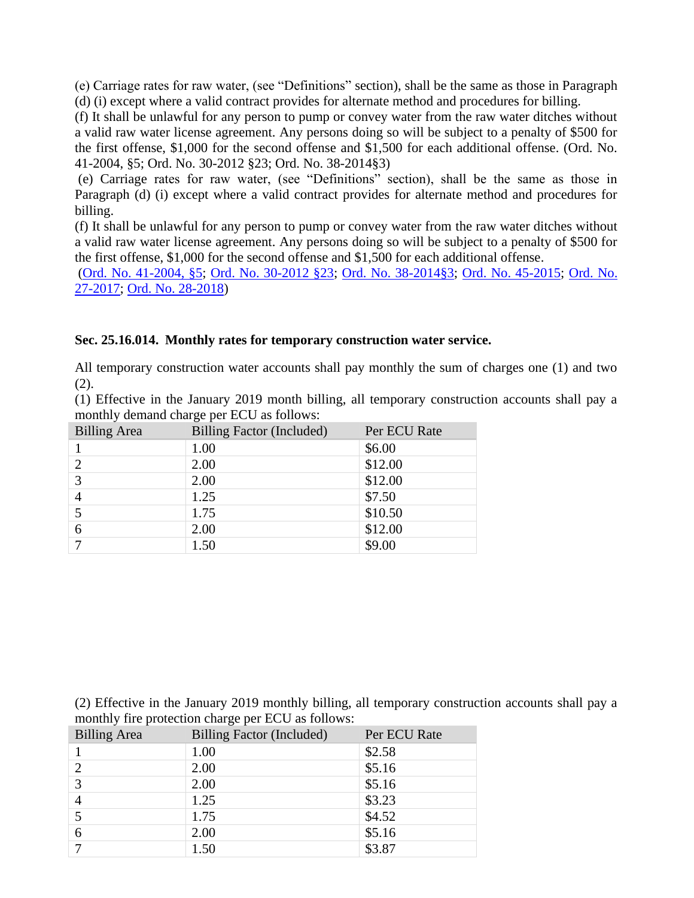(e) Carriage rates for raw water, (see "Definitions" section), shall be the same as those in Paragraph (d) (i) except where a valid contract provides for alternate method and procedures for billing.

(f) It shall be unlawful for any person to pump or convey water from the raw water ditches without a valid raw water license agreement. Any persons doing so will be subject to a penalty of $500 for the first offense, $1,000 for the second offense and $1,500 for each additional offense. (Ord. No. 41-2004, §5; Ord. No. 30-2012 §23; Ord. No. 38-2014§3)

(e) Carriage rates for raw water, (see "Definitions" section), shall be the same as those in Paragraph (d) (i) except where a valid contract provides for alternate method and procedures for billing.

(f) It shall be unlawful for any person to pump or convey water from the raw water ditches without a valid raw water license agreement. Any persons doing so will be subject to a penalty of $500 for the first offense, $1,000 for the second offense and $1,500 for each additional offense.

(Ord. No. 41-2004, §5; Ord. No. 30-2012 §23; Ord. No. 38-2014§3; Ord. No. 45-2015; Ord. No. 27-2017; Ord. No. 28-2018)

**Sec. 25.16.014. Monthly rates for temporary construction water service.**

All temporary construction water accounts shall pay monthly the sum of charges one (1) and two (2).

(1) Effective in the January 2019 month billing, all temporary construction accounts shall pay a monthly demand charge per ECU as follows:

| Billing Area | Billing Factor (Included) | Per ECU Rate |
|---|---|---|
| 1 | 1.00 | $6.00 |
| 2 | 2.00 | $12.00 |
| 3 | 2.00 | $12.00 |
| 4 | 1.25 | $7.50 |
| 5 | 1.75 | $10.50 |
| 6 | 2.00 | $12.00 |
| 7 | 1.50 | $9.00 |

(2) Effective in the January 2019 monthly billing, all temporary construction accounts shall pay a monthly fire protection charge per ECU as follows:

| Billing Area | Billing Factor (Included) | Per ECU Rate |
|---|---|---|
| 1 | 1.00 | $2.58 |
| 2 | 2.00 | $5.16 |
| 3 | 2.00 | $5.16 |
| 4 | 1.25 | $3.23 |
| 5 | 1.75 | $4.52 |
| 6 | 2.00 | $5.16 |
| 7 | 1.50 | $3.87 |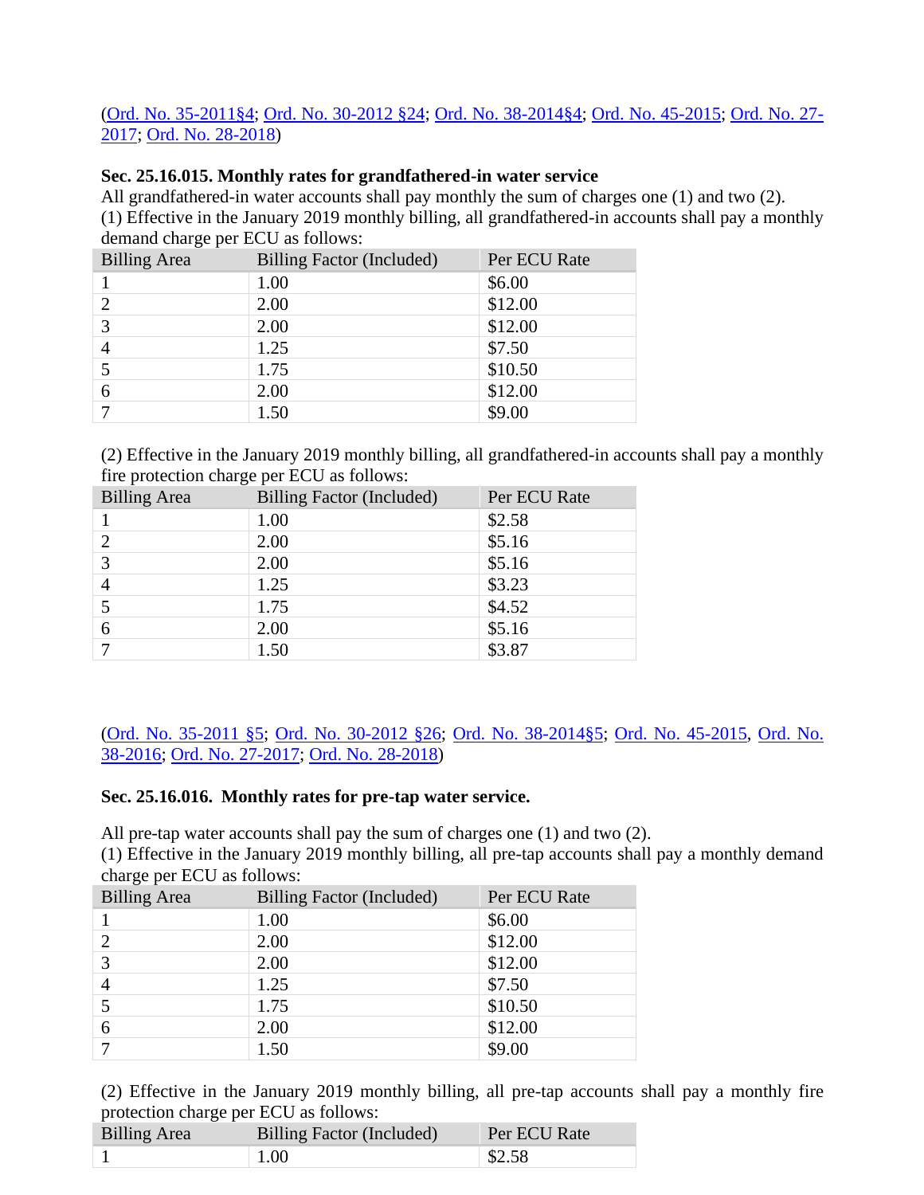(Ord. No. 35-2011§4; Ord. No. 30-2012 §24; Ord. No. 38-2014§4; Ord. No. 45-2015; Ord. No. 27-2017; Ord. No. 28-2018)

**Sec. 25.16.015. Monthly rates for grandfathered-in water service**

All grandfathered-in water accounts shall pay monthly the sum of charges one (1) and two (2).

(1) Effective in the January 2019 monthly billing, all grandfathered-in accounts shall pay a monthly demand charge per ECU as follows:

| Billing Area | Billing Factor (Included) | Per ECU Rate |
|---|---|---|
| 1 | 1.00 | $6.00 |
| 2 | 2.00 | $12.00 |
| 3 | 2.00 | $12.00 |
| 4 | 1.25 | $7.50 |
| 5 | 1.75 | $10.50 |
| 6 | 2.00 | $12.00 |
| 7 | 1.50 | $9.00 |

(2) Effective in the January 2019 monthly billing, all grandfathered-in accounts shall pay a monthly fire protection charge per ECU as follows:

| Billing Area | Billing Factor (Included) | Per ECU Rate |
|---|---|---|
| 1 | 1.00 | $2.58 |
| 2 | 2.00 | $5.16 |
| 3 | 2.00 | $5.16 |
| 4 | 1.25 | $3.23 |
| 5 | 1.75 | $4.52 |
| 6 | 2.00 | $5.16 |
| 7 | 1.50 | $3.87 |

(Ord. No. 35-2011 §5; Ord. No. 30-2012 §26; Ord. No. 38-2014§5; Ord. No. 45-2015, Ord. No. 38-2016; Ord. No. 27-2017; Ord. No. 28-2018)

**Sec. 25.16.016. Monthly rates for pre-tap water service.**

All pre-tap water accounts shall pay the sum of charges one (1) and two (2).

(1) Effective in the January 2019 monthly billing, all pre-tap accounts shall pay a monthly demand charge per ECU as follows:

| Billing Area | Billing Factor (Included) | Per ECU Rate |
|---|---|---|
| 1 | 1.00 | $6.00 |
| 2 | 2.00 | $12.00 |
| 3 | 2.00 | $12.00 |
| 4 | 1.25 | $7.50 |
| 5 | 1.75 | $10.50 |
| 6 | 2.00 | $12.00 |
| 7 | 1.50 | $9.00 |

(2) Effective in the January 2019 monthly billing, all pre-tap accounts shall pay a monthly fire protection charge per ECU as follows:

| Billing Area | Billing Factor (Included) | Per ECU Rate |
|---|---|---|
| 1 | 1.00 | $2.58 |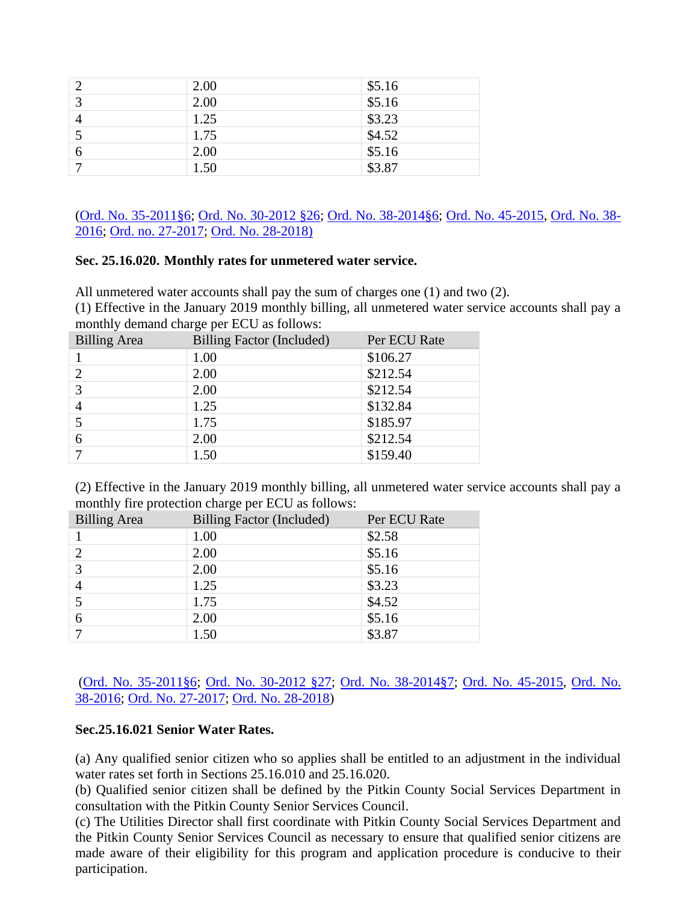| | | |
|---|---|---|
| 2 | 2.00 | $5.16 |
| 3 | 2.00 | $5.16 |
| 4 | 1.25 | $3.23 |
| 5 | 1.75 | $4.52 |
| 6 | 2.00 | $5.16 |
| 7 | 1.50 | $3.87 |

(Ord. No. 35-2011§6; Ord. No. 30-2012 §26; Ord. No. 38-2014§6; Ord. No. 45-2015, Ord. No. 38-2016; Ord. no. 27-2017; Ord. No. 28-2018)

**Sec. 25.16.020. Monthly rates for unmetered water service.**

All unmetered water accounts shall pay the sum of charges one (1) and two (2).
(1) Effective in the January 2019 monthly billing, all unmetered water service accounts shall pay a monthly demand charge per ECU as follows:

| Billing Area | Billing Factor (Included) | Per ECU Rate |
|---|---|---|
| 1 | 1.00 | $106.27 |
| 2 | 2.00 | $212.54 |
| 3 | 2.00 | $212.54 |
| 4 | 1.25 | $132.84 |
| 5 | 1.75 | $185.97 |
| 6 | 2.00 | $212.54 |
| 7 | 1.50 | $159.40 |

(2) Effective in the January 2019 monthly billing, all unmetered water service accounts shall pay a monthly fire protection charge per ECU as follows:

| Billing Area | Billing Factor (Included) | Per ECU Rate |
|---|---|---|
| 1 | 1.00 | $2.58 |
| 2 | 2.00 | $5.16 |
| 3 | 2.00 | $5.16 |
| 4 | 1.25 | $3.23 |
| 5 | 1.75 | $4.52 |
| 6 | 2.00 | $5.16 |
| 7 | 1.50 | $3.87 |

(Ord. No. 35-2011§6; Ord. No. 30-2012 §27; Ord. No. 38-2014§7; Ord. No. 45-2015, Ord. No. 38-2016; Ord. No. 27-2017; Ord. No. 28-2018)

**Sec.25.16.021 Senior Water Rates.**

(a) Any qualified senior citizen who so applies shall be entitled to an adjustment in the individual water rates set forth in Sections 25.16.010 and 25.16.020.
(b) Qualified senior citizen shall be defined by the Pitkin County Social Services Department in consultation with the Pitkin County Senior Services Council.
(c) The Utilities Director shall first coordinate with Pitkin County Social Services Department and the Pitkin County Senior Services Council as necessary to ensure that qualified senior citizens are made aware of their eligibility for this program and application procedure is conducive to their participation.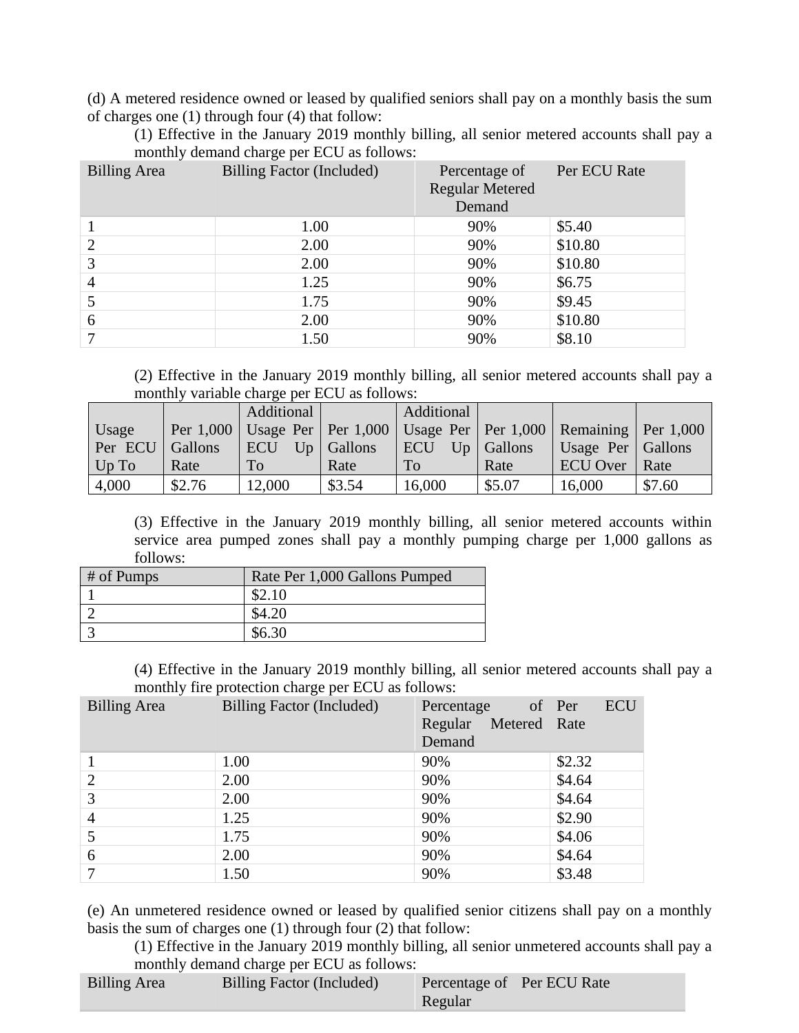(d) A metered residence owned or leased by qualified seniors shall pay on a monthly basis the sum of charges one (1) through four (4) that follow:

(1) Effective in the January 2019 monthly billing, all senior metered accounts shall pay a monthly demand charge per ECU as follows:

| Billing Area | Billing Factor (Included) | Percentage of Regular Metered Demand | Per ECU Rate |
|---|---|---|---|
| 1 | 1.00 | 90% | $5.40 |
| 2 | 2.00 | 90% | $10.80 |
| 3 | 2.00 | 90% | $10.80 |
| 4 | 1.25 | 90% | $6.75 |
| 5 | 1.75 | 90% | $9.45 |
| 6 | 2.00 | 90% | $10.80 |
| 7 | 1.50 | 90% | $8.10 |

(2) Effective in the January 2019 monthly billing, all senior metered accounts shall pay a monthly variable charge per ECU as follows:

| Usage Per ECU Up To | Per 1,000 Gallons Rate | Additional Usage Per ECU Up To | Per 1,000 Gallons Rate | Additional Usage Per ECU Up To | Per 1,000 Gallons Rate | Remaining Usage Per ECU Over | Per 1,000 Gallons Rate |
|---|---|---|---|---|---|---|---|
| 4,000 | $2.76 | 12,000 | $3.54 | 16,000 | $5.07 | 16,000 | $7.60 |

(3) Effective in the January 2019 monthly billing, all senior metered accounts within service area pumped zones shall pay a monthly pumping charge per 1,000 gallons as follows:

| # of Pumps | Rate Per 1,000 Gallons Pumped |
|---|---|
| 1 | $2.10 |
| 2 | $4.20 |
| 3 | $6.30 |

(4) Effective in the January 2019 monthly billing, all senior metered accounts shall pay a monthly fire protection charge per ECU as follows:

| Billing Area | Billing Factor (Included) | Percentage of Regular Metered Demand | Per ECU Rate |
|---|---|---|---|
| 1 | 1.00 | 90% | $2.32 |
| 2 | 2.00 | 90% | $4.64 |
| 3 | 2.00 | 90% | $4.64 |
| 4 | 1.25 | 90% | $2.90 |
| 5 | 1.75 | 90% | $4.06 |
| 6 | 2.00 | 90% | $4.64 |
| 7 | 1.50 | 90% | $3.48 |

(e) An unmetered residence owned or leased by qualified senior citizens shall pay on a monthly basis the sum of charges one (1) through four (2) that follow:

(1) Effective in the January 2019 monthly billing, all senior unmetered accounts shall pay a monthly demand charge per ECU as follows:

| Billing Area | Billing Factor (Included) | Percentage of Regular | Per ECU Rate |
|---|---|---|---|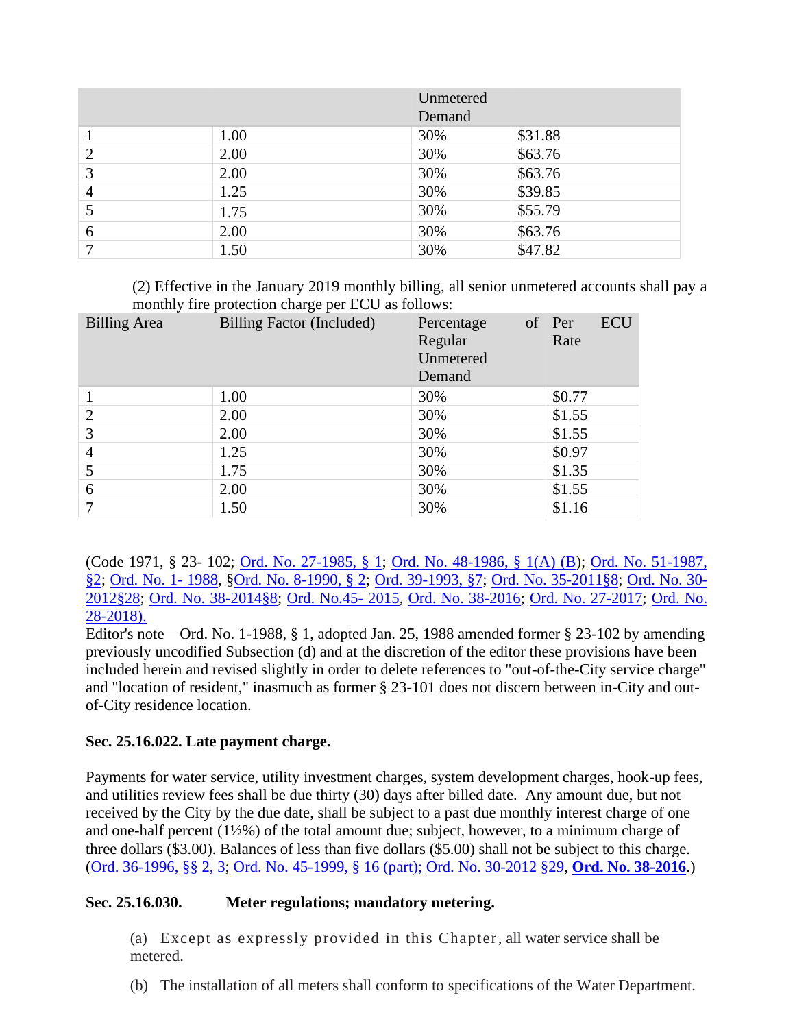| | | Unmetered Demand | |
|---|---|---|---|
| 1 | 1.00 | 30% | $31.88 |
| 2 | 2.00 | 30% | $63.76 |
| 3 | 2.00 | 30% | $63.76 |
| 4 | 1.25 | 30% | $39.85 |
| 5 | 1.75 | 30% | $55.79 |
| 6 | 2.00 | 30% | $63.76 |
| 7 | 1.50 | 30% | $47.82 |

(2) Effective in the January 2019 monthly billing, all senior unmetered accounts shall pay a monthly fire protection charge per ECU as follows:

| Billing Area | Billing Factor (Included) | Percentage of Regular Unmetered Demand | Per ECU Rate |
|---|---|---|---|
| 1 | 1.00 | 30% | $0.77 |
| 2 | 2.00 | 30% | $1.55 |
| 3 | 2.00 | 30% | $1.55 |
| 4 | 1.25 | 30% | $0.97 |
| 5 | 1.75 | 30% | $1.35 |
| 6 | 2.00 | 30% | $1.55 |
| 7 | 1.50 | 30% | $1.16 |

(Code 1971, § 23- 102; Ord. No. 27-1985, § 1; Ord. No. 48-1986, § 1(A) (B); Ord. No. 51-1987, §2; Ord. No. 1- 1988, §Ord. No. 8-1990, § 2; Ord. 39-1993, §7; Ord. No. 35-2011§8; Ord. No. 30-2012§28; Ord. No. 38-2014§8; Ord. No.45- 2015, Ord. No. 38-2016; Ord. No. 27-2017; Ord. No. 28-2018).

Editor's note—Ord. No. 1-1988, § 1, adopted Jan. 25, 1988 amended former § 23-102 by amending previously uncodified Subsection (d) and at the discretion of the editor these provisions have been included herein and revised slightly in order to delete references to "out-of-the-City service charge" and "location of resident," inasmuch as former § 23-101 does not discern between in-City and out-of-City residence location.

**Sec. 25.16.022. Late payment charge.**

Payments for water service, utility investment charges, system development charges, hook-up fees, and utilities review fees shall be due thirty (30) days after billed date. Any amount due, but not received by the City by the due date, shall be subject to a past due monthly interest charge of one and one-half percent (1½%) of the total amount due; subject, however, to a minimum charge of three dollars ($3.00). Balances of less than five dollars ($5.00) shall not be subject to this charge. (Ord. 36-1996, §§ 2, 3; Ord. No. 45-1999, § 16 (part); Ord. No. 30-2012 §29, **Ord. No. 38-2016**.)

**Sec. 25.16.030. Meter regulations; mandatory metering.**

(a) Except as expressly provided in this Chapter, all water service shall be metered.

(b) The installation of all meters shall conform to specifications of the Water Department.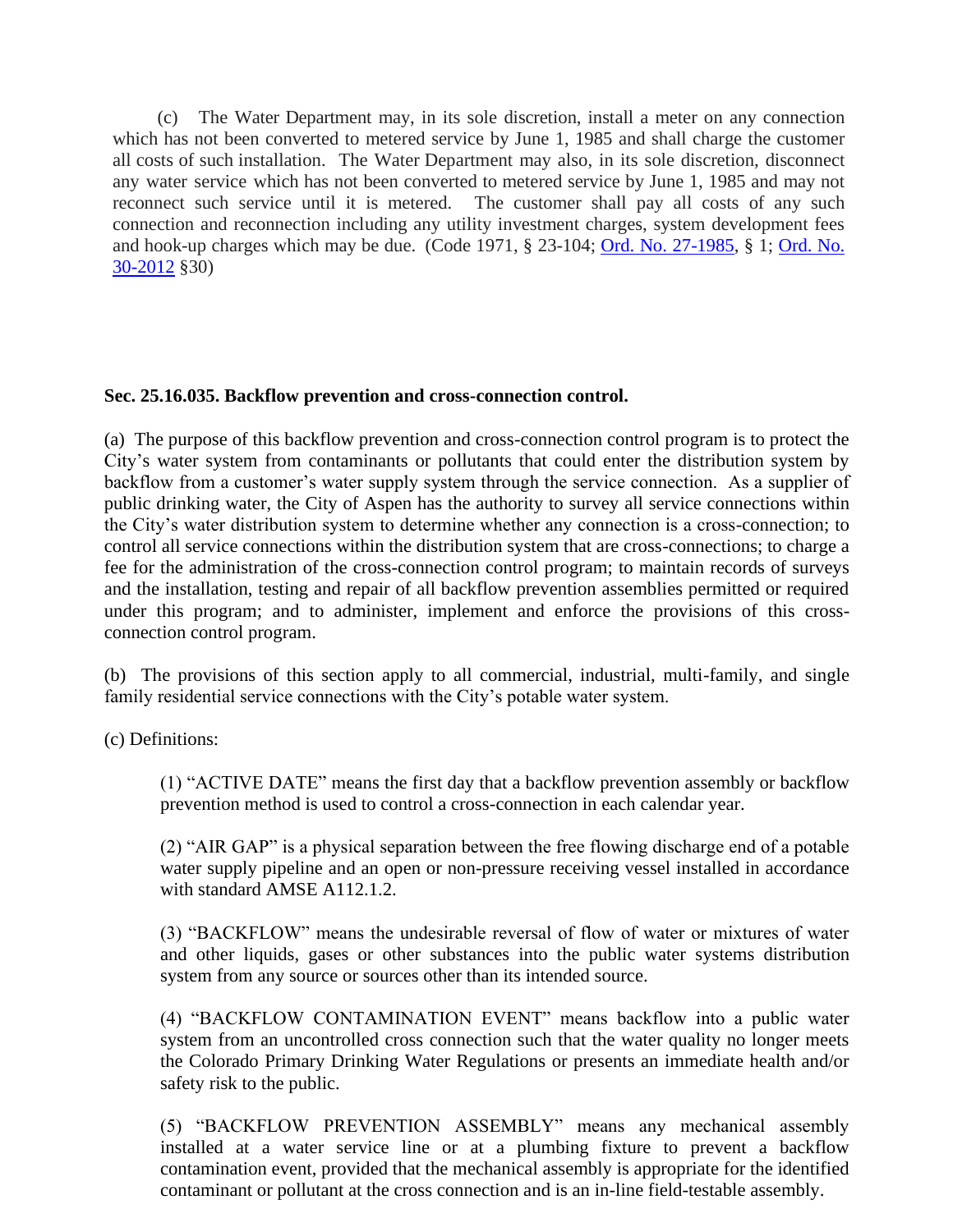(c) The Water Department may, in its sole discretion, install a meter on any connection which has not been converted to metered service by June 1, 1985 and shall charge the customer all costs of such installation. The Water Department may also, in its sole discretion, disconnect any water service which has not been converted to metered service by June 1, 1985 and may not reconnect such service until it is metered. The customer shall pay all costs of any such connection and reconnection including any utility investment charges, system development fees and hook-up charges which may be due. (Code 1971, § 23-104; Ord. No. 27-1985, § 1; Ord. No. 30-2012 §30)

**Sec. 25.16.035. Backflow prevention and cross-connection control.**

(a) The purpose of this backflow prevention and cross-connection control program is to protect the City's water system from contaminants or pollutants that could enter the distribution system by backflow from a customer's water supply system through the service connection. As a supplier of public drinking water, the City of Aspen has the authority to survey all service connections within the City's water distribution system to determine whether any connection is a cross-connection; to control all service connections within the distribution system that are cross-connections; to charge a fee for the administration of the cross-connection control program; to maintain records of surveys and the installation, testing and repair of all backflow prevention assemblies permitted or required under this program; and to administer, implement and enforce the provisions of this cross-connection control program.

(b) The provisions of this section apply to all commercial, industrial, multi-family, and single family residential service connections with the City's potable water system.

(c) Definitions:

(1) "ACTIVE DATE" means the first day that a backflow prevention assembly or backflow prevention method is used to control a cross-connection in each calendar year.

(2) "AIR GAP" is a physical separation between the free flowing discharge end of a potable water supply pipeline and an open or non-pressure receiving vessel installed in accordance with standard AMSE A112.1.2.

(3) "BACKFLOW" means the undesirable reversal of flow of water or mixtures of water and other liquids, gases or other substances into the public water systems distribution system from any source or sources other than its intended source.

(4) "BACKFLOW CONTAMINATION EVENT" means backflow into a public water system from an uncontrolled cross connection such that the water quality no longer meets the Colorado Primary Drinking Water Regulations or presents an immediate health and/or safety risk to the public.

(5) "BACKFLOW PREVENTION ASSEMBLY" means any mechanical assembly installed at a water service line or at a plumbing fixture to prevent a backflow contamination event, provided that the mechanical assembly is appropriate for the identified contaminant or pollutant at the cross connection and is an in-line field-testable assembly.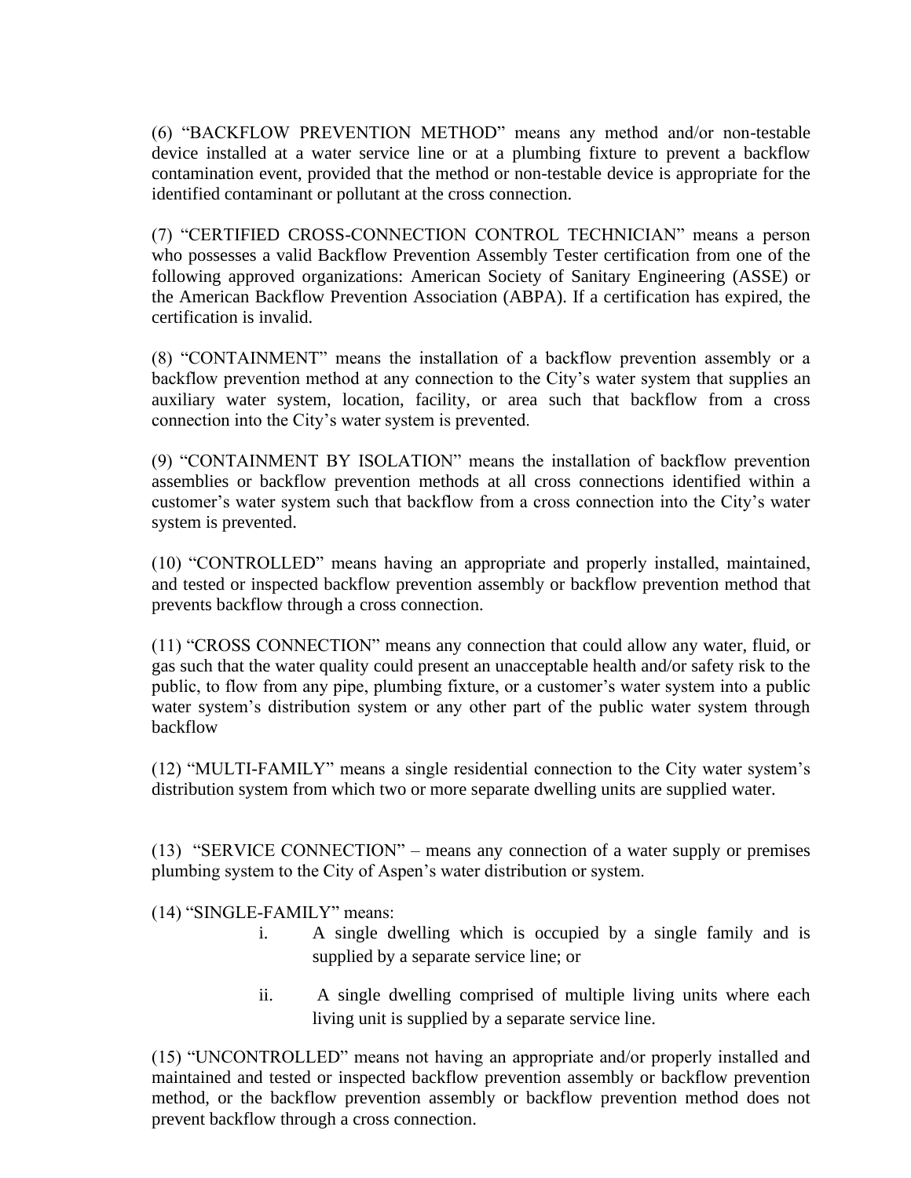(6) “BACKFLOW PREVENTION METHOD” means any method and/or non-testable device installed at a water service line or at a plumbing fixture to prevent a backflow contamination event, provided that the method or non-testable device is appropriate for the identified contaminant or pollutant at the cross connection.

(7) “CERTIFIED CROSS-CONNECTION CONTROL TECHNICIAN” means a person who possesses a valid Backflow Prevention Assembly Tester certification from one of the following approved organizations: American Society of Sanitary Engineering (ASSE) or the American Backflow Prevention Association (ABPA). If a certification has expired, the certification is invalid.

(8) “CONTAINMENT” means the installation of a backflow prevention assembly or a backflow prevention method at any connection to the City’s water system that supplies an auxiliary water system, location, facility, or area such that backflow from a cross connection into the City’s water system is prevented.

(9) “CONTAINMENT BY ISOLATION” means the installation of backflow prevention assemblies or backflow prevention methods at all cross connections identified within a customer’s water system such that backflow from a cross connection into the City’s water system is prevented.

(10) “CONTROLLED” means having an appropriate and properly installed, maintained, and tested or inspected backflow prevention assembly or backflow prevention method that prevents backflow through a cross connection.

(11) “CROSS CONNECTION” means any connection that could allow any water, fluid, or gas such that the water quality could present an unacceptable health and/or safety risk to the public, to flow from any pipe, plumbing fixture, or a customer’s water system into a public water system’s distribution system or any other part of the public water system through backflow

(12) “MULTI-FAMILY” means a single residential connection to the City water system’s distribution system from which two or more separate dwelling units are supplied water.

(13) “SERVICE CONNECTION” – means any connection of a water supply or premises plumbing system to the City of Aspen’s water distribution or system.

(14) “SINGLE-FAMILY” means:

i. A single dwelling which is occupied by a single family and is supplied by a separate service line; or

ii. A single dwelling comprised of multiple living units where each living unit is supplied by a separate service line.

(15) “UNCONTROLLED” means not having an appropriate and/or properly installed and maintained and tested or inspected backflow prevention assembly or backflow prevention method, or the backflow prevention assembly or backflow prevention method does not prevent backflow through a cross connection.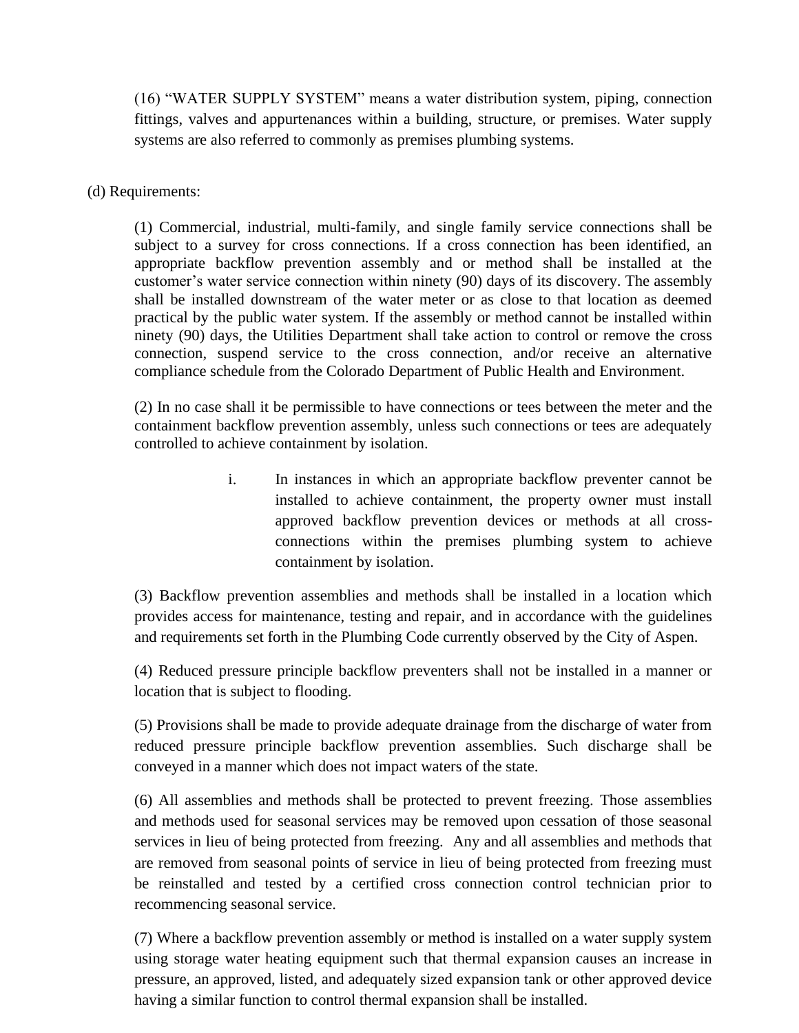(16) “WATER SUPPLY SYSTEM” means a water distribution system, piping, connection fittings, valves and appurtenances within a building, structure, or premises. Water supply systems are also referred to commonly as premises plumbing systems.

(d) Requirements:

(1) Commercial, industrial, multi-family, and single family service connections shall be subject to a survey for cross connections. If a cross connection has been identified, an appropriate backflow prevention assembly and or method shall be installed at the customer’s water service connection within ninety (90) days of its discovery. The assembly shall be installed downstream of the water meter or as close to that location as deemed practical by the public water system. If the assembly or method cannot be installed within ninety (90) days, the Utilities Department shall take action to control or remove the cross connection, suspend service to the cross connection, and/or receive an alternative compliance schedule from the Colorado Department of Public Health and Environment.

(2) In no case shall it be permissible to have connections or tees between the meter and the containment backflow prevention assembly, unless such connections or tees are adequately controlled to achieve containment by isolation.

i. In instances in which an appropriate backflow preventer cannot be installed to achieve containment, the property owner must install approved backflow prevention devices or methods at all cross-connections within the premises plumbing system to achieve containment by isolation.

(3) Backflow prevention assemblies and methods shall be installed in a location which provides access for maintenance, testing and repair, and in accordance with the guidelines and requirements set forth in the Plumbing Code currently observed by the City of Aspen.

(4) Reduced pressure principle backflow preventers shall not be installed in a manner or location that is subject to flooding.

(5) Provisions shall be made to provide adequate drainage from the discharge of water from reduced pressure principle backflow prevention assemblies. Such discharge shall be conveyed in a manner which does not impact waters of the state.

(6) All assemblies and methods shall be protected to prevent freezing. Those assemblies and methods used for seasonal services may be removed upon cessation of those seasonal services in lieu of being protected from freezing. Any and all assemblies and methods that are removed from seasonal points of service in lieu of being protected from freezing must be reinstalled and tested by a certified cross connection control technician prior to recommencing seasonal service.

(7) Where a backflow prevention assembly or method is installed on a water supply system using storage water heating equipment such that thermal expansion causes an increase in pressure, an approved, listed, and adequately sized expansion tank or other approved device having a similar function to control thermal expansion shall be installed.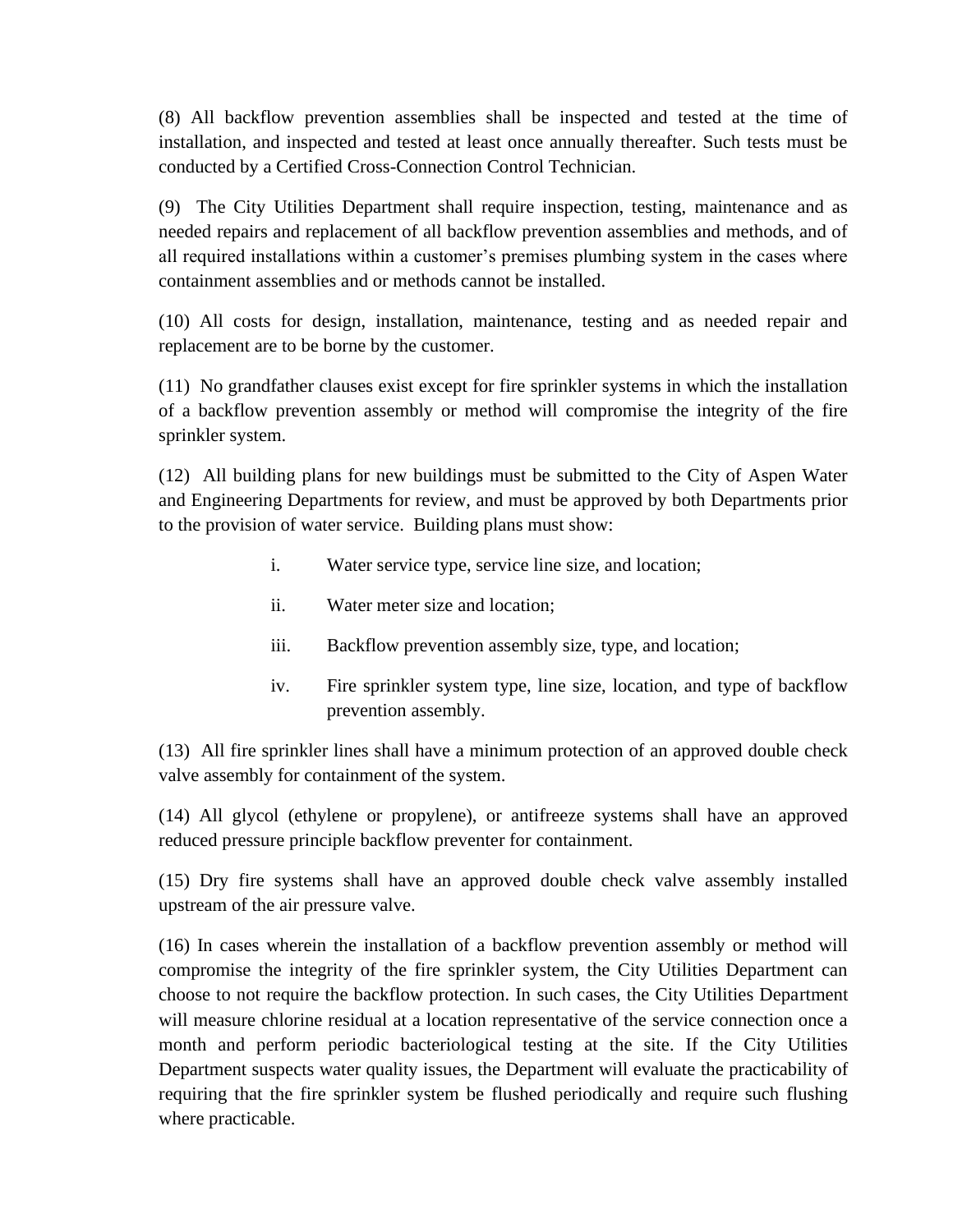(8) All backflow prevention assemblies shall be inspected and tested at the time of installation, and inspected and tested at least once annually thereafter. Such tests must be conducted by a Certified Cross-Connection Control Technician.

(9) The City Utilities Department shall require inspection, testing, maintenance and as needed repairs and replacement of all backflow prevention assemblies and methods, and of all required installations within a customer's premises plumbing system in the cases where containment assemblies and or methods cannot be installed.

(10) All costs for design, installation, maintenance, testing and as needed repair and replacement are to be borne by the customer.

(11) No grandfather clauses exist except for fire sprinkler systems in which the installation of a backflow prevention assembly or method will compromise the integrity of the fire sprinkler system.

(12) All building plans for new buildings must be submitted to the City of Aspen Water and Engineering Departments for review, and must be approved by both Departments prior to the provision of water service. Building plans must show:

i. Water service type, service line size, and location;

ii. Water meter size and location;

iii. Backflow prevention assembly size, type, and location;

iv. Fire sprinkler system type, line size, location, and type of backflow prevention assembly.

(13) All fire sprinkler lines shall have a minimum protection of an approved double check valve assembly for containment of the system.

(14) All glycol (ethylene or propylene), or antifreeze systems shall have an approved reduced pressure principle backflow preventer for containment.

(15) Dry fire systems shall have an approved double check valve assembly installed upstream of the air pressure valve.

(16) In cases wherein the installation of a backflow prevention assembly or method will compromise the integrity of the fire sprinkler system, the City Utilities Department can choose to not require the backflow protection. In such cases, the City Utilities Department will measure chlorine residual at a location representative of the service connection once a month and perform periodic bacteriological testing at the site. If the City Utilities Department suspects water quality issues, the Department will evaluate the practicability of requiring that the fire sprinkler system be flushed periodically and require such flushing where practicable.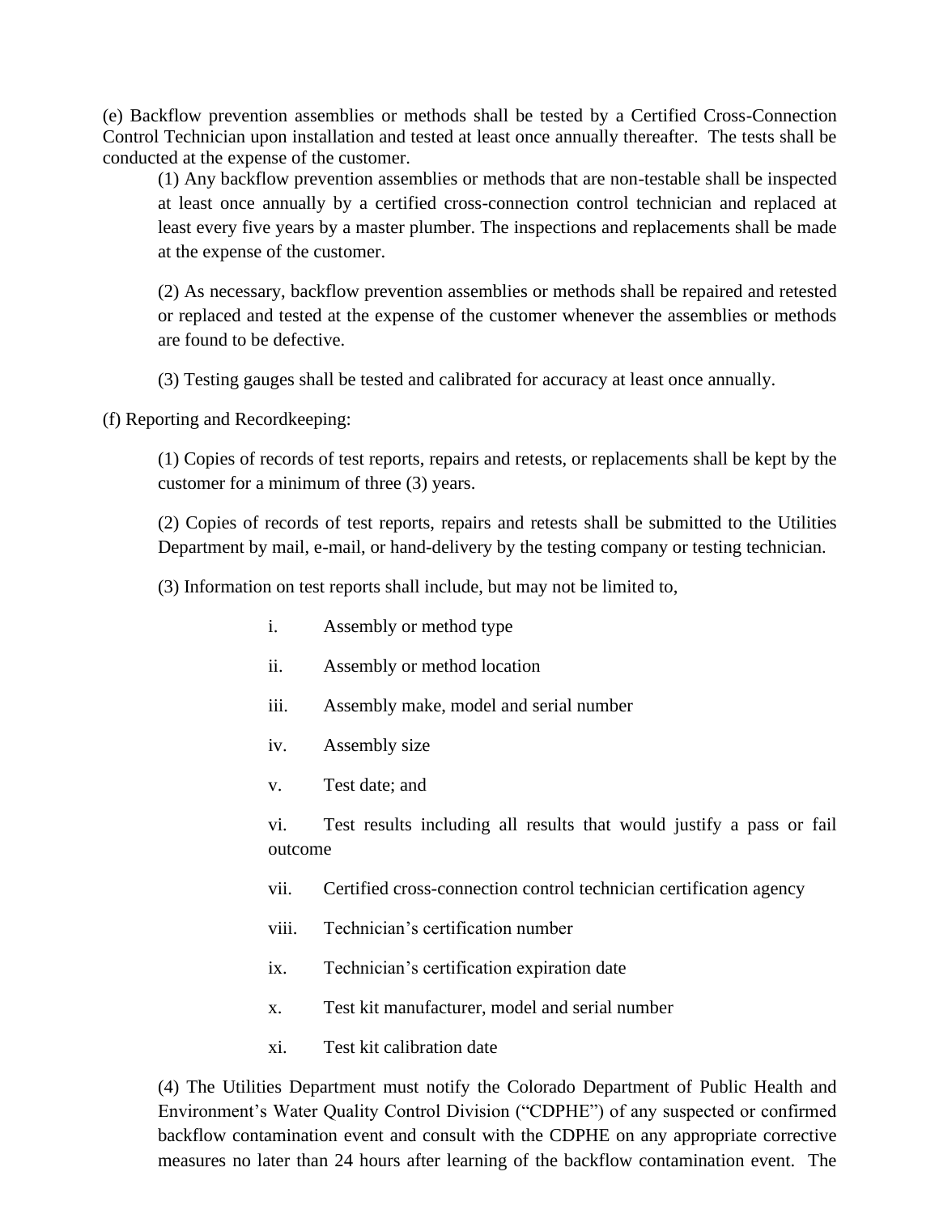(e) Backflow prevention assemblies or methods shall be tested by a Certified Cross-Connection Control Technician upon installation and tested at least once annually thereafter. The tests shall be conducted at the expense of the customer.

(1) Any backflow prevention assemblies or methods that are non-testable shall be inspected at least once annually by a certified cross-connection control technician and replaced at least every five years by a master plumber. The inspections and replacements shall be made at the expense of the customer.

(2) As necessary, backflow prevention assemblies or methods shall be repaired and retested or replaced and tested at the expense of the customer whenever the assemblies or methods are found to be defective.

(3) Testing gauges shall be tested and calibrated for accuracy at least once annually.

(f) Reporting and Recordkeeping:

(1) Copies of records of test reports, repairs and retests, or replacements shall be kept by the customer for a minimum of three (3) years.

(2) Copies of records of test reports, repairs and retests shall be submitted to the Utilities Department by mail, e-mail, or hand-delivery by the testing company or testing technician.

(3) Information on test reports shall include, but may not be limited to,

i. Assembly or method type

ii. Assembly or method location

iii. Assembly make, model and serial number

iv. Assembly size

v. Test date; and

vi. Test results including all results that would justify a pass or fail outcome

vii. Certified cross-connection control technician certification agency

viii. Technician's certification number

ix. Technician's certification expiration date

x. Test kit manufacturer, model and serial number

xi. Test kit calibration date

(4) The Utilities Department must notify the Colorado Department of Public Health and Environment's Water Quality Control Division ("CDPHE") of any suspected or confirmed backflow contamination event and consult with the CDPHE on any appropriate corrective measures no later than 24 hours after learning of the backflow contamination event. The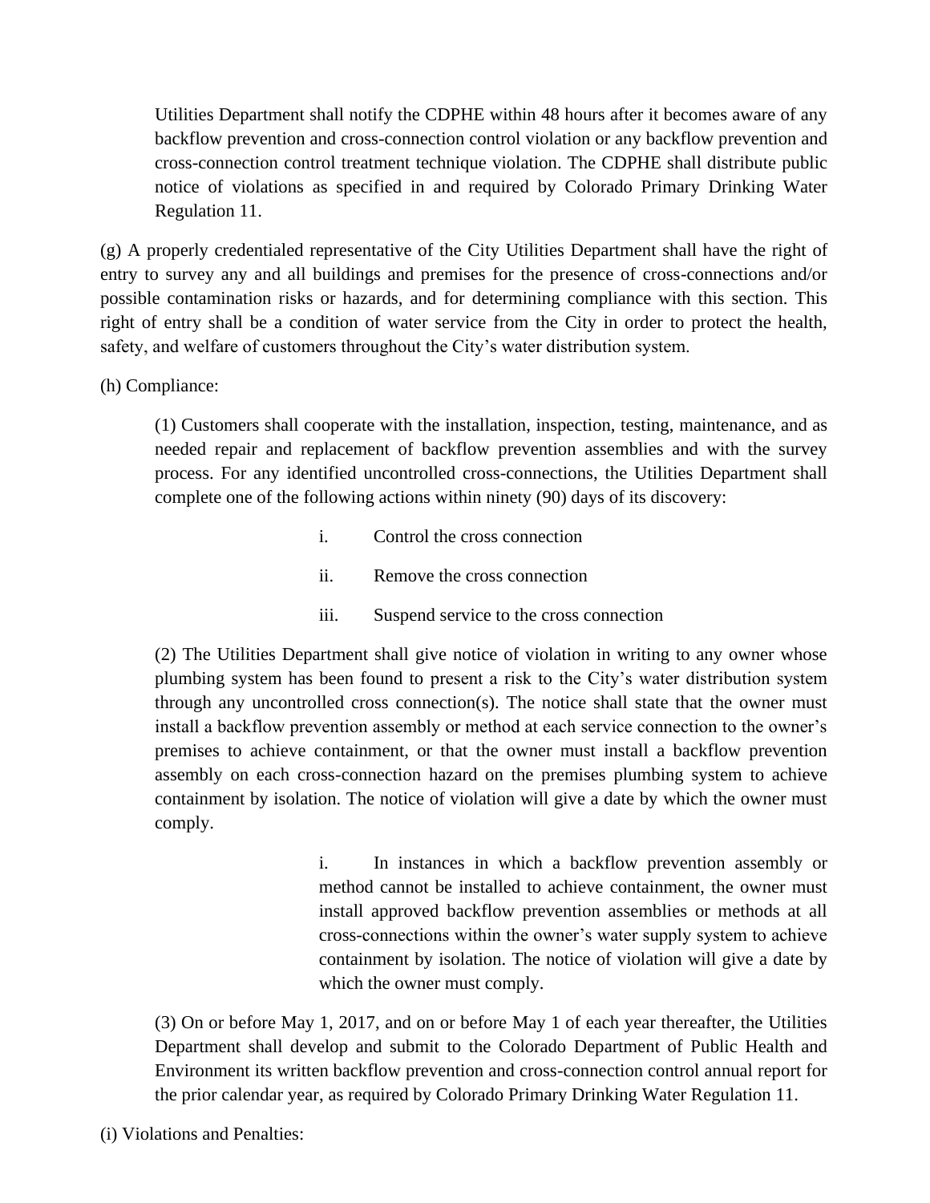Utilities Department shall notify the CDPHE within 48 hours after it becomes aware of any backflow prevention and cross-connection control violation or any backflow prevention and cross-connection control treatment technique violation. The CDPHE shall distribute public notice of violations as specified in and required by Colorado Primary Drinking Water Regulation 11.

(g) A properly credentialed representative of the City Utilities Department shall have the right of entry to survey any and all buildings and premises for the presence of cross-connections and/or possible contamination risks or hazards, and for determining compliance with this section. This right of entry shall be a condition of water service from the City in order to protect the health, safety, and welfare of customers throughout the City's water distribution system.

(h) Compliance:

(1) Customers shall cooperate with the installation, inspection, testing, maintenance, and as needed repair and replacement of backflow prevention assemblies and with the survey process. For any identified uncontrolled cross-connections, the Utilities Department shall complete one of the following actions within ninety (90) days of its discovery:

i. Control the cross connection

ii. Remove the cross connection

iii. Suspend service to the cross connection

(2) The Utilities Department shall give notice of violation in writing to any owner whose plumbing system has been found to present a risk to the City's water distribution system through any uncontrolled cross connection(s). The notice shall state that the owner must install a backflow prevention assembly or method at each service connection to the owner's premises to achieve containment, or that the owner must install a backflow prevention assembly on each cross-connection hazard on the premises plumbing system to achieve containment by isolation. The notice of violation will give a date by which the owner must comply.

i. In instances in which a backflow prevention assembly or method cannot be installed to achieve containment, the owner must install approved backflow prevention assemblies or methods at all cross-connections within the owner's water supply system to achieve containment by isolation. The notice of violation will give a date by which the owner must comply.

(3) On or before May 1, 2017, and on or before May 1 of each year thereafter, the Utilities Department shall develop and submit to the Colorado Department of Public Health and Environment its written backflow prevention and cross-connection control annual report for the prior calendar year, as required by Colorado Primary Drinking Water Regulation 11.

(i) Violations and Penalties: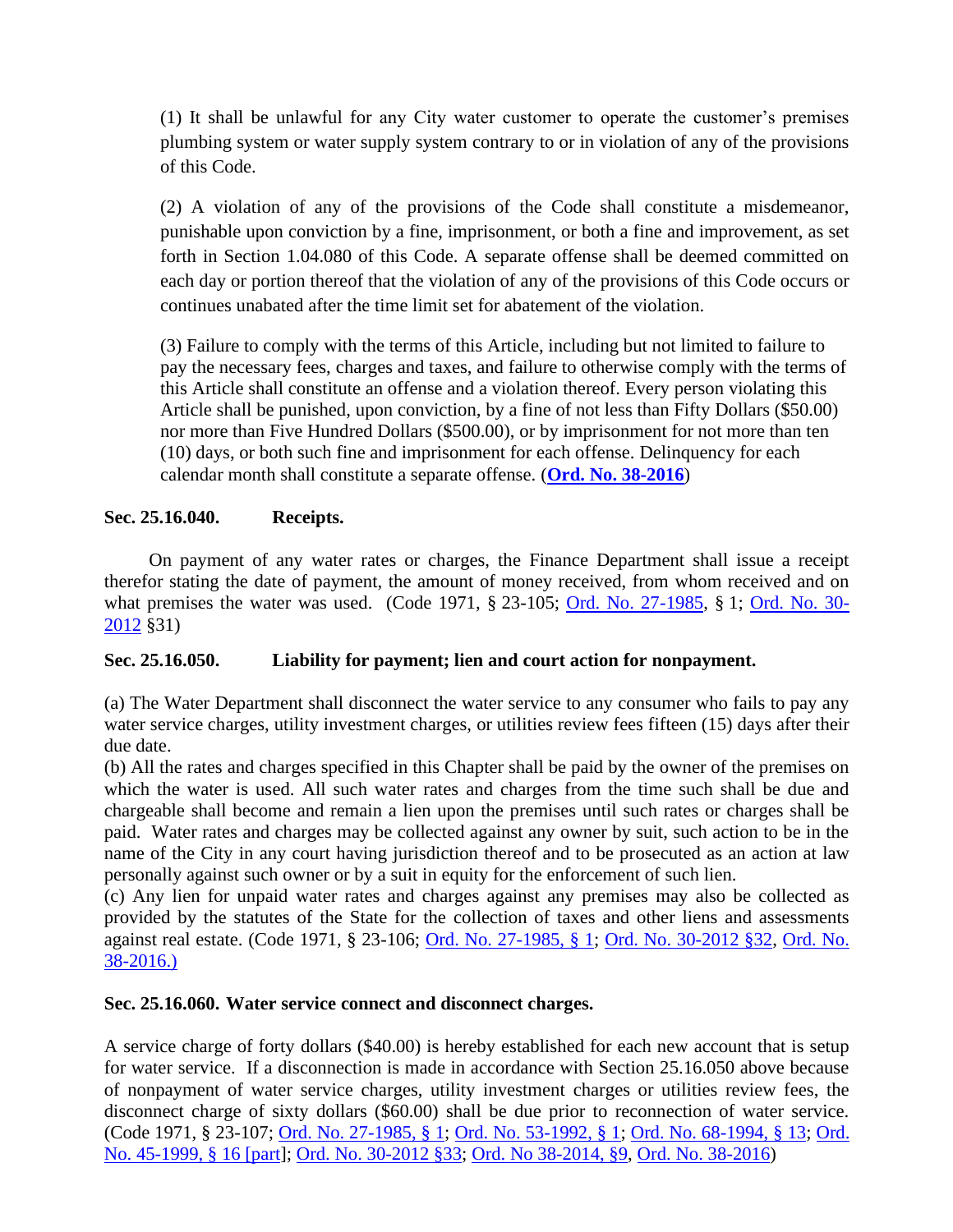(1) It shall be unlawful for any City water customer to operate the customer's premises plumbing system or water supply system contrary to or in violation of any of the provisions of this Code.

(2) A violation of any of the provisions of the Code shall constitute a misdemeanor, punishable upon conviction by a fine, imprisonment, or both a fine and improvement, as set forth in Section 1.04.080 of this Code. A separate offense shall be deemed committed on each day or portion thereof that the violation of any of the provisions of this Code occurs or continues unabated after the time limit set for abatement of the violation.

(3) Failure to comply with the terms of this Article, including but not limited to failure to pay the necessary fees, charges and taxes, and failure to otherwise comply with the terms of this Article shall constitute an offense and a violation thereof. Every person violating this Article shall be punished, upon conviction, by a fine of not less than Fifty Dollars ($50.00) nor more than Five Hundred Dollars ($500.00), or by imprisonment for not more than ten (10) days, or both such fine and imprisonment for each offense. Delinquency for each calendar month shall constitute a separate offense. (**Ord. No. 38-2016**)

**Sec. 25.16.040. Receipts.**

On payment of any water rates or charges, the Finance Department shall issue a receipt therefor stating the date of payment, the amount of money received, from whom received and on what premises the water was used. (Code 1971, § 23-105; Ord. No. 27-1985, § 1; Ord. No. 30-2012 §31)

**Sec. 25.16.050. Liability for payment; lien and court action for nonpayment.**

(a) The Water Department shall disconnect the water service to any consumer who fails to pay any water service charges, utility investment charges, or utilities review fees fifteen (15) days after their due date.
(b) All the rates and charges specified in this Chapter shall be paid by the owner of the premises on which the water is used. All such water rates and charges from the time such shall be due and chargeable shall become and remain a lien upon the premises until such rates or charges shall be paid. Water rates and charges may be collected against any owner by suit, such action to be in the name of the City in any court having jurisdiction thereof and to be prosecuted as an action at law personally against such owner or by a suit in equity for the enforcement of such lien.
(c) Any lien for unpaid water rates and charges against any premises may also be collected as provided by the statutes of the State for the collection of taxes and other liens and assessments against real estate. (Code 1971, § 23-106; Ord. No. 27-1985, § 1; Ord. No. 30-2012 §32, Ord. No. 38-2016.)

**Sec. 25.16.060. Water service connect and disconnect charges.**

A service charge of forty dollars ($40.00) is hereby established for each new account that is setup for water service. If a disconnection is made in accordance with Section 25.16.050 above because of nonpayment of water service charges, utility investment charges or utilities review fees, the disconnect charge of sixty dollars ($60.00) shall be due prior to reconnection of water service. (Code 1971, § 23-107; Ord. No. 27-1985, § 1; Ord. No. 53-1992, § 1; Ord. No. 68-1994, § 13; Ord. No. 45-1999, § 16 [part]; Ord. No. 30-2012 §33; Ord. No 38-2014, §9, Ord. No. 38-2016)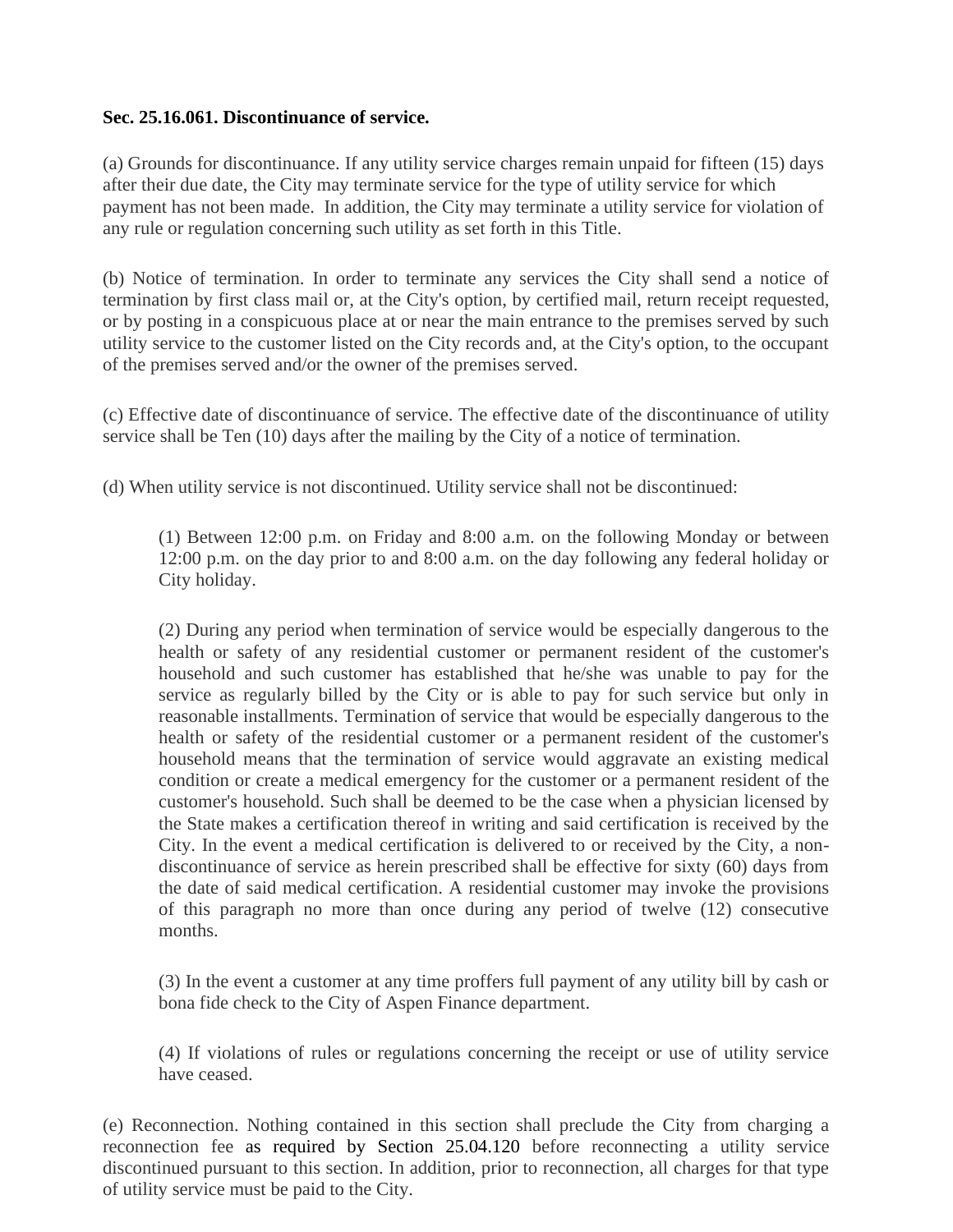**Sec. 25.16.061. Discontinuance of service.**

(a) Grounds for discontinuance. If any utility service charges remain unpaid for fifteen (15) days after their due date, the City may terminate service for the type of utility service for which payment has not been made. In addition, the City may terminate a utility service for violation of any rule or regulation concerning such utility as set forth in this Title.

(b) Notice of termination. In order to terminate any services the City shall send a notice of termination by first class mail or, at the City's option, by certified mail, return receipt requested, or by posting in a conspicuous place at or near the main entrance to the premises served by such utility service to the customer listed on the City records and, at the City's option, to the occupant of the premises served and/or the owner of the premises served.

(c) Effective date of discontinuance of service. The effective date of the discontinuance of utility service shall be Ten (10) days after the mailing by the City of a notice of termination.

(d) When utility service is not discontinued. Utility service shall not be discontinued:

> (1) Between 12:00 p.m. on Friday and 8:00 a.m. on the following Monday or between 12:00 p.m. on the day prior to and 8:00 a.m. on the day following any federal holiday or City holiday.
>
> (2) During any period when termination of service would be especially dangerous to the health or safety of any residential customer or permanent resident of the customer's household and such customer has established that he/she was unable to pay for the service as regularly billed by the City or is able to pay for such service but only in reasonable installments. Termination of service that would be especially dangerous to the health or safety of the residential customer or a permanent resident of the customer's household means that the termination of service would aggravate an existing medical condition or create a medical emergency for the customer or a permanent resident of the customer's household. Such shall be deemed to be the case when a physician licensed by the State makes a certification thereof in writing and said certification is received by the City. In the event a medical certification is delivered to or received by the City, a non-discontinuance of service as herein prescribed shall be effective for sixty (60) days from the date of said medical certification. A residential customer may invoke the provisions of this paragraph no more than once during any period of twelve (12) consecutive months.
>
> (3) In the event a customer at any time proffers full payment of any utility bill by cash or bona fide check to the City of Aspen Finance department.
>
> (4) If violations of rules or regulations concerning the receipt or use of utility service have ceased.

(e) Reconnection. Nothing contained in this section shall preclude the City from charging a reconnection fee as required by Section 25.04.120 before reconnecting a utility service discontinued pursuant to this section. In addition, prior to reconnection, all charges for that type of utility service must be paid to the City.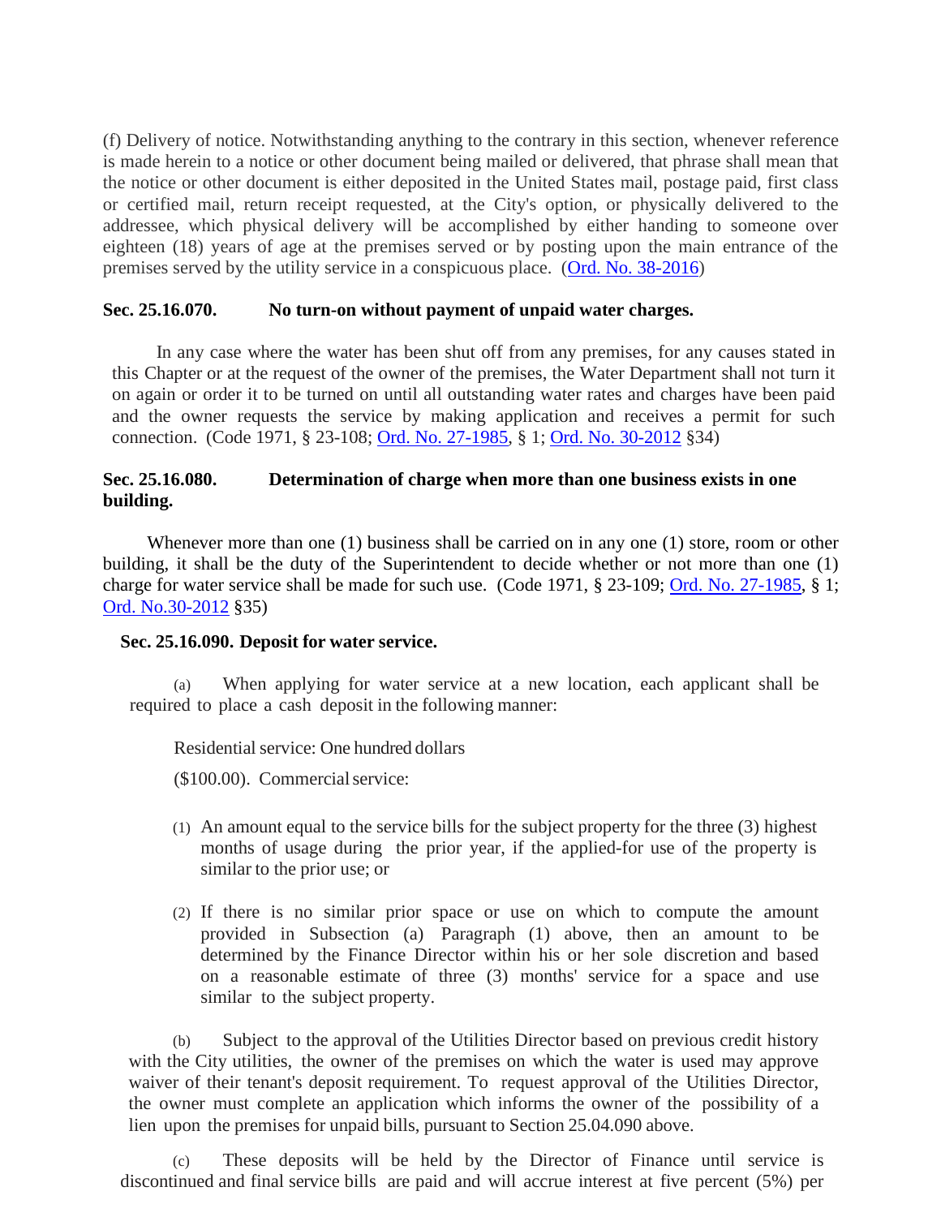(f) Delivery of notice. Notwithstanding anything to the contrary in this section, whenever reference is made herein to a notice or other document being mailed or delivered, that phrase shall mean that the notice or other document is either deposited in the United States mail, postage paid, first class or certified mail, return receipt requested, at the City's option, or physically delivered to the addressee, which physical delivery will be accomplished by either handing to someone over eighteen (18) years of age at the premises served or by posting upon the main entrance of the premises served by the utility service in a conspicuous place. (Ord. No. 38-2016)

**Sec. 25.16.070. No turn-on without payment of unpaid water charges.**

In any case where the water has been shut off from any premises, for any causes stated in this Chapter or at the request of the owner of the premises, the Water Department shall not turn it on again or order it to be turned on until all outstanding water rates and charges have been paid and the owner requests the service by making application and receives a permit for such connection. (Code 1971, § 23-108; Ord. No. 27-1985, § 1; Ord. No. 30-2012 §34)

**Sec. 25.16.080. Determination of charge when more than one business exists in one building.**

Whenever more than one (1) business shall be carried on in any one (1) store, room or other building, it shall be the duty of the Superintendent to decide whether or not more than one (1) charge for water service shall be made for such use. (Code 1971, § 23-109; Ord. No. 27-1985, § 1; Ord. No.30-2012 §35)

**Sec. 25.16.090. Deposit for water service.**

(a) When applying for water service at a new location, each applicant shall be required to place a cash deposit in the following manner:

Residential service: One hundred dollars ($100.00). Commercial service:

(1) An amount equal to the service bills for the subject property for the three (3) highest months of usage during the prior year, if the applied-for use of the property is similar to the prior use; or

(2) If there is no similar prior space or use on which to compute the amount provided in Subsection (a) Paragraph (1) above, then an amount to be determined by the Finance Director within his or her sole discretion and based on a reasonable estimate of three (3) months' service for a space and use similar to the subject property.

(b) Subject to the approval of the Utilities Director based on previous credit history with the City utilities, the owner of the premises on which the water is used may approve waiver of their tenant's deposit requirement. To request approval of the Utilities Director, the owner must complete an application which informs the owner of the possibility of a lien upon the premises for unpaid bills, pursuant to Section 25.04.090 above.

(c) These deposits will be held by the Director of Finance until service is discontinued and final service bills are paid and will accrue interest at five percent (5%) per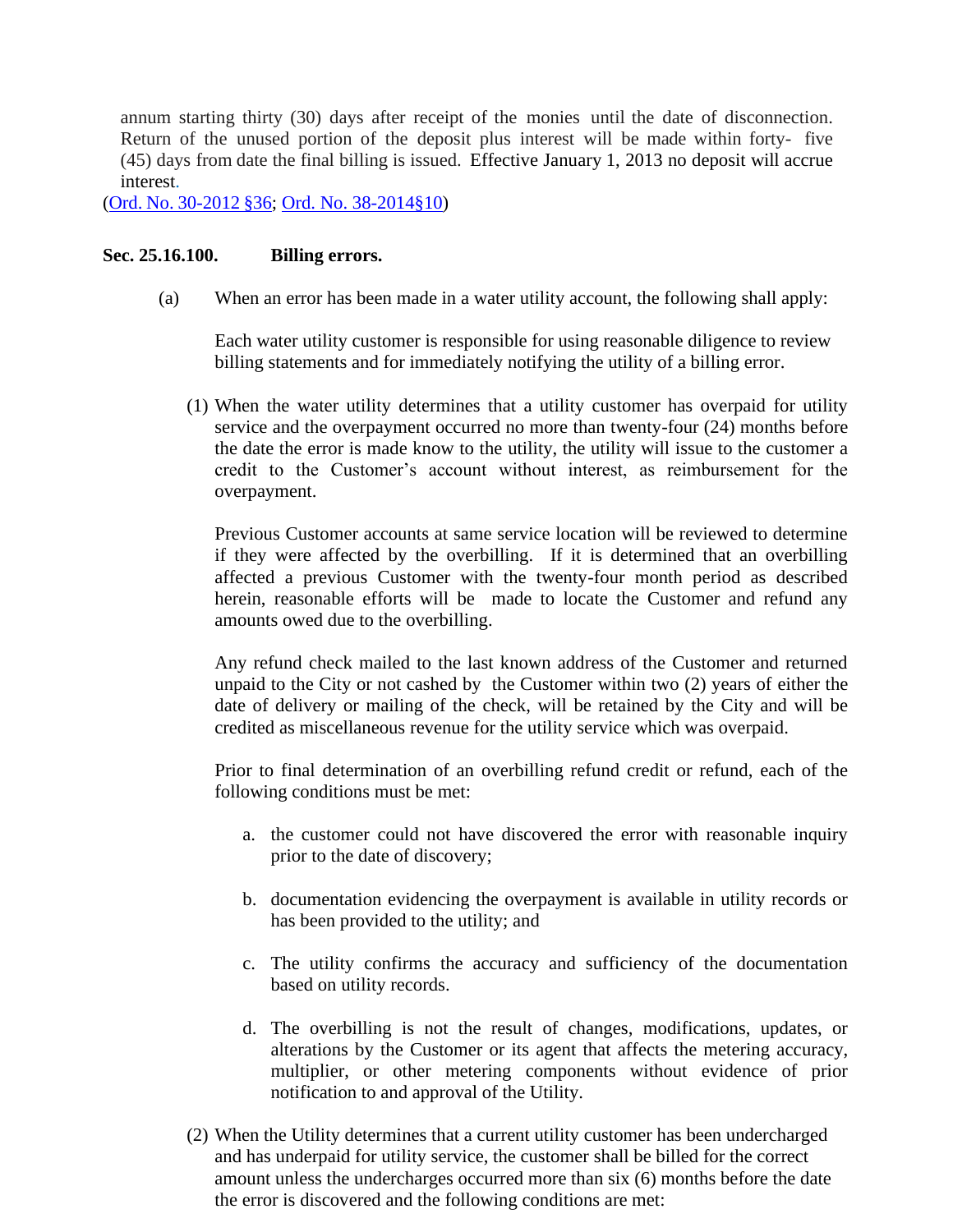annum starting thirty (30) days after receipt of the monies until the date of disconnection. Return of the unused portion of the deposit plus interest will be made within forty- five (45) days from date the final billing is issued. Effective January 1, 2013 no deposit will accrue interest.

(Ord. No. 30-2012 §36; Ord. No. 38-2014§10)

**Sec. 25.16.100. Billing errors.**

(a) When an error has been made in a water utility account, the following shall apply:

Each water utility customer is responsible for using reasonable diligence to review billing statements and for immediately notifying the utility of a billing error.

(1) When the water utility determines that a utility customer has overpaid for utility service and the overpayment occurred no more than twenty-four (24) months before the date the error is made know to the utility, the utility will issue to the customer a credit to the Customer's account without interest, as reimbursement for the overpayment.

Previous Customer accounts at same service location will be reviewed to determine if they were affected by the overbilling. If it is determined that an overbilling affected a previous Customer with the twenty-four month period as described herein, reasonable efforts will be made to locate the Customer and refund any amounts owed due to the overbilling.

Any refund check mailed to the last known address of the Customer and returned unpaid to the City or not cashed by the Customer within two (2) years of either the date of delivery or mailing of the check, will be retained by the City and will be credited as miscellaneous revenue for the utility service which was overpaid.

Prior to final determination of an overbilling refund credit or refund, each of the following conditions must be met:

a. the customer could not have discovered the error with reasonable inquiry prior to the date of discovery;

b. documentation evidencing the overpayment is available in utility records or has been provided to the utility; and

c. The utility confirms the accuracy and sufficiency of the documentation based on utility records.

d. The overbilling is not the result of changes, modifications, updates, or alterations by the Customer or its agent that affects the metering accuracy, multiplier, or other metering components without evidence of prior notification to and approval of the Utility.

(2) When the Utility determines that a current utility customer has been undercharged and has underpaid for utility service, the customer shall be billed for the correct amount unless the undercharges occurred more than six (6) months before the date the error is discovered and the following conditions are met: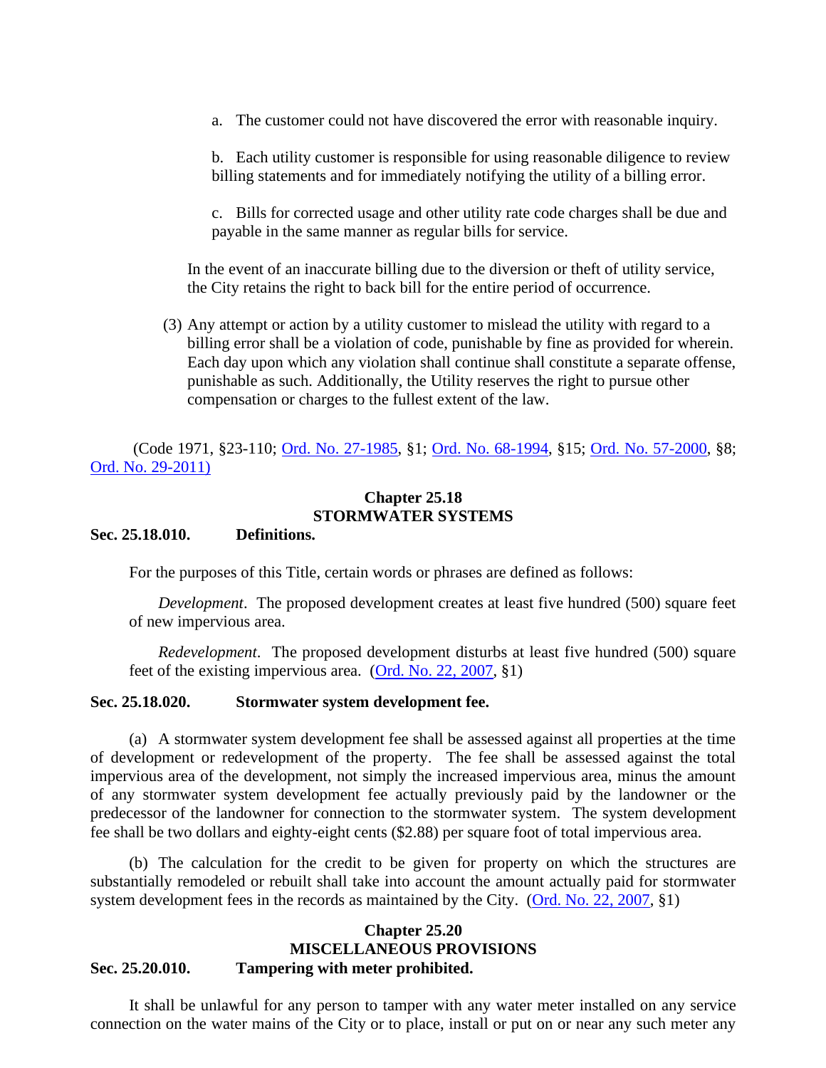a. The customer could not have discovered the error with reasonable inquiry.

b. Each utility customer is responsible for using reasonable diligence to review billing statements and for immediately notifying the utility of a billing error.

c. Bills for corrected usage and other utility rate code charges shall be due and payable in the same manner as regular bills for service.

In the event of an inaccurate billing due to the diversion or theft of utility service, the City retains the right to back bill for the entire period of occurrence.

(3) Any attempt or action by a utility customer to mislead the utility with regard to a billing error shall be a violation of code, punishable by fine as provided for wherein. Each day upon which any violation shall continue shall constitute a separate offense, punishable as such. Additionally, the Utility reserves the right to pursue other compensation or charges to the fullest extent of the law.

(Code 1971, §23-110; Ord. No. 27-1985, §1; Ord. No. 68-1994, §15; Ord. No. 57-2000, §8; Ord. No. 29-2011)

## Chapter 25.18
## STORMWATER SYSTEMS

### Sec. 25.18.010. Definitions.

For the purposes of this Title, certain words or phrases are defined as follows:

*Development*. The proposed development creates at least five hundred (500) square feet of new impervious area.

*Redevelopment*. The proposed development disturbs at least five hundred (500) square feet of the existing impervious area. (Ord. No. 22, 2007, §1)

### Sec. 25.18.020. Stormwater system development fee.

(a) A stormwater system development fee shall be assessed against all properties at the time of development or redevelopment of the property. The fee shall be assessed against the total impervious area of the development, not simply the increased impervious area, minus the amount of any stormwater system development fee actually previously paid by the landowner or the predecessor of the landowner for connection to the stormwater system. The system development fee shall be two dollars and eighty-eight cents ($2.88) per square foot of total impervious area.

(b) The calculation for the credit to be given for property on which the structures are substantially remodeled or rebuilt shall take into account the amount actually paid for stormwater system development fees in the records as maintained by the City. (Ord. No. 22, 2007, §1)

## Chapter 25.20
## MISCELLANEOUS PROVISIONS

### Sec. 25.20.010. Tampering with meter prohibited.

It shall be unlawful for any person to tamper with any water meter installed on any service connection on the water mains of the City or to place, install or put on or near any such meter any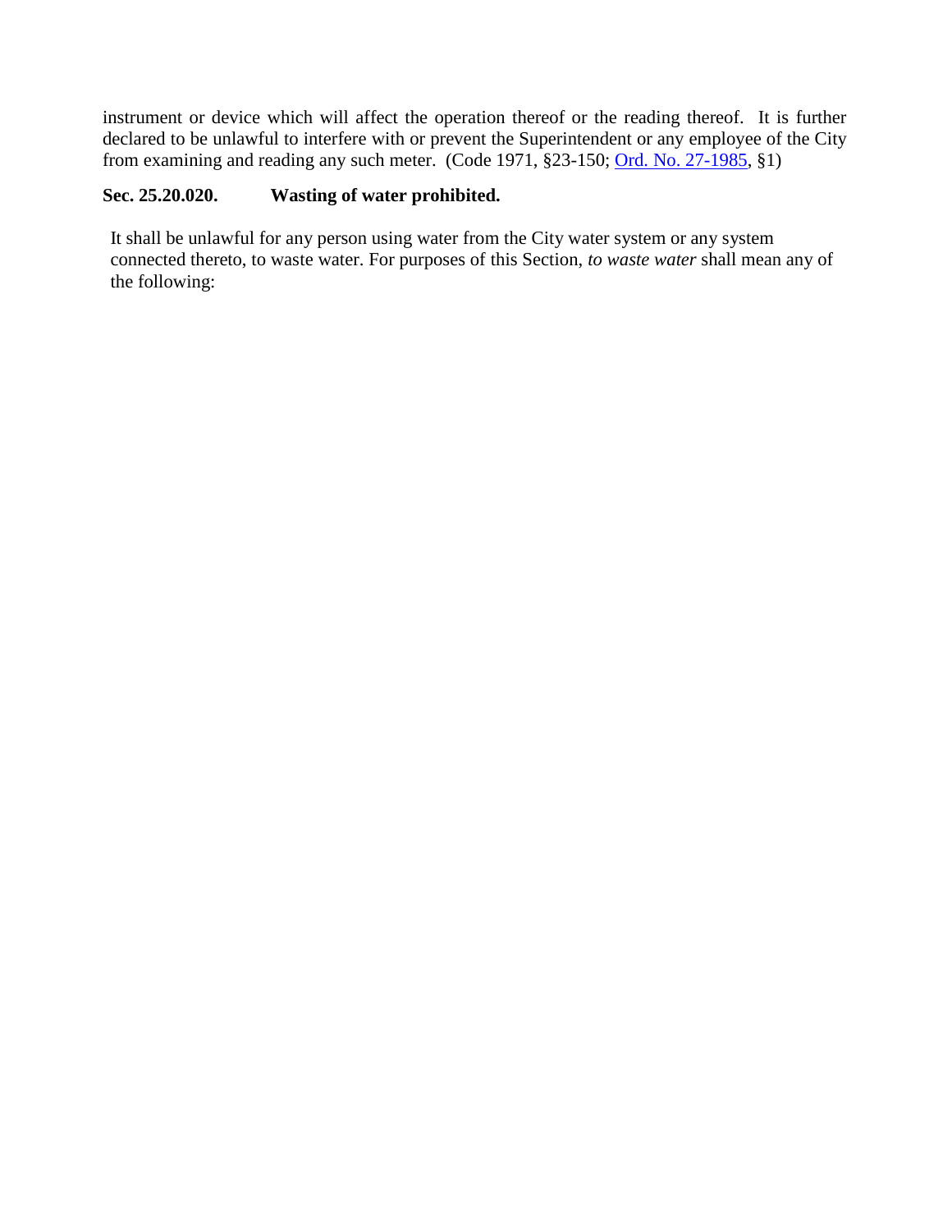instrument or device which will affect the operation thereof or the reading thereof. It is further declared to be unlawful to interfere with or prevent the Superintendent or any employee of the City from examining and reading any such meter. (Code 1971, §23-150; Ord. No. 27-1985, §1)

### Sec. 25.20.020. Wasting of water prohibited.

It shall be unlawful for any person using water from the City water system or any system connected thereto, to waste water. For purposes of this Section, *to waste water* shall mean any of the following: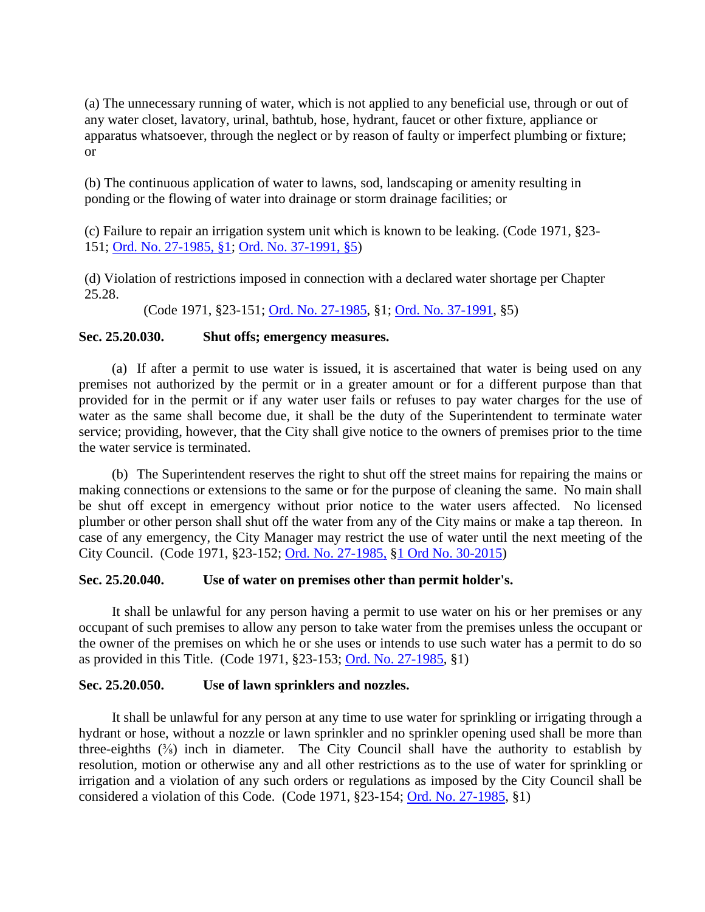(a) The unnecessary running of water, which is not applied to any beneficial use, through or out of any water closet, lavatory, urinal, bathtub, hose, hydrant, faucet or other fixture, appliance or apparatus whatsoever, through the neglect or by reason of faulty or imperfect plumbing or fixture; or

(b) The continuous application of water to lawns, sod, landscaping or amenity resulting in ponding or the flowing of water into drainage or storm drainage facilities; or

(c) Failure to repair an irrigation system unit which is known to be leaking. (Code 1971, §23-151; Ord. No. 27-1985, §1; Ord. No. 37-1991, §5)

(d) Violation of restrictions imposed in connection with a declared water shortage per Chapter 25.28.

(Code 1971, §23-151; Ord. No. 27-1985, §1; Ord. No. 37-1991, §5)

**Sec. 25.20.030. Shut offs; emergency measures.**

(a) If after a permit to use water is issued, it is ascertained that water is being used on any premises not authorized by the permit or in a greater amount or for a different purpose than that provided for in the permit or if any water user fails or refuses to pay water charges for the use of water as the same shall become due, it shall be the duty of the Superintendent to terminate water service; providing, however, that the City shall give notice to the owners of premises prior to the time the water service is terminated.

(b) The Superintendent reserves the right to shut off the street mains for repairing the mains or making connections or extensions to the same or for the purpose of cleaning the same. No main shall be shut off except in emergency without prior notice to the water users affected. No licensed plumber or other person shall shut off the water from any of the City mains or make a tap thereon. In case of any emergency, the City Manager may restrict the use of water until the next meeting of the City Council. (Code 1971, §23-152; Ord. No. 27-1985, §1 Ord No. 30-2015)

**Sec. 25.20.040. Use of water on premises other than permit holder's.**

It shall be unlawful for any person having a permit to use water on his or her premises or any occupant of such premises to allow any person to take water from the premises unless the occupant or the owner of the premises on which he or she uses or intends to use such water has a permit to do so as provided in this Title. (Code 1971, §23-153; Ord. No. 27-1985, §1)

**Sec. 25.20.050. Use of lawn sprinklers and nozzles.**

It shall be unlawful for any person at any time to use water for sprinkling or irrigating through a hydrant or hose, without a nozzle or lawn sprinkler and no sprinkler opening used shall be more than three-eighths (⅜) inch in diameter. The City Council shall have the authority to establish by resolution, motion or otherwise any and all other restrictions as to the use of water for sprinkling or irrigation and a violation of any such orders or regulations as imposed by the City Council shall be considered a violation of this Code. (Code 1971, §23-154; Ord. No. 27-1985, §1)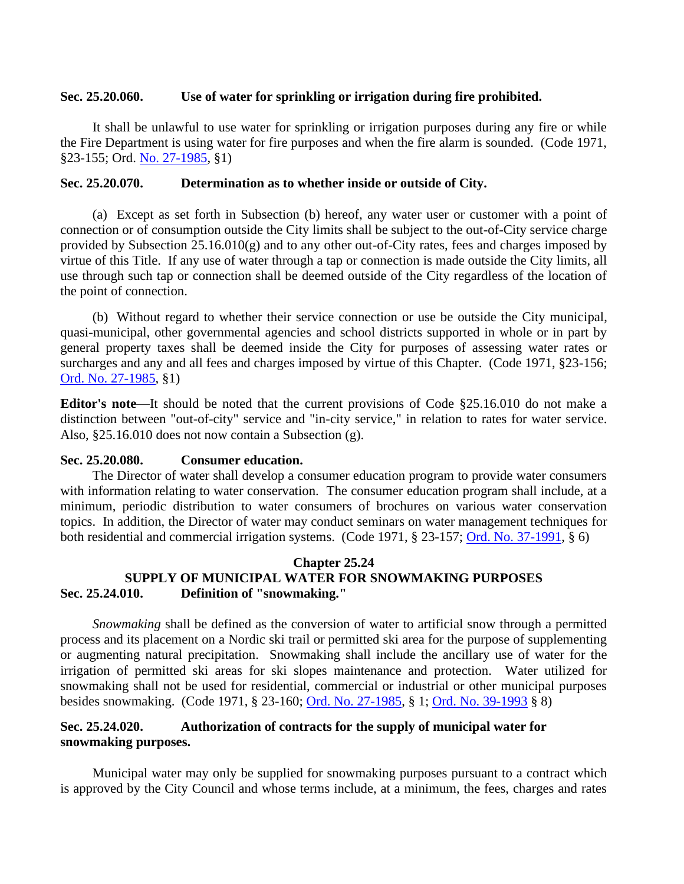**Sec. 25.20.060. Use of water for sprinkling or irrigation during fire prohibited.**

It shall be unlawful to use water for sprinkling or irrigation purposes during any fire or while the Fire Department is using water for fire purposes and when the fire alarm is sounded. (Code 1971, §23-155; Ord. No. 27-1985, §1)

**Sec. 25.20.070. Determination as to whether inside or outside of City.**

(a) Except as set forth in Subsection (b) hereof, any water user or customer with a point of connection or of consumption outside the City limits shall be subject to the out-of-City service charge provided by Subsection 25.16.010(g) and to any other out-of-City rates, fees and charges imposed by virtue of this Title. If any use of water through a tap or connection is made outside the City limits, all use through such tap or connection shall be deemed outside of the City regardless of the location of the point of connection.

(b) Without regard to whether their service connection or use be outside the City municipal, quasi-municipal, other governmental agencies and school districts supported in whole or in part by general property taxes shall be deemed inside the City for purposes of assessing water rates or surcharges and any and all fees and charges imposed by virtue of this Chapter. (Code 1971, §23-156; Ord. No. 27-1985, §1)

**Editor's note**—It should be noted that the current provisions of Code §25.16.010 do not make a distinction between "out-of-city" service and "in-city service," in relation to rates for water service. Also, §25.16.010 does not now contain a Subsection (g).

**Sec. 25.20.080. Consumer education.**

The Director of water shall develop a consumer education program to provide water consumers with information relating to water conservation. The consumer education program shall include, at a minimum, periodic distribution to water consumers of brochures on various water conservation topics. In addition, the Director of water may conduct seminars on water management techniques for both residential and commercial irrigation systems. (Code 1971, § 23-157; Ord. No. 37-1991, § 6)

## Chapter 25.24
## SUPPLY OF MUNICIPAL WATER FOR SNOWMAKING PURPOSES

**Sec. 25.24.010. Definition of "snowmaking."**

*Snowmaking* shall be defined as the conversion of water to artificial snow through a permitted process and its placement on a Nordic ski trail or permitted ski area for the purpose of supplementing or augmenting natural precipitation. Snowmaking shall include the ancillary use of water for the irrigation of permitted ski areas for ski slopes maintenance and protection. Water utilized for snowmaking shall not be used for residential, commercial or industrial or other municipal purposes besides snowmaking. (Code 1971, § 23-160; Ord. No. 27-1985, § 1; Ord. No. 39-1993 § 8)

**Sec. 25.24.020. Authorization of contracts for the supply of municipal water for snowmaking purposes.**

Municipal water may only be supplied for snowmaking purposes pursuant to a contract which is approved by the City Council and whose terms include, at a minimum, the fees, charges and rates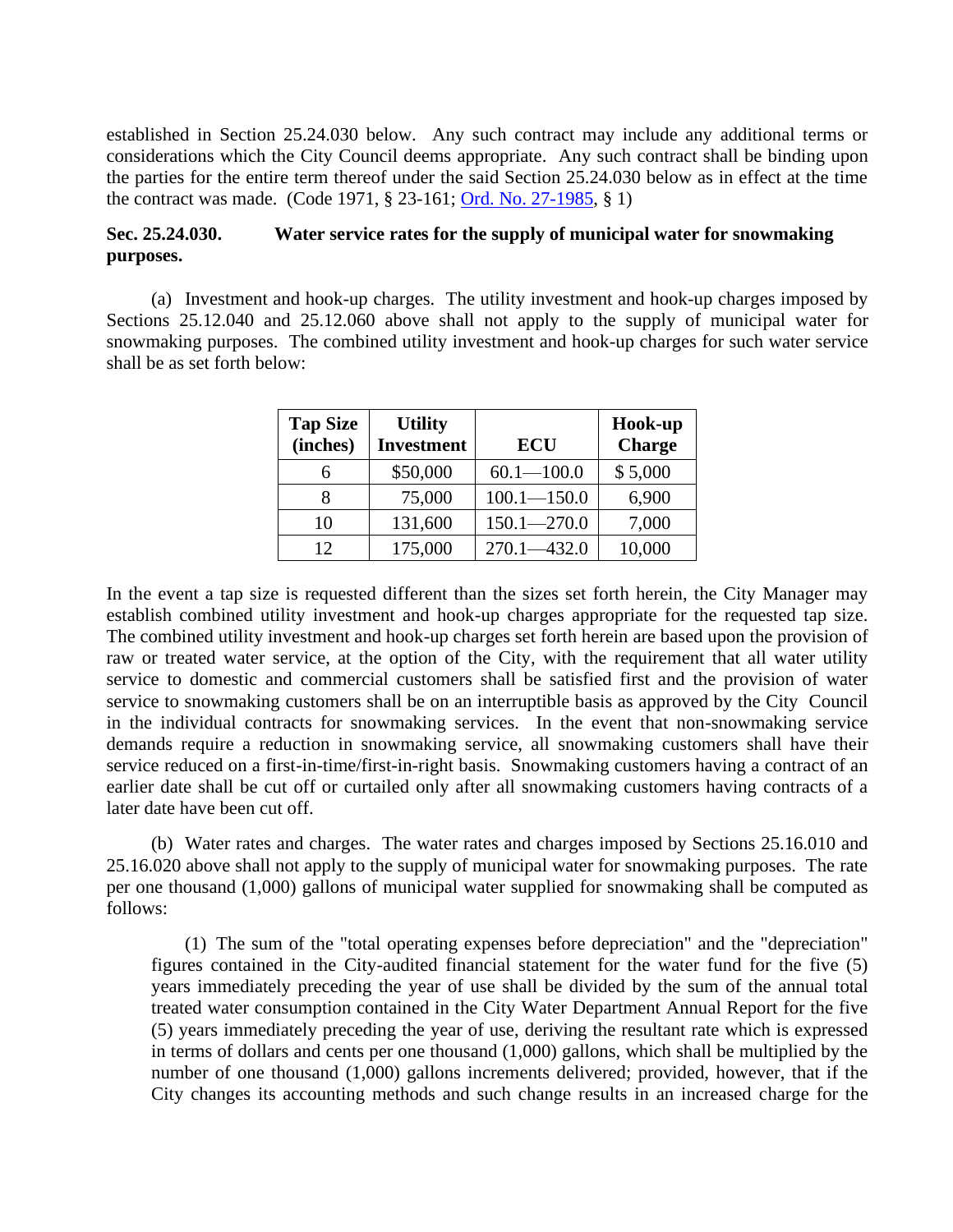established in Section 25.24.030 below. Any such contract may include any additional terms or considerations which the City Council deems appropriate. Any such contract shall be binding upon the parties for the entire term thereof under the said Section 25.24.030 below as in effect at the time the contract was made. (Code 1971, § 23-161; Ord. No. 27-1985, § 1)

**Sec. 25.24.030. Water service rates for the supply of municipal water for snowmaking purposes.**

(a) Investment and hook-up charges. The utility investment and hook-up charges imposed by Sections 25.12.040 and 25.12.060 above shall not apply to the supply of municipal water for snowmaking purposes. The combined utility investment and hook-up charges for such water service shall be as set forth below:

| Tap Size (inches) | Utility Investment | ECU | Hook-up Charge |
|---|---|---|---|
| 6 | $50,000 | 60.1—100.0 | $ 5,000 |
| 8 | 75,000 | 100.1—150.0 | 6,900 |
| 10 | 131,600 | 150.1—270.0 | 7,000 |
| 12 | 175,000 | 270.1—432.0 | 10,000 |

In the event a tap size is requested different than the sizes set forth herein, the City Manager may establish combined utility investment and hook-up charges appropriate for the requested tap size. The combined utility investment and hook-up charges set forth herein are based upon the provision of raw or treated water service, at the option of the City, with the requirement that all water utility service to domestic and commercial customers shall be satisfied first and the provision of water service to snowmaking customers shall be on an interruptible basis as approved by the City Council in the individual contracts for snowmaking services. In the event that non-snowmaking service demands require a reduction in snowmaking service, all snowmaking customers shall have their service reduced on a first-in-time/first-in-right basis. Snowmaking customers having a contract of an earlier date shall be cut off or curtailed only after all snowmaking customers having contracts of a later date have been cut off.

(b) Water rates and charges. The water rates and charges imposed by Sections 25.16.010 and 25.16.020 above shall not apply to the supply of municipal water for snowmaking purposes. The rate per one thousand (1,000) gallons of municipal water supplied for snowmaking shall be computed as follows:

(1) The sum of the "total operating expenses before depreciation" and the "depreciation" figures contained in the City-audited financial statement for the water fund for the five (5) years immediately preceding the year of use shall be divided by the sum of the annual total treated water consumption contained in the City Water Department Annual Report for the five (5) years immediately preceding the year of use, deriving the resultant rate which is expressed in terms of dollars and cents per one thousand (1,000) gallons, which shall be multiplied by the number of one thousand (1,000) gallons increments delivered; provided, however, that if the City changes its accounting methods and such change results in an increased charge for the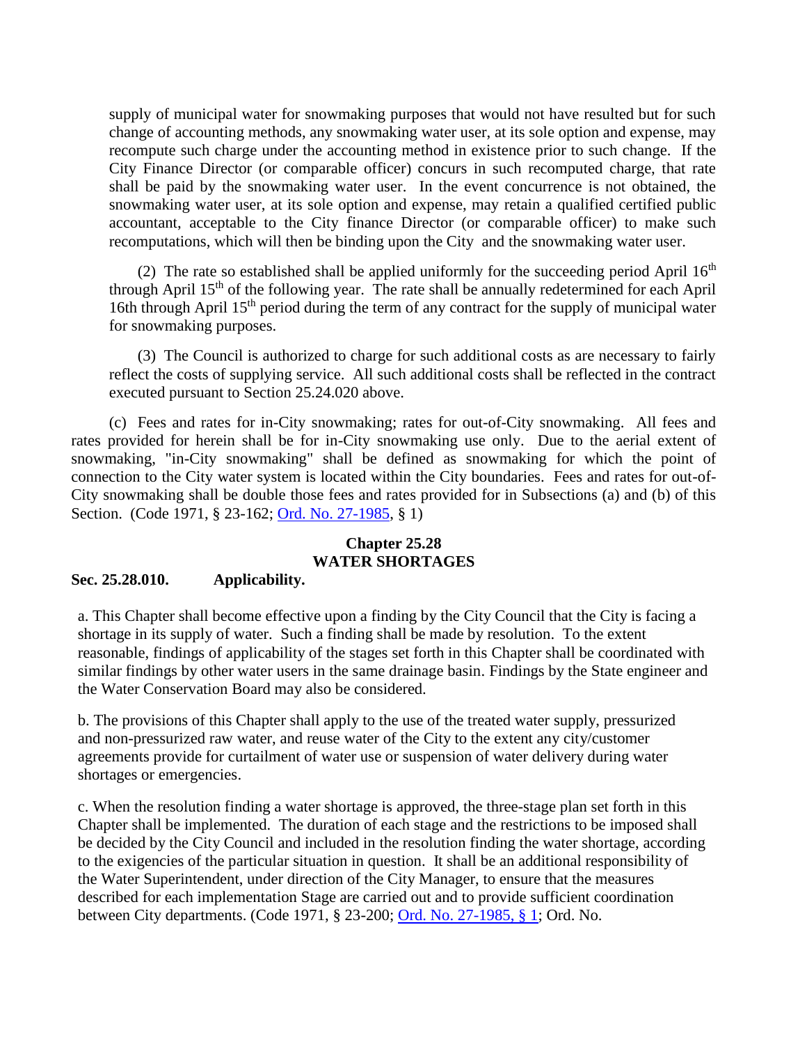supply of municipal water for snowmaking purposes that would not have resulted but for such change of accounting methods, any snowmaking water user, at its sole option and expense, may recompute such charge under the accounting method in existence prior to such change. If the City Finance Director (or comparable officer) concurs in such recomputed charge, that rate shall be paid by the snowmaking water user. In the event concurrence is not obtained, the snowmaking water user, at its sole option and expense, may retain a qualified certified public accountant, acceptable to the City finance Director (or comparable officer) to make such recomputations, which will then be binding upon the City and the snowmaking water user.

(2) The rate so established shall be applied uniformly for the succeeding period April 16th through April 15th of the following year. The rate shall be annually redetermined for each April 16th through April 15th period during the term of any contract for the supply of municipal water for snowmaking purposes.

(3) The Council is authorized to charge for such additional costs as are necessary to fairly reflect the costs of supplying service. All such additional costs shall be reflected in the contract executed pursuant to Section 25.24.020 above.

(c) Fees and rates for in-City snowmaking; rates for out-of-City snowmaking. All fees and rates provided for herein shall be for in-City snowmaking use only. Due to the aerial extent of snowmaking, "in-City snowmaking" shall be defined as snowmaking for which the point of connection to the City water system is located within the City boundaries. Fees and rates for out-of-City snowmaking shall be double those fees and rates provided for in Subsections (a) and (b) of this Section. (Code 1971, § 23-162; Ord. No. 27-1985, § 1)

## Chapter 25.28
## WATER SHORTAGES

### Sec. 25.28.010. Applicability.

a. This Chapter shall become effective upon a finding by the City Council that the City is facing a shortage in its supply of water. Such a finding shall be made by resolution. To the extent reasonable, findings of applicability of the stages set forth in this Chapter shall be coordinated with similar findings by other water users in the same drainage basin. Findings by the State engineer and the Water Conservation Board may also be considered.

b. The provisions of this Chapter shall apply to the use of the treated water supply, pressurized and non-pressurized raw water, and reuse water of the City to the extent any city/customer agreements provide for curtailment of water use or suspension of water delivery during water shortages or emergencies.

c. When the resolution finding a water shortage is approved, the three-stage plan set forth in this Chapter shall be implemented. The duration of each stage and the restrictions to be imposed shall be decided by the City Council and included in the resolution finding the water shortage, according to the exigencies of the particular situation in question. It shall be an additional responsibility of the Water Superintendent, under direction of the City Manager, to ensure that the measures described for each implementation Stage are carried out and to provide sufficient coordination between City departments. (Code 1971, § 23-200; Ord. No. 27-1985, § 1; Ord. No.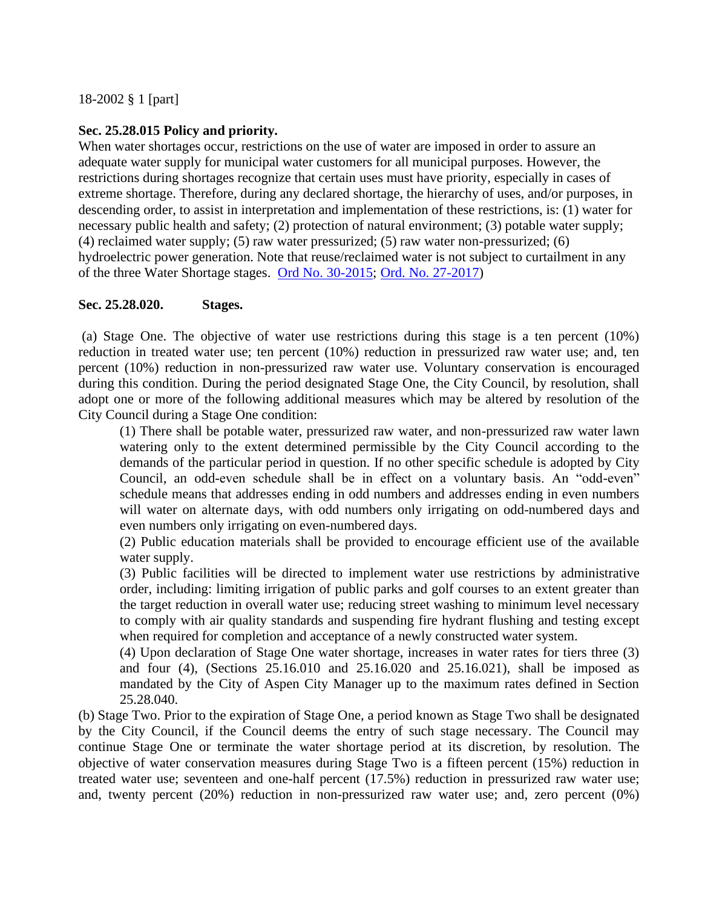18-2002 § 1 [part]

**Sec. 25.28.015 Policy and priority.**

When water shortages occur, restrictions on the use of water are imposed in order to assure an adequate water supply for municipal water customers for all municipal purposes. However, the restrictions during shortages recognize that certain uses must have priority, especially in cases of extreme shortage. Therefore, during any declared shortage, the hierarchy of uses, and/or purposes, in descending order, to assist in interpretation and implementation of these restrictions, is: (1) water for necessary public health and safety; (2) protection of natural environment; (3) potable water supply; (4) reclaimed water supply; (5) raw water pressurized; (5) raw water non-pressurized; (6) hydroelectric power generation. Note that reuse/reclaimed water is not subject to curtailment in any of the three Water Shortage stages. Ord No. 30-2015; Ord. No. 27-2017)

**Sec. 25.28.020. Stages.**

(a) Stage One. The objective of water use restrictions during this stage is a ten percent (10%) reduction in treated water use; ten percent (10%) reduction in pressurized raw water use; and, ten percent (10%) reduction in non-pressurized raw water use. Voluntary conservation is encouraged during this condition. During the period designated Stage One, the City Council, by resolution, shall adopt one or more of the following additional measures which may be altered by resolution of the City Council during a Stage One condition:

(1) There shall be potable water, pressurized raw water, and non-pressurized raw water lawn watering only to the extent determined permissible by the City Council according to the demands of the particular period in question. If no other specific schedule is adopted by City Council, an odd-even schedule shall be in effect on a voluntary basis. An "odd-even" schedule means that addresses ending in odd numbers and addresses ending in even numbers will water on alternate days, with odd numbers only irrigating on odd-numbered days and even numbers only irrigating on even-numbered days.

(2) Public education materials shall be provided to encourage efficient use of the available water supply.

(3) Public facilities will be directed to implement water use restrictions by administrative order, including: limiting irrigation of public parks and golf courses to an extent greater than the target reduction in overall water use; reducing street washing to minimum level necessary to comply with air quality standards and suspending fire hydrant flushing and testing except when required for completion and acceptance of a newly constructed water system.

(4) Upon declaration of Stage One water shortage, increases in water rates for tiers three (3) and four (4), (Sections 25.16.010 and 25.16.020 and 25.16.021), shall be imposed as mandated by the City of Aspen City Manager up to the maximum rates defined in Section 25.28.040.

(b) Stage Two. Prior to the expiration of Stage One, a period known as Stage Two shall be designated by the City Council, if the Council deems the entry of such stage necessary. The Council may continue Stage One or terminate the water shortage period at its discretion, by resolution. The objective of water conservation measures during Stage Two is a fifteen percent (15%) reduction in treated water use; seventeen and one-half percent (17.5%) reduction in pressurized raw water use; and, twenty percent (20%) reduction in non-pressurized raw water use; and, zero percent (0%)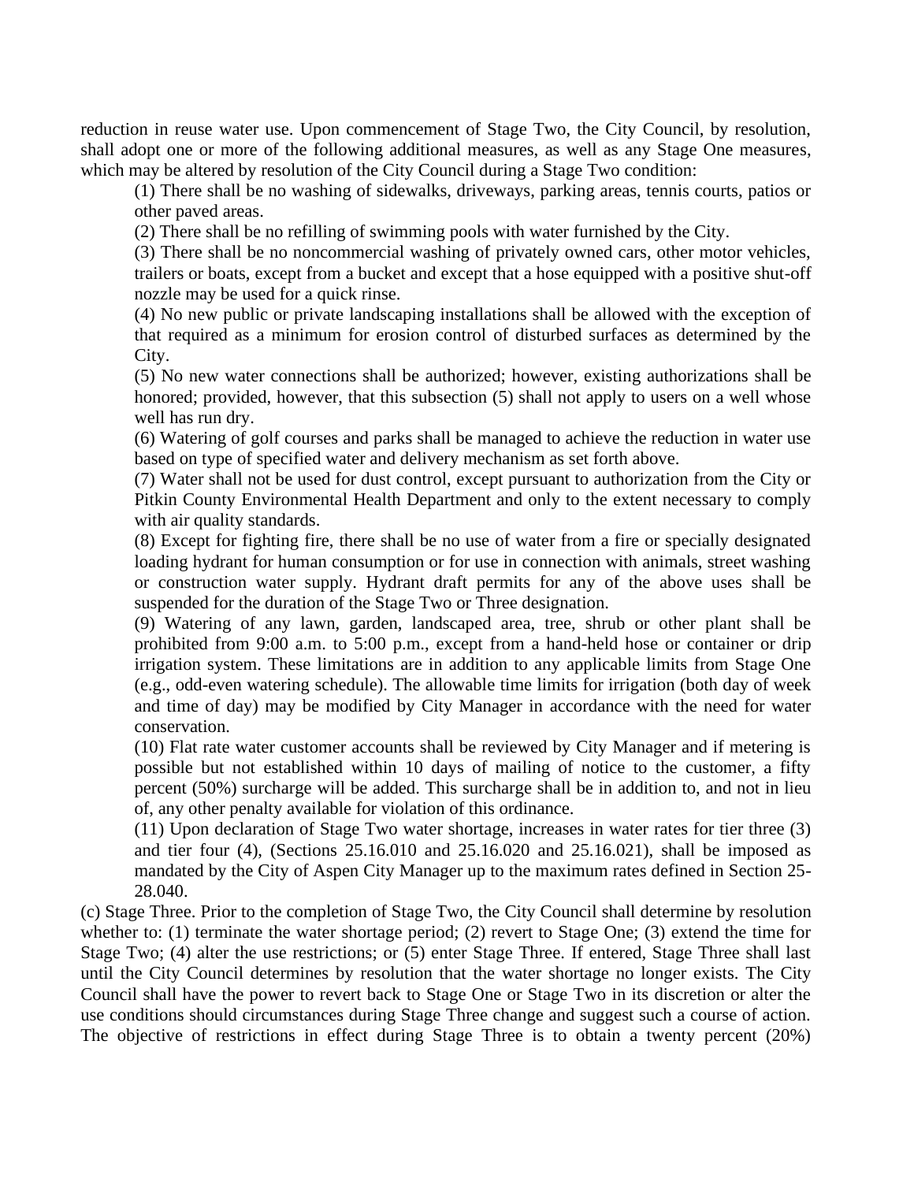reduction in reuse water use. Upon commencement of Stage Two, the City Council, by resolution, shall adopt one or more of the following additional measures, as well as any Stage One measures, which may be altered by resolution of the City Council during a Stage Two condition:

(1) There shall be no washing of sidewalks, driveways, parking areas, tennis courts, patios or other paved areas.

(2) There shall be no refilling of swimming pools with water furnished by the City.

(3) There shall be no noncommercial washing of privately owned cars, other motor vehicles, trailers or boats, except from a bucket and except that a hose equipped with a positive shut-off nozzle may be used for a quick rinse.

(4) No new public or private landscaping installations shall be allowed with the exception of that required as a minimum for erosion control of disturbed surfaces as determined by the City.

(5) No new water connections shall be authorized; however, existing authorizations shall be honored; provided, however, that this subsection (5) shall not apply to users on a well whose well has run dry.

(6) Watering of golf courses and parks shall be managed to achieve the reduction in water use based on type of specified water and delivery mechanism as set forth above.

(7) Water shall not be used for dust control, except pursuant to authorization from the City or Pitkin County Environmental Health Department and only to the extent necessary to comply with air quality standards.

(8) Except for fighting fire, there shall be no use of water from a fire or specially designated loading hydrant for human consumption or for use in connection with animals, street washing or construction water supply. Hydrant draft permits for any of the above uses shall be suspended for the duration of the Stage Two or Three designation.

(9) Watering of any lawn, garden, landscaped area, tree, shrub or other plant shall be prohibited from 9:00 a.m. to 5:00 p.m., except from a hand-held hose or container or drip irrigation system. These limitations are in addition to any applicable limits from Stage One (e.g., odd-even watering schedule). The allowable time limits for irrigation (both day of week and time of day) may be modified by City Manager in accordance with the need for water conservation.

(10) Flat rate water customer accounts shall be reviewed by City Manager and if metering is possible but not established within 10 days of mailing of notice to the customer, a fifty percent (50%) surcharge will be added. This surcharge shall be in addition to, and not in lieu of, any other penalty available for violation of this ordinance.

(11) Upon declaration of Stage Two water shortage, increases in water rates for tier three (3) and tier four (4), (Sections 25.16.010 and 25.16.020 and 25.16.021), shall be imposed as mandated by the City of Aspen City Manager up to the maximum rates defined in Section 25-28.040.

(c) Stage Three. Prior to the completion of Stage Two, the City Council shall determine by resolution whether to: (1) terminate the water shortage period; (2) revert to Stage One; (3) extend the time for Stage Two; (4) alter the use restrictions; or (5) enter Stage Three. If entered, Stage Three shall last until the City Council determines by resolution that the water shortage no longer exists. The City Council shall have the power to revert back to Stage One or Stage Two in its discretion or alter the use conditions should circumstances during Stage Three change and suggest such a course of action. The objective of restrictions in effect during Stage Three is to obtain a twenty percent (20%)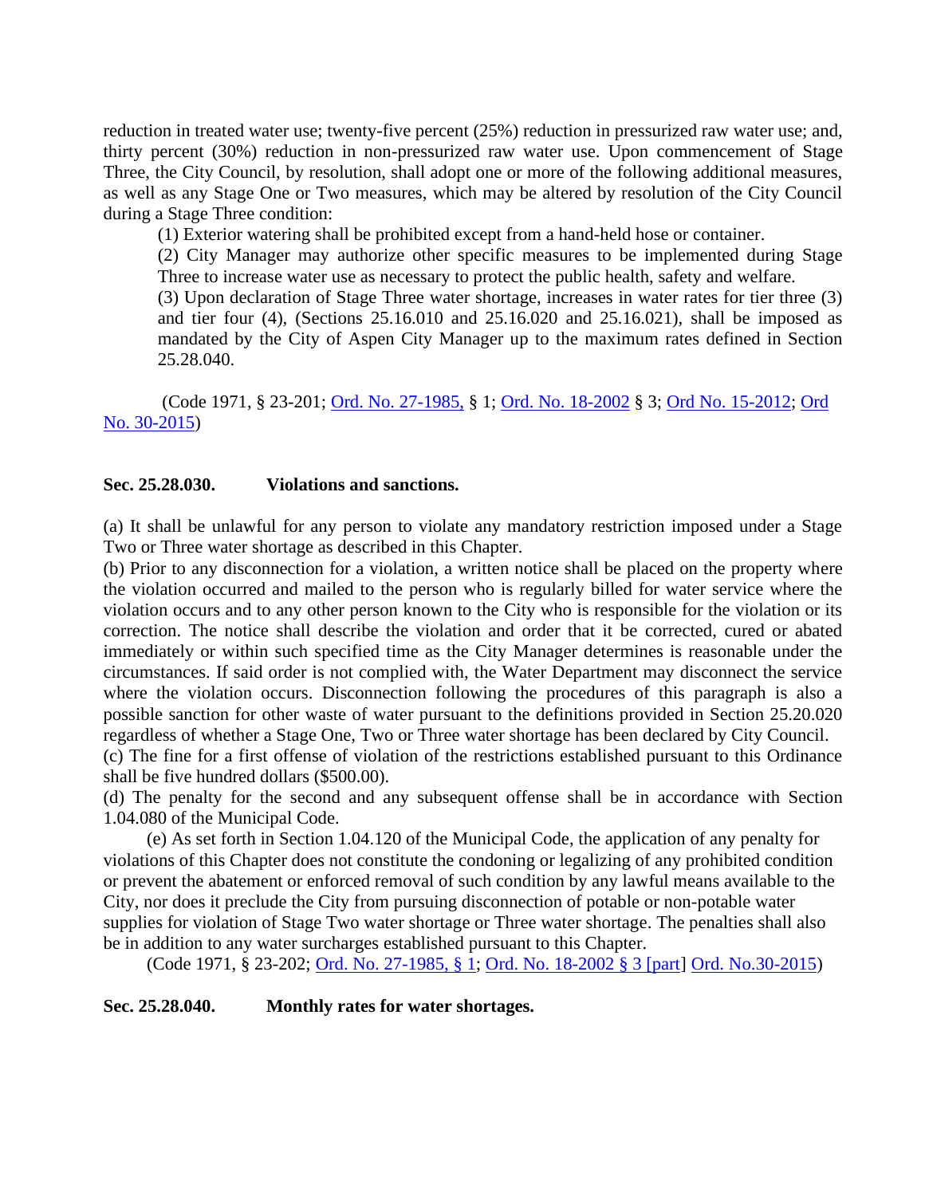reduction in treated water use; twenty-five percent (25%) reduction in pressurized raw water use; and, thirty percent (30%) reduction in non-pressurized raw water use. Upon commencement of Stage Three, the City Council, by resolution, shall adopt one or more of the following additional measures, as well as any Stage One or Two measures, which may be altered by resolution of the City Council during a Stage Three condition:

(1) Exterior watering shall be prohibited except from a hand-held hose or container.

(2) City Manager may authorize other specific measures to be implemented during Stage Three to increase water use as necessary to protect the public health, safety and welfare.

(3) Upon declaration of Stage Three water shortage, increases in water rates for tier three (3) and tier four (4), (Sections 25.16.010 and 25.16.020 and 25.16.021), shall be imposed as mandated by the City of Aspen City Manager up to the maximum rates defined in Section 25.28.040.

(Code 1971, § 23-201; Ord. No. 27-1985, § 1; Ord. No. 18-2002 § 3; Ord No. 15-2012; Ord No. 30-2015)

**Sec. 25.28.030. Violations and sanctions.**

(a) It shall be unlawful for any person to violate any mandatory restriction imposed under a Stage Two or Three water shortage as described in this Chapter.

(b) Prior to any disconnection for a violation, a written notice shall be placed on the property where the violation occurred and mailed to the person who is regularly billed for water service where the violation occurs and to any other person known to the City who is responsible for the violation or its correction. The notice shall describe the violation and order that it be corrected, cured or abated immediately or within such specified time as the City Manager determines is reasonable under the circumstances. If said order is not complied with, the Water Department may disconnect the service where the violation occurs. Disconnection following the procedures of this paragraph is also a possible sanction for other waste of water pursuant to the definitions provided in Section 25.20.020 regardless of whether a Stage One, Two or Three water shortage has been declared by City Council.

(c) The fine for a first offense of violation of the restrictions established pursuant to this Ordinance shall be five hundred dollars ($500.00).

(d) The penalty for the second and any subsequent offense shall be in accordance with Section 1.04.080 of the Municipal Code.

(e) As set forth in Section 1.04.120 of the Municipal Code, the application of any penalty for violations of this Chapter does not constitute the condoning or legalizing of any prohibited condition or prevent the abatement or enforced removal of such condition by any lawful means available to the City, nor does it preclude the City from pursuing disconnection of potable or non-potable water supplies for violation of Stage Two water shortage or Three water shortage. The penalties shall also be in addition to any water surcharges established pursuant to this Chapter.

(Code 1971, § 23-202; Ord. No. 27-1985, § 1; Ord. No. 18-2002 § 3 [part] Ord. No.30-2015)

**Sec. 25.28.040. Monthly rates for water shortages.**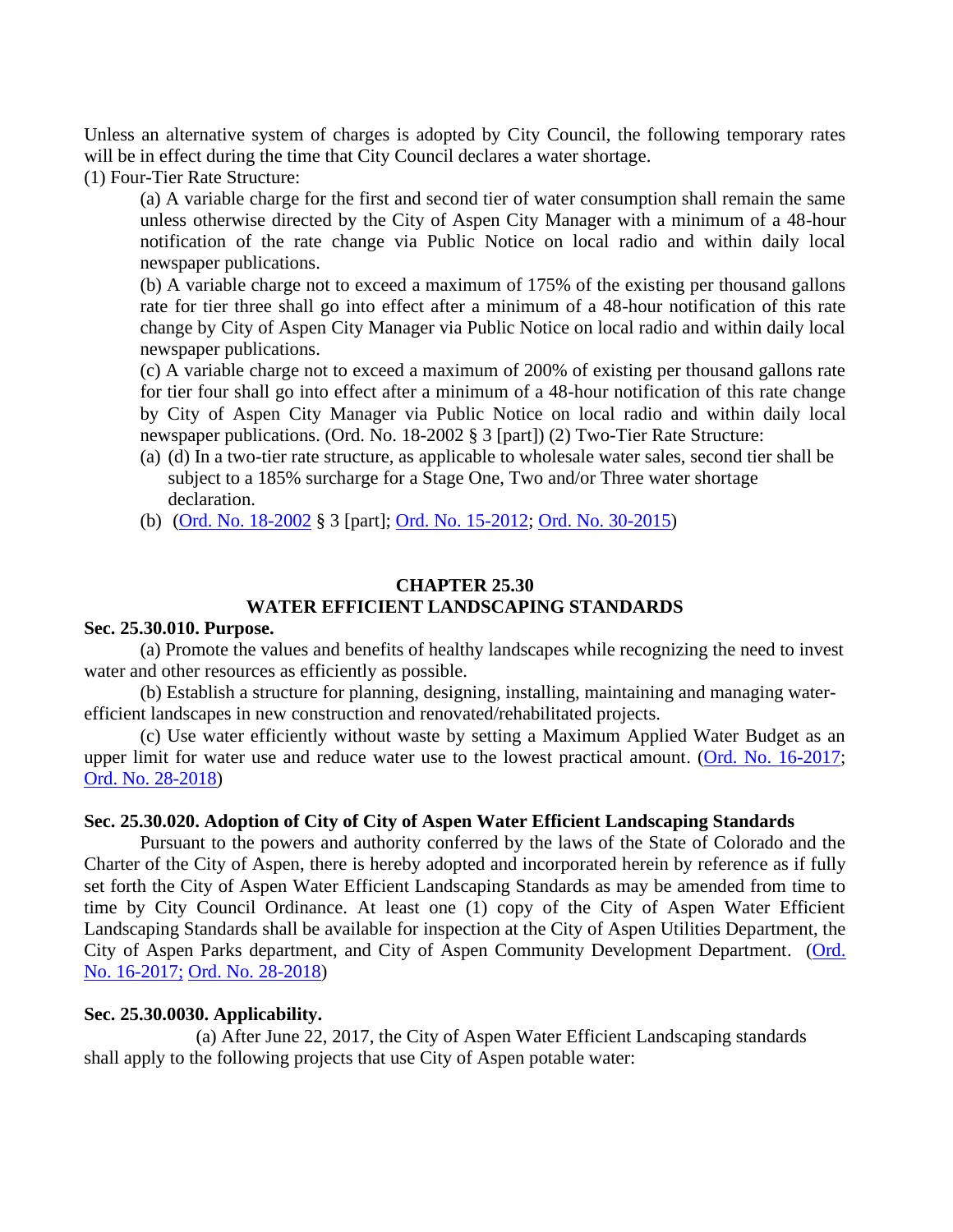Unless an alternative system of charges is adopted by City Council, the following temporary rates will be in effect during the time that City Council declares a water shortage.

(1) Four-Tier Rate Structure:

(a) A variable charge for the first and second tier of water consumption shall remain the same unless otherwise directed by the City of Aspen City Manager with a minimum of a 48-hour notification of the rate change via Public Notice on local radio and within daily local newspaper publications.

(b) A variable charge not to exceed a maximum of 175% of the existing per thousand gallons rate for tier three shall go into effect after a minimum of a 48-hour notification of this rate change by City of Aspen City Manager via Public Notice on local radio and within daily local newspaper publications.

(c) A variable charge not to exceed a maximum of 200% of existing per thousand gallons rate for tier four shall go into effect after a minimum of a 48-hour notification of this rate change by City of Aspen City Manager via Public Notice on local radio and within daily local newspaper publications. (Ord. No. 18-2002 § 3 [part]) (2) Two-Tier Rate Structure:

(a) (d) In a two-tier rate structure, as applicable to wholesale water sales, second tier shall be subject to a 185% surcharge for a Stage One, Two and/or Three water shortage declaration.

(b) (Ord. No. 18-2002 § 3 [part]; Ord. No. 15-2012; Ord. No. 30-2015)

## CHAPTER 25.30
## WATER EFFICIENT LANDSCAPING STANDARDS

**Sec. 25.30.010. Purpose.**

(a) Promote the values and benefits of healthy landscapes while recognizing the need to invest water and other resources as efficiently as possible.

(b) Establish a structure for planning, designing, installing, maintaining and managing water-efficient landscapes in new construction and renovated/rehabilitated projects.

(c) Use water efficiently without waste by setting a Maximum Applied Water Budget as an upper limit for water use and reduce water use to the lowest practical amount. (Ord. No. 16-2017; Ord. No. 28-2018)

**Sec. 25.30.020. Adoption of City of City of Aspen Water Efficient Landscaping Standards**

Pursuant to the powers and authority conferred by the laws of the State of Colorado and the Charter of the City of Aspen, there is hereby adopted and incorporated herein by reference as if fully set forth the City of Aspen Water Efficient Landscaping Standards as may be amended from time to time by City Council Ordinance. At least one (1) copy of the City of Aspen Water Efficient Landscaping Standards shall be available for inspection at the City of Aspen Utilities Department, the City of Aspen Parks department, and City of Aspen Community Development Department. (Ord. No. 16-2017; Ord. No. 28-2018)

**Sec. 25.30.0030. Applicability.**

(a) After June 22, 2017, the City of Aspen Water Efficient Landscaping standards shall apply to the following projects that use City of Aspen potable water: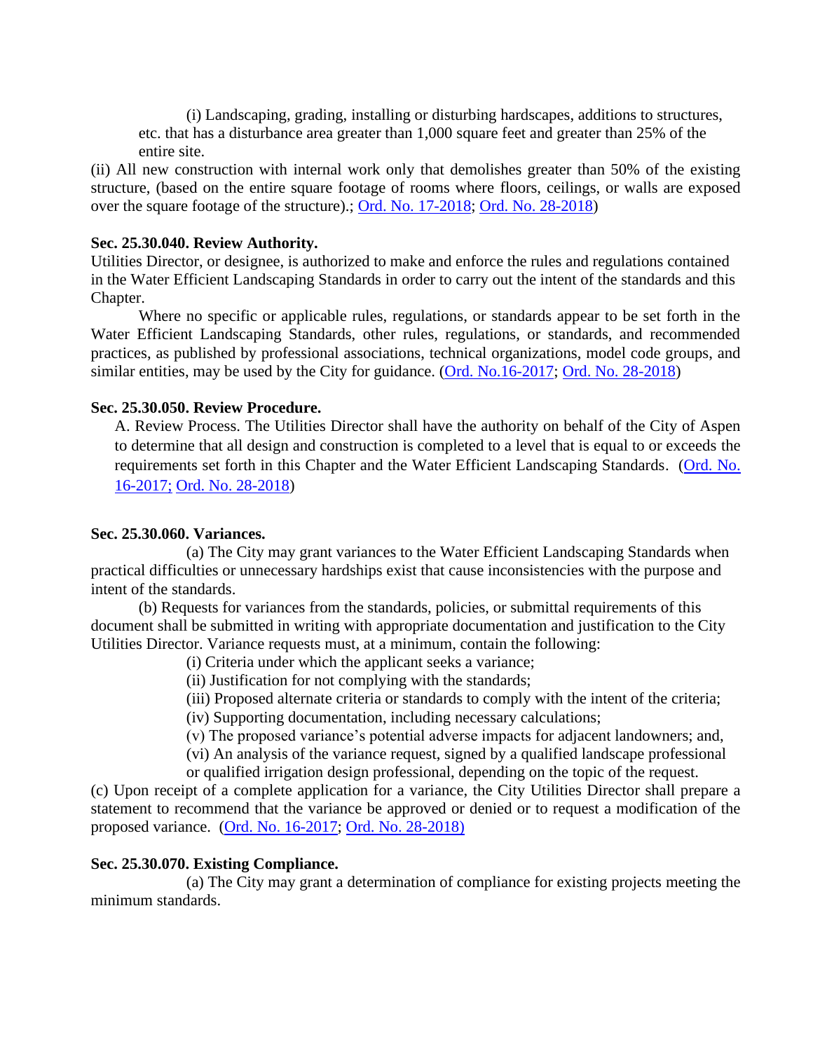(i) Landscaping, grading, installing or disturbing hardscapes, additions to structures, etc. that has a disturbance area greater than 1,000 square feet and greater than 25% of the entire site.

(ii) All new construction with internal work only that demolishes greater than 50% of the existing structure, (based on the entire square footage of rooms where floors, ceilings, or walls are exposed over the square footage of the structure).; Ord. No. 17-2018; Ord. No. 28-2018)

**Sec. 25.30.040. Review Authority.**

Utilities Director, or designee, is authorized to make and enforce the rules and regulations contained in the Water Efficient Landscaping Standards in order to carry out the intent of the standards and this Chapter.

Where no specific or applicable rules, regulations, or standards appear to be set forth in the Water Efficient Landscaping Standards, other rules, regulations, or standards, and recommended practices, as published by professional associations, technical organizations, model code groups, and similar entities, may be used by the City for guidance. (Ord. No.16-2017; Ord. No. 28-2018)

**Sec. 25.30.050. Review Procedure.**

A. Review Process. The Utilities Director shall have the authority on behalf of the City of Aspen to determine that all design and construction is completed to a level that is equal to or exceeds the requirements set forth in this Chapter and the Water Efficient Landscaping Standards. (Ord. No. 16-2017; Ord. No. 28-2018)

**Sec. 25.30.060. Variances.**

(a) The City may grant variances to the Water Efficient Landscaping Standards when practical difficulties or unnecessary hardships exist that cause inconsistencies with the purpose and intent of the standards.

(b) Requests for variances from the standards, policies, or submittal requirements of this document shall be submitted in writing with appropriate documentation and justification to the City Utilities Director. Variance requests must, at a minimum, contain the following:

(i) Criteria under which the applicant seeks a variance;

(ii) Justification for not complying with the standards;

(iii) Proposed alternate criteria or standards to comply with the intent of the criteria;

(iv) Supporting documentation, including necessary calculations;

(v) The proposed variance's potential adverse impacts for adjacent landowners; and,

(vi) An analysis of the variance request, signed by a qualified landscape professional or qualified irrigation design professional, depending on the topic of the request.

(c) Upon receipt of a complete application for a variance, the City Utilities Director shall prepare a statement to recommend that the variance be approved or denied or to request a modification of the proposed variance. (Ord. No. 16-2017; Ord. No. 28-2018)

**Sec. 25.30.070. Existing Compliance.**

(a) The City may grant a determination of compliance for existing projects meeting the minimum standards.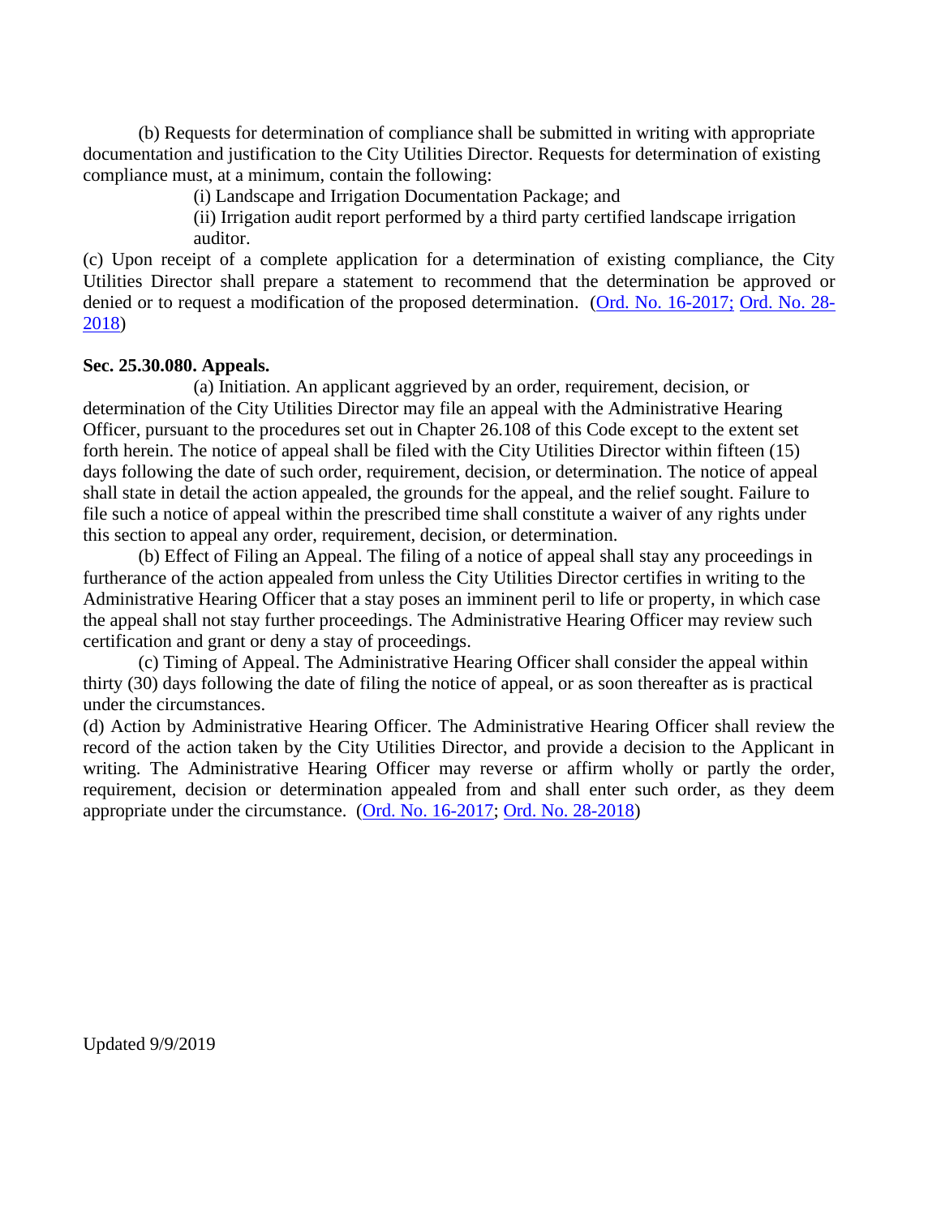(b) Requests for determination of compliance shall be submitted in writing with appropriate documentation and justification to the City Utilities Director. Requests for determination of existing compliance must, at a minimum, contain the following:

(i) Landscape and Irrigation Documentation Package; and

(ii) Irrigation audit report performed by a third party certified landscape irrigation auditor.

(c) Upon receipt of a complete application for a determination of existing compliance, the City Utilities Director shall prepare a statement to recommend that the determination be approved or denied or to request a modification of the proposed determination. (Ord. No. 16-2017; Ord. No. 28-2018)

**Sec. 25.30.080. Appeals.**

(a) Initiation. An applicant aggrieved by an order, requirement, decision, or determination of the City Utilities Director may file an appeal with the Administrative Hearing Officer, pursuant to the procedures set out in Chapter 26.108 of this Code except to the extent set forth herein. The notice of appeal shall be filed with the City Utilities Director within fifteen (15) days following the date of such order, requirement, decision, or determination. The notice of appeal shall state in detail the action appealed, the grounds for the appeal, and the relief sought. Failure to file such a notice of appeal within the prescribed time shall constitute a waiver of any rights under this section to appeal any order, requirement, decision, or determination.

(b) Effect of Filing an Appeal. The filing of a notice of appeal shall stay any proceedings in furtherance of the action appealed from unless the City Utilities Director certifies in writing to the Administrative Hearing Officer that a stay poses an imminent peril to life or property, in which case the appeal shall not stay further proceedings. The Administrative Hearing Officer may review such certification and grant or deny a stay of proceedings.

(c) Timing of Appeal. The Administrative Hearing Officer shall consider the appeal within thirty (30) days following the date of filing the notice of appeal, or as soon thereafter as is practical under the circumstances.

(d) Action by Administrative Hearing Officer. The Administrative Hearing Officer shall review the record of the action taken by the City Utilities Director, and provide a decision to the Applicant in writing. The Administrative Hearing Officer may reverse or affirm wholly or partly the order, requirement, decision or determination appealed from and shall enter such order, as they deem appropriate under the circumstance. (Ord. No. 16-2017; Ord. No. 28-2018)

Updated 9/9/2019